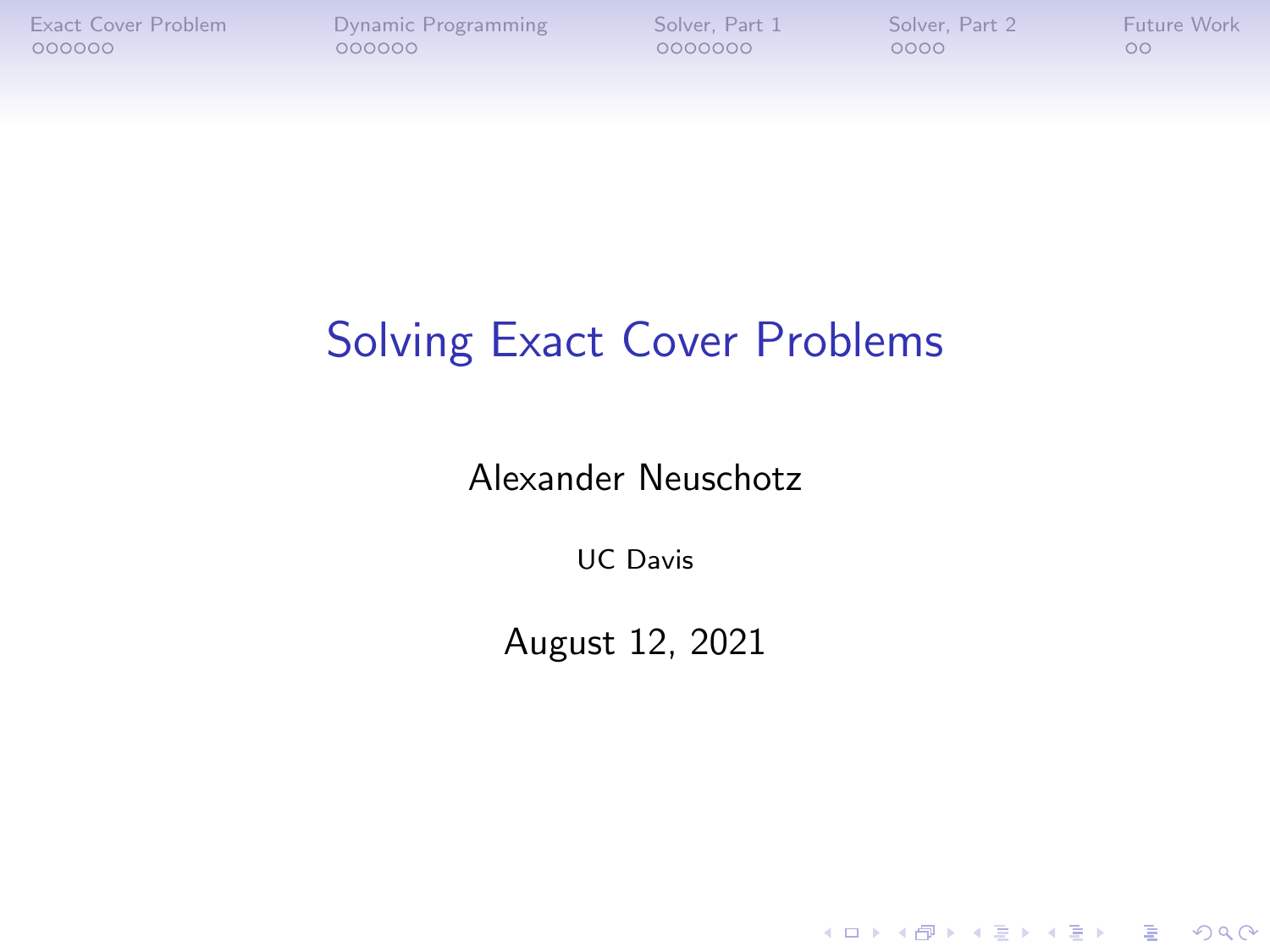# Solving Exact Cover Problems

Alexander Neuschotz

UC Davis

August 12, 2021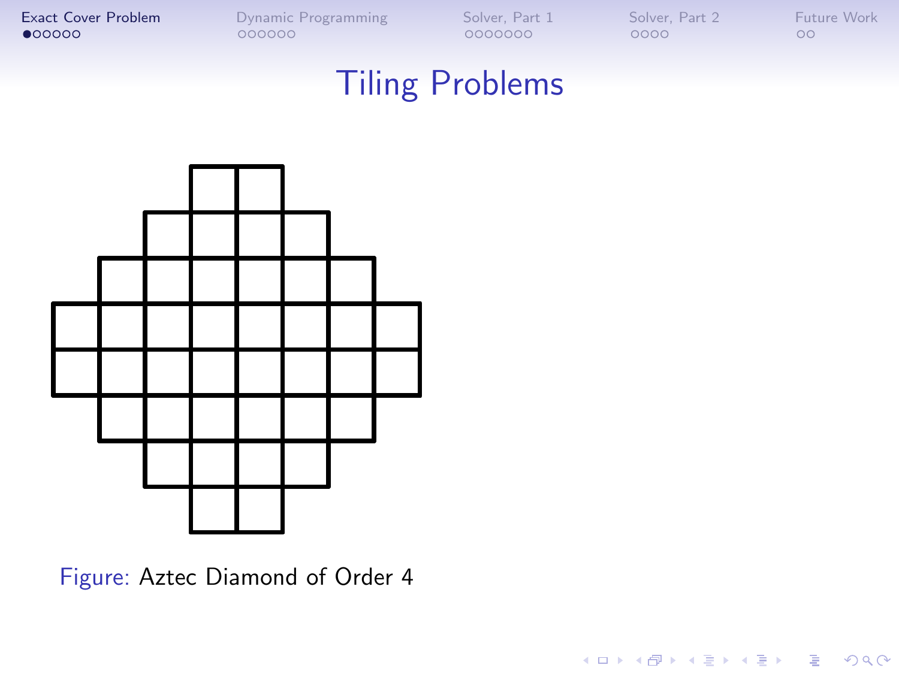# Tiling Problems

Figure: Aztec Diamond of Order 4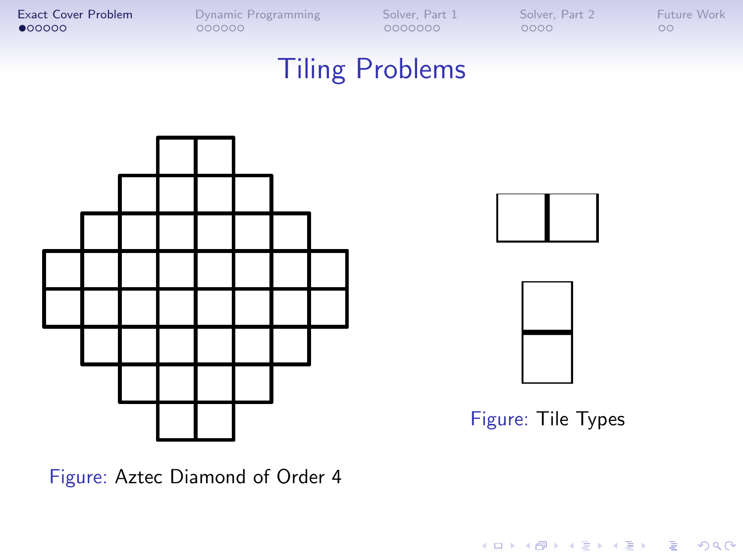# Tiling Problems

Figure: Aztec Diamond of Order 4

Figure: Tile Types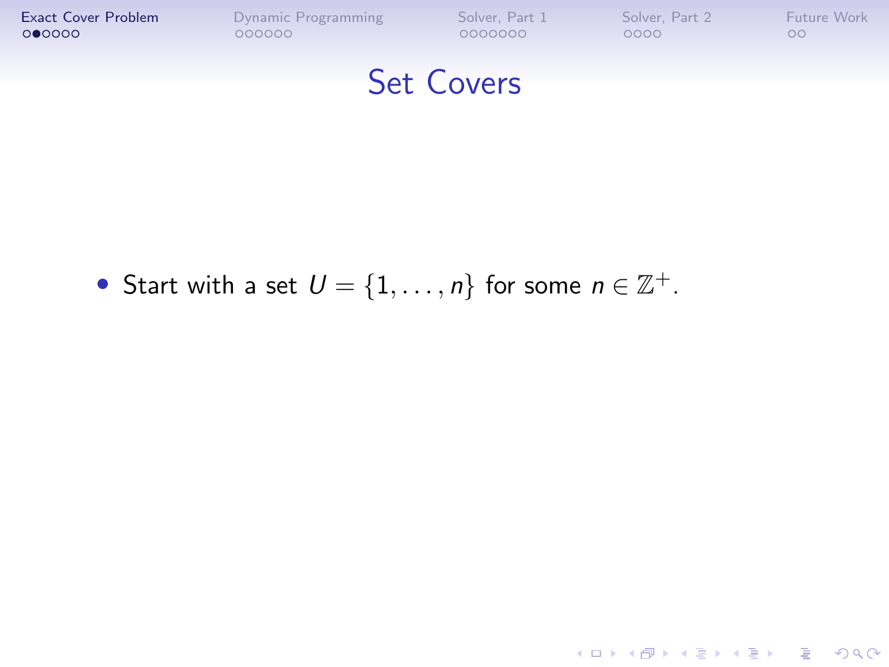# Set Covers

- Start with a set $U = \{1, \ldots, n\}$ for some $n \in \mathbb{Z}^+$.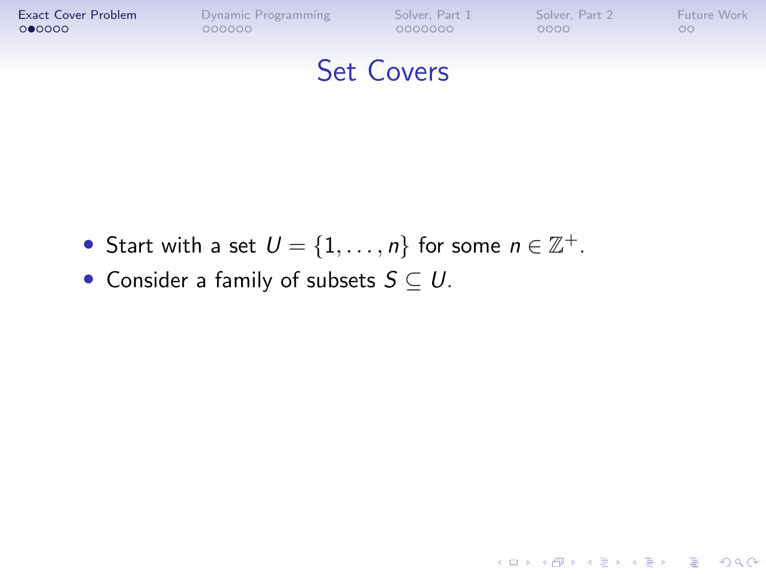# Set Covers

- Start with a set $U = \{1, \ldots, n\}$ for some $n \in \mathbb{Z}^+$.
- Consider a family of subsets $S \subseteq U$.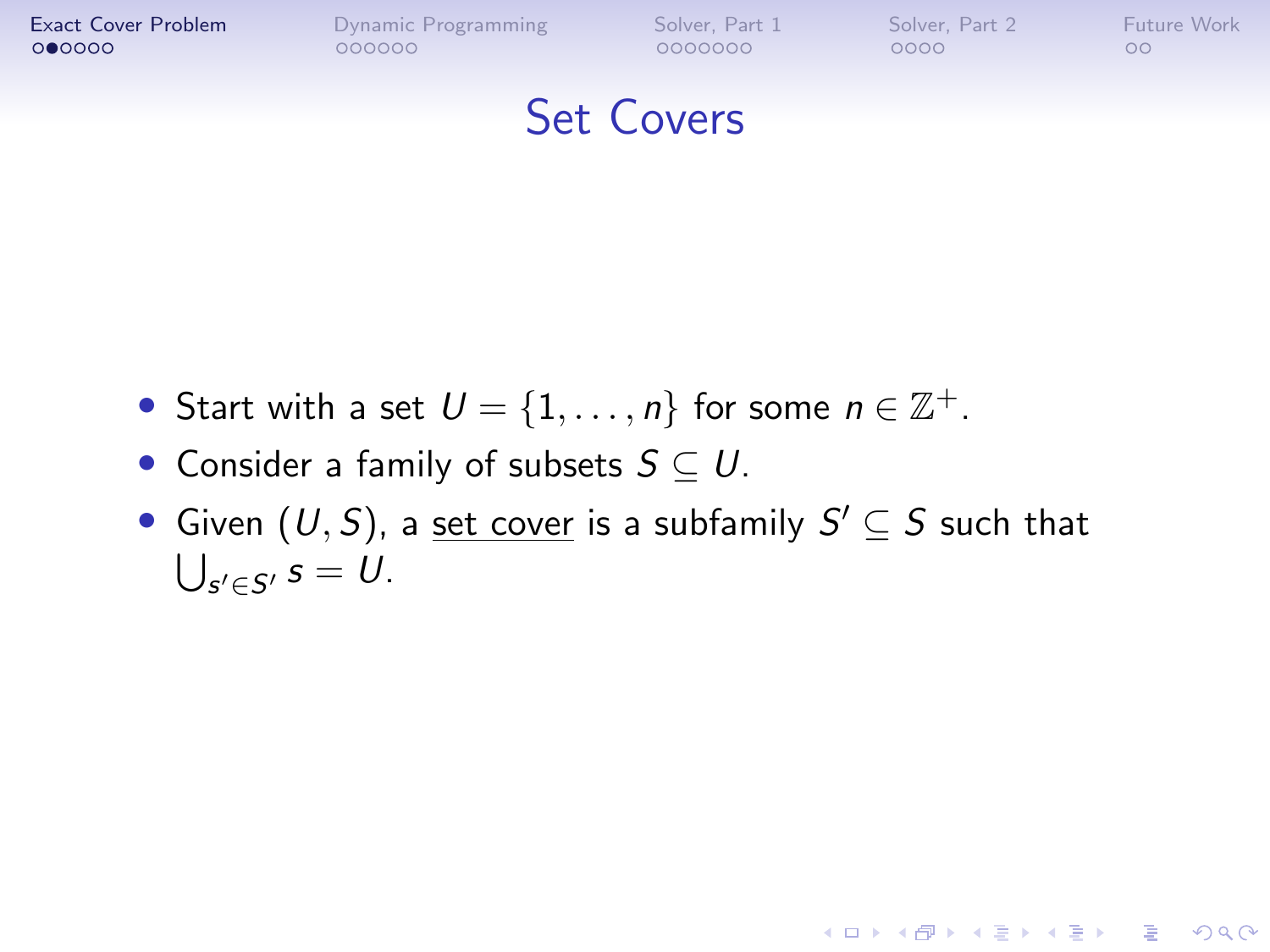# Set Covers

- Start with a set $U = \{1, \ldots, n\}$ for some $n \in \mathbb{Z}^+$.
- Consider a family of subsets $S \subseteq U$.
- Given $(U, S)$, a set cover is a subfamily $S' \subseteq S$ such that $\bigcup_{s' \in S'} s = U$.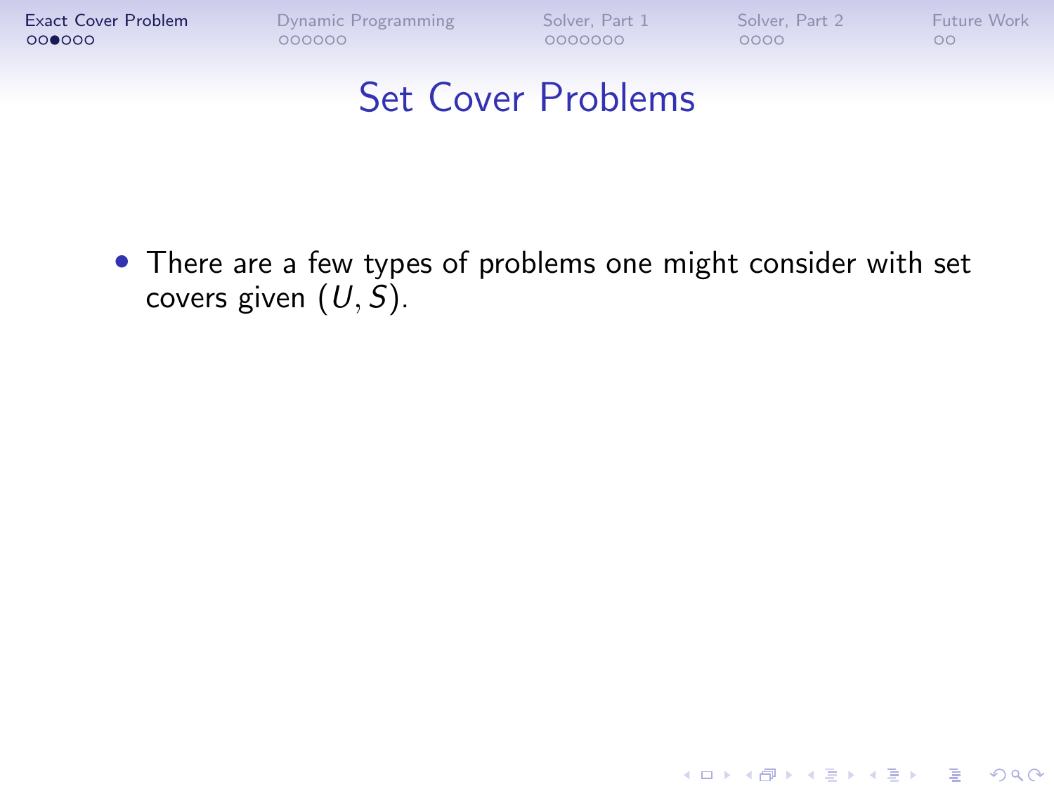# Set Cover Problems

- There are a few types of problems one might consider with set covers given $(U, S)$.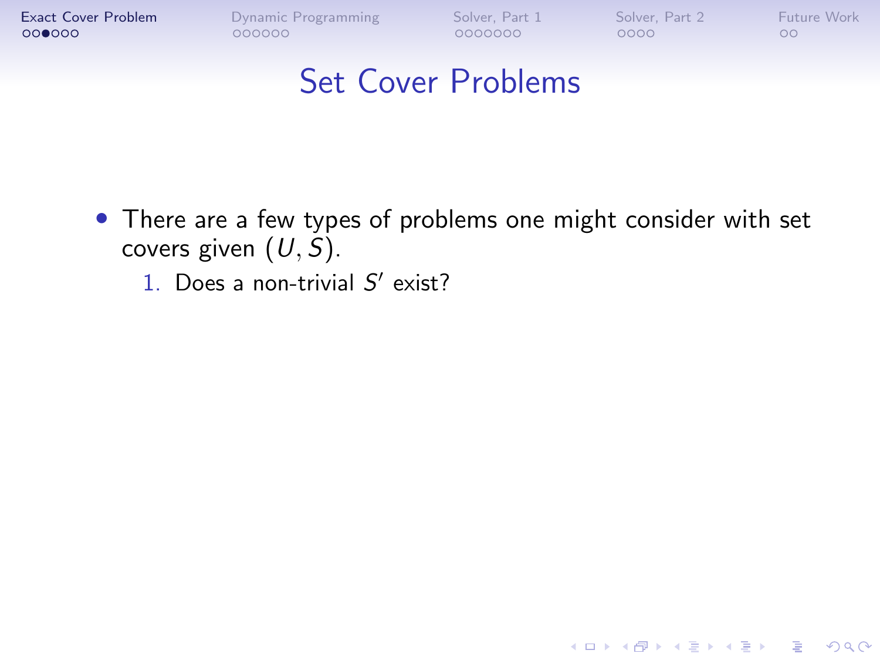# Set Cover Problems

- There are a few types of problems one might consider with set covers given $(U, S)$.
  1. Does a non-trivial $S'$ exist?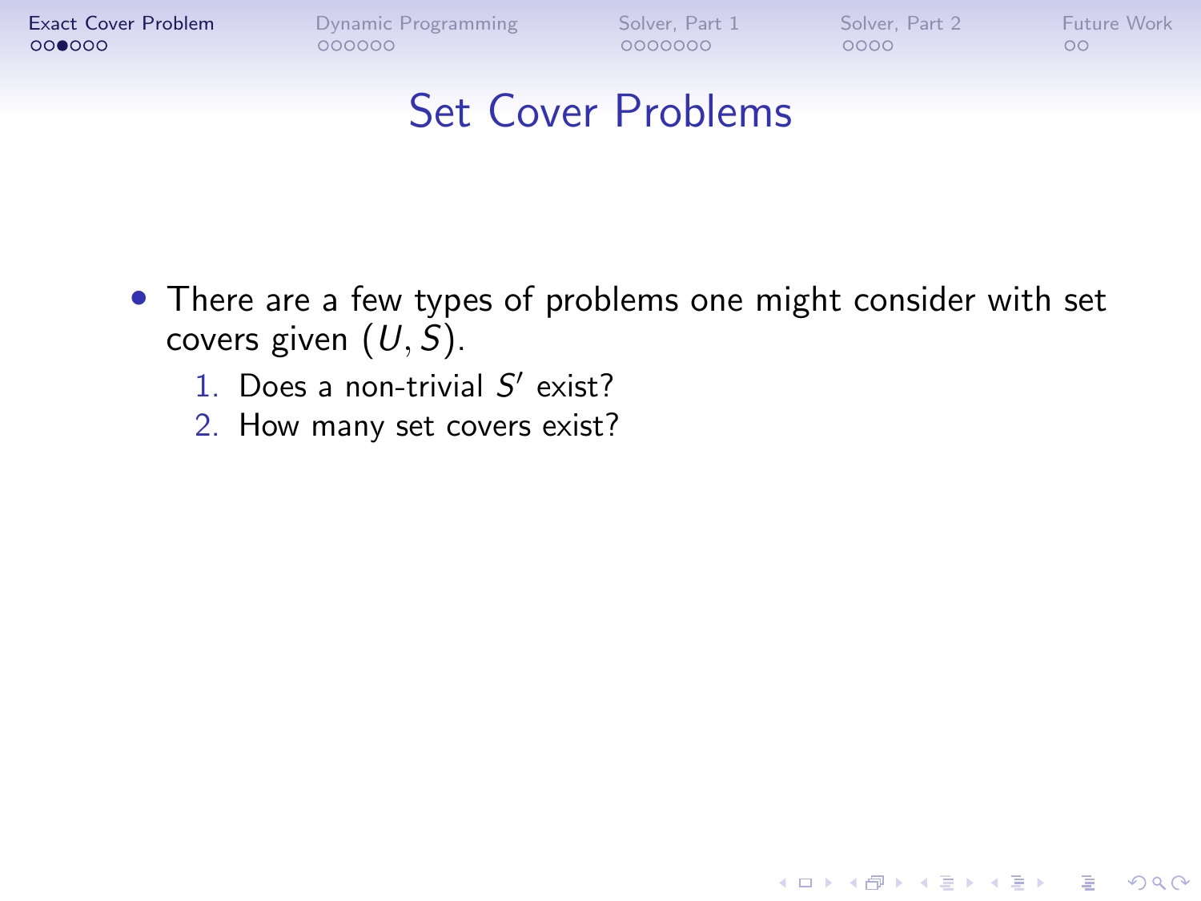# Set Cover Problems

- There are a few types of problems one might consider with set covers given $(U, S)$.
  1. Does a non-trivial $S'$ exist?
  2. How many set covers exist?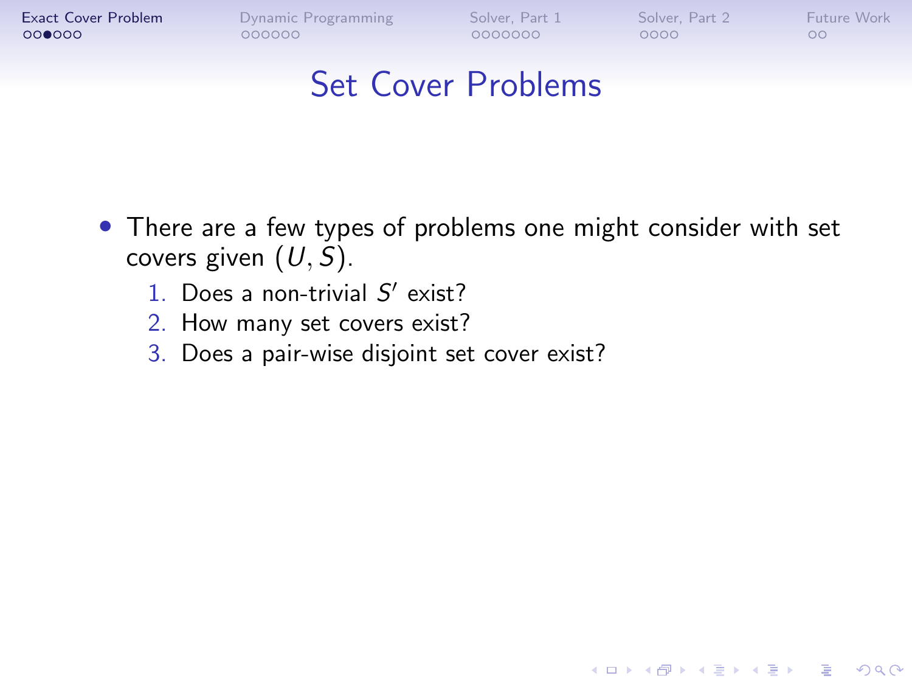# Set Cover Problems

- There are a few types of problems one might consider with set covers given $(U, S)$.
  1. Does a non-trivial $S'$ exist?
  2. How many set covers exist?
  3. Does a pair-wise disjoint set cover exist?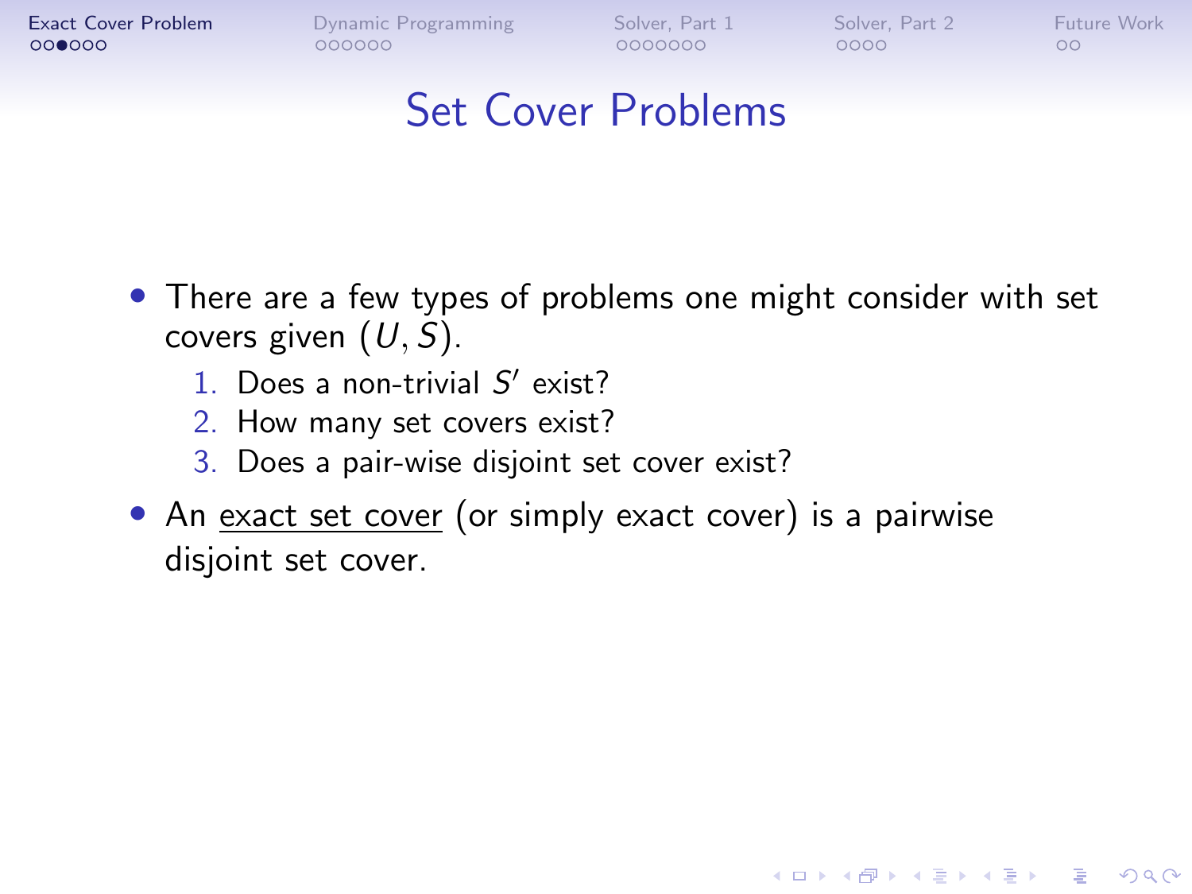# Set Cover Problems

- There are a few types of problems one might consider with set covers given $(U, S)$.
  1. Does a non-trivial $S'$ exist?
  2. How many set covers exist?
  3. Does a pair-wise disjoint set cover exist?
- An <u>exact set cover</u> (or simply exact cover) is a pairwise disjoint set cover.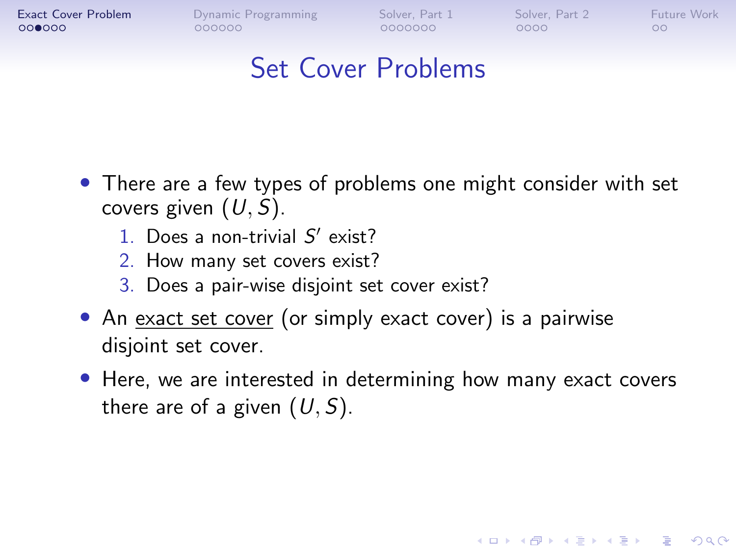# Set Cover Problems

- There are a few types of problems one might consider with set covers given $(U, S)$.
  1. Does a non-trivial $S'$ exist?
  2. How many set covers exist?
  3. Does a pair-wise disjoint set cover exist?
- An <u>exact set cover</u> (or simply exact cover) is a pairwise disjoint set cover.
- Here, we are interested in determining how many exact covers there are of a given $(U, S)$.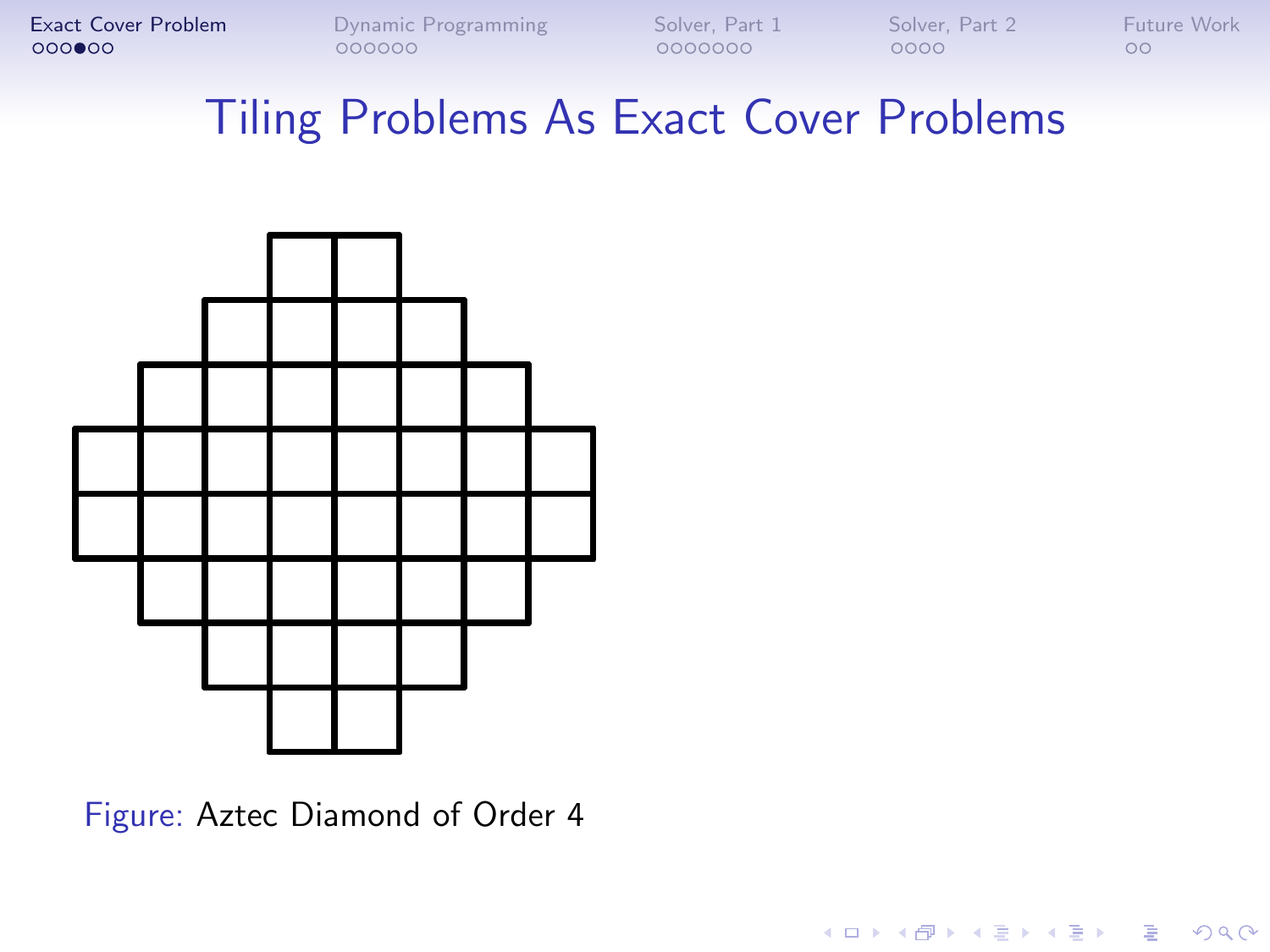# Tiling Problems As Exact Cover Problems

Figure: Aztec Diamond of Order 4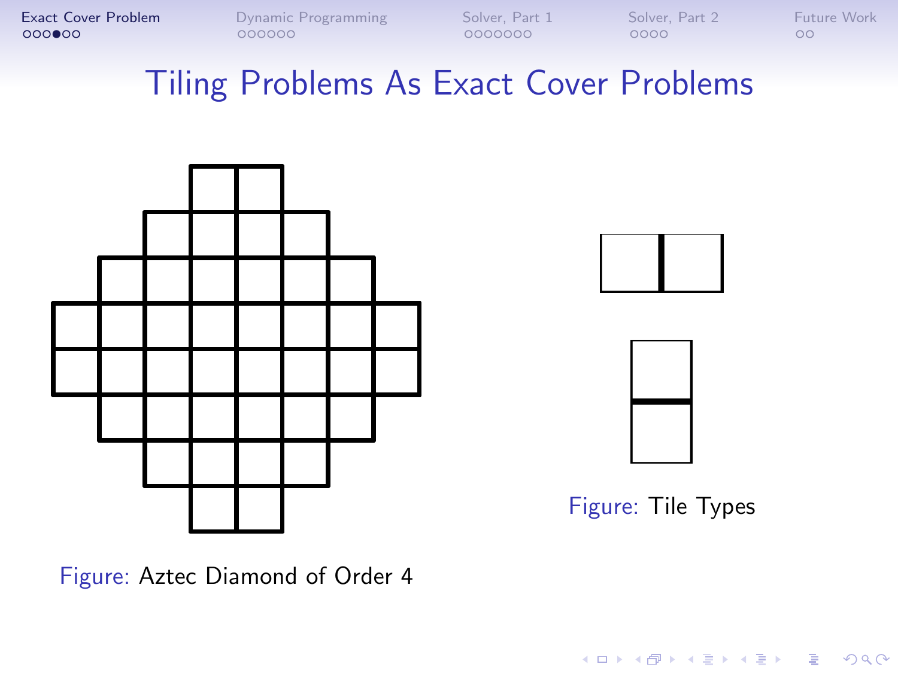# Tiling Problems As Exact Cover Problems

Figure: Aztec Diamond of Order 4

Figure: Tile Types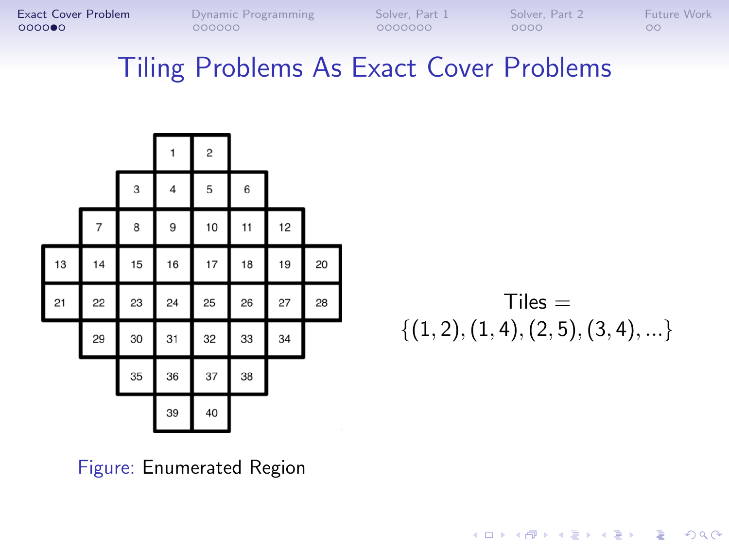# Tiling Problems As Exact Cover Problems

|  |  |  | 1 | 2 |  |  |  |
|---|---|---|---|---|---|---|---|
|  |  | 3 | 4 | 5 | 6 |  |  |
|  | 7 | 8 | 9 | 10 | 11 | 12 |  |
| 13 | 14 | 15 | 16 | 17 | 18 | 19 | 20 |
| 21 | 22 | 23 | 24 | 25 | 26 | 27 | 28 |
|  | 29 | 30 | 31 | 32 | 33 | 34 |  |
|  |  | 35 | 36 | 37 | 38 |  |  |
|  |  |  | 39 | 40 |  |  |  |

Figure: Enumerated Region

$$\text{Tiles} = \{(1,2),(1,4),(2,5),(3,4),...\}$$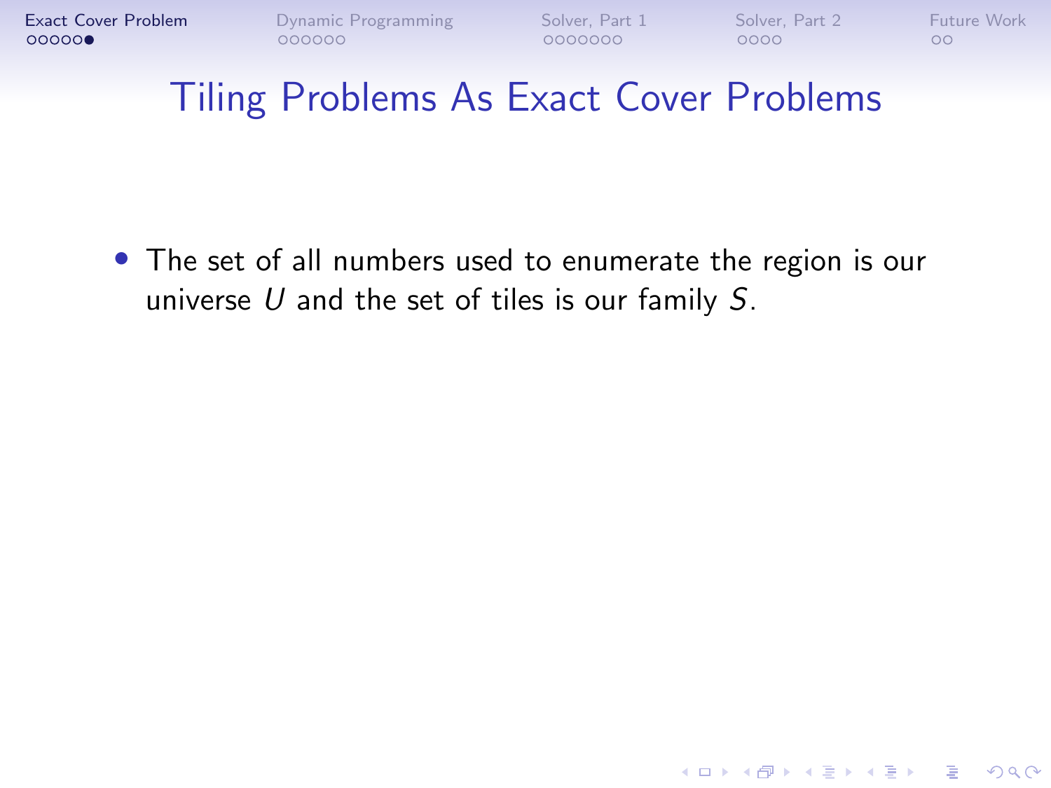# Tiling Problems As Exact Cover Problems

- The set of all numbers used to enumerate the region is our universe $U$ and the set of tiles is our family $S$.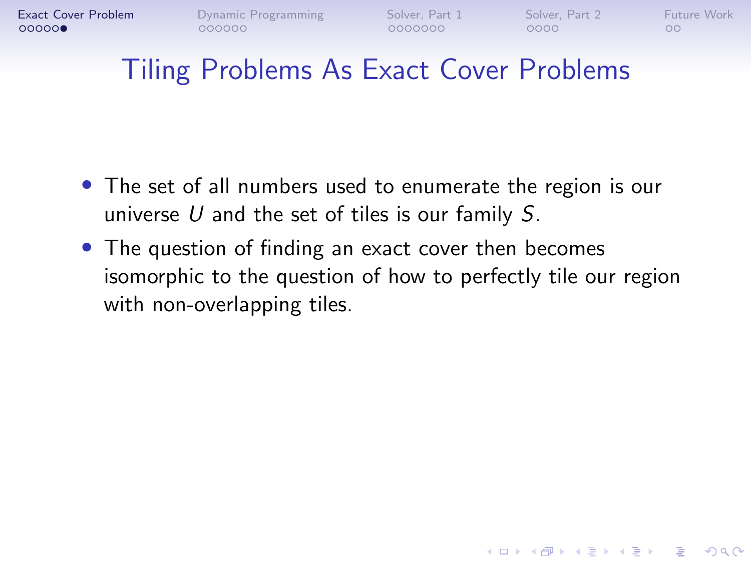# Tiling Problems As Exact Cover Problems

- The set of all numbers used to enumerate the region is our universe $U$ and the set of tiles is our family $S$.
- The question of finding an exact cover then becomes isomorphic to the question of how to perfectly tile our region with non-overlapping tiles.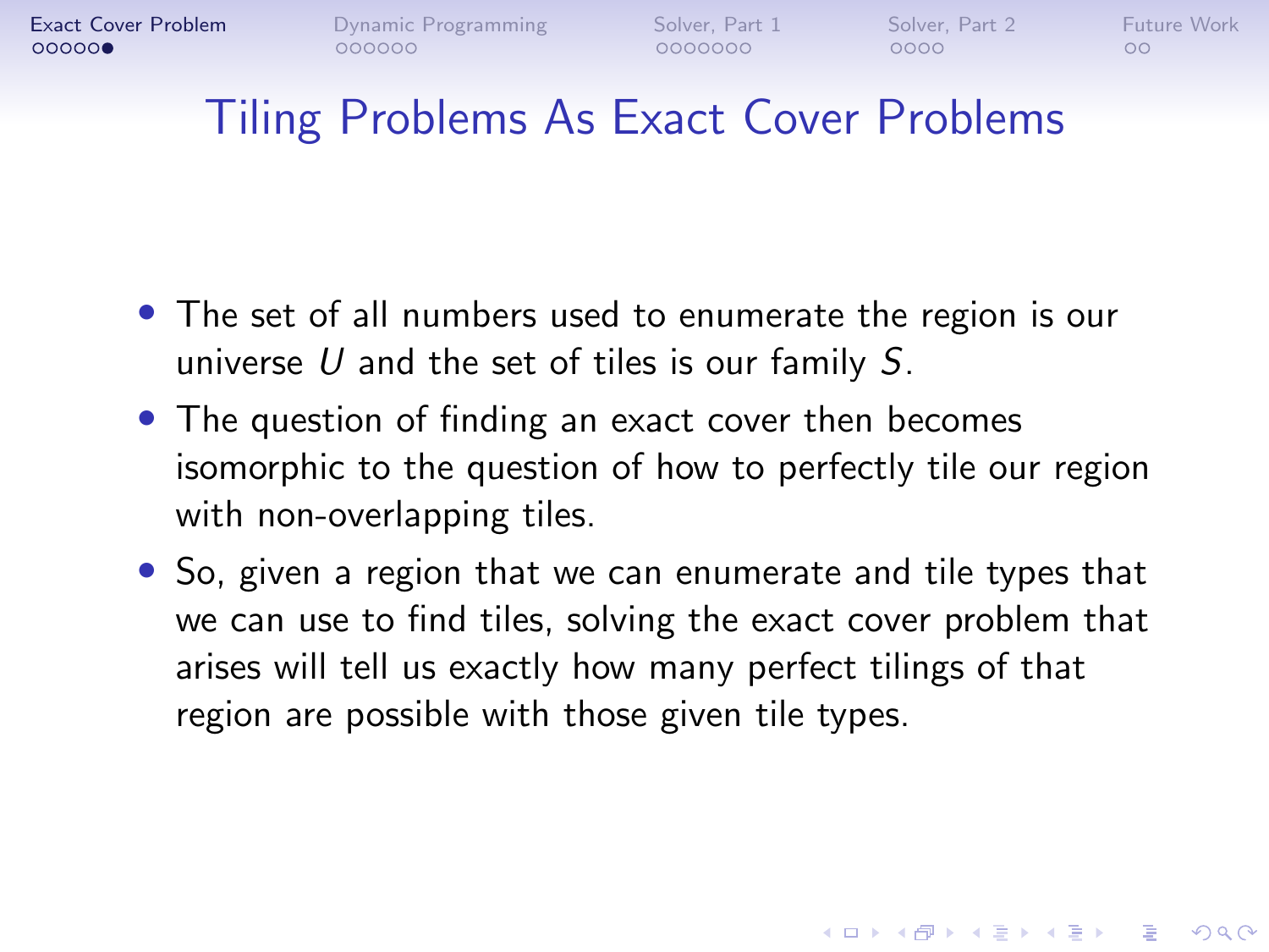# Tiling Problems As Exact Cover Problems

- The set of all numbers used to enumerate the region is our universe $U$ and the set of tiles is our family $S$.
- The question of finding an exact cover then becomes isomorphic to the question of how to perfectly tile our region with non-overlapping tiles.
- So, given a region that we can enumerate and tile types that we can use to find tiles, solving the exact cover problem that arises will tell us exactly how many perfect tilings of that region are possible with those given tile types.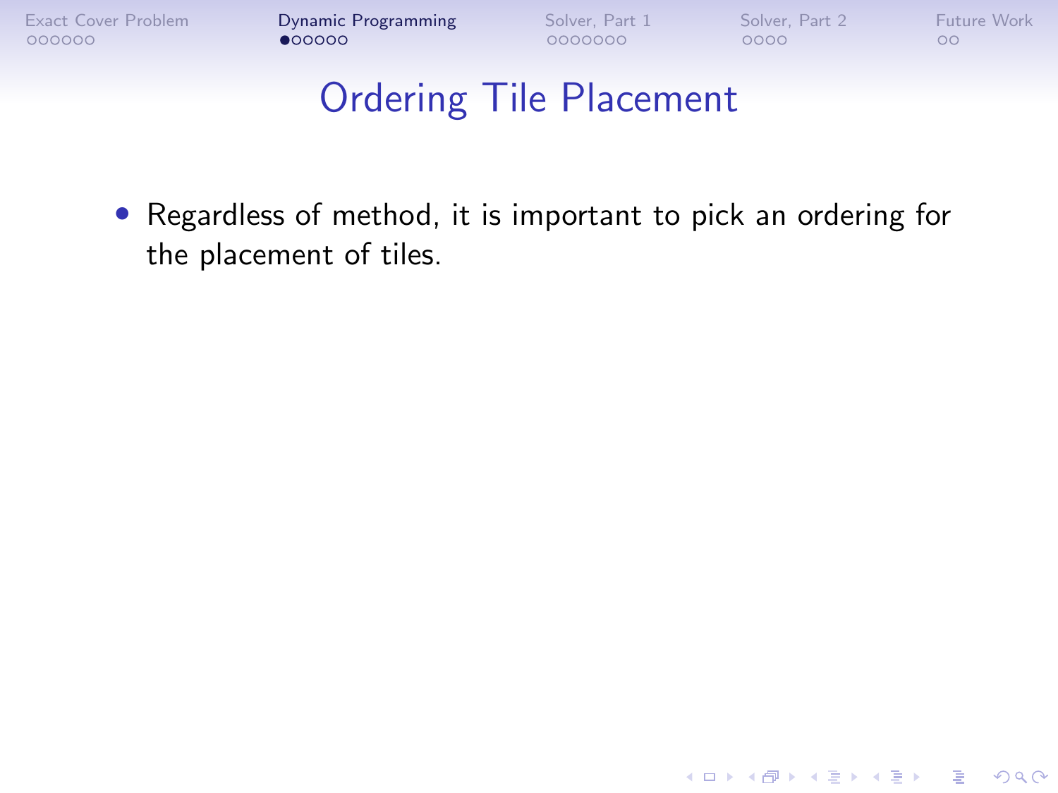# Ordering Tile Placement

- Regardless of method, it is important to pick an ordering for the placement of tiles.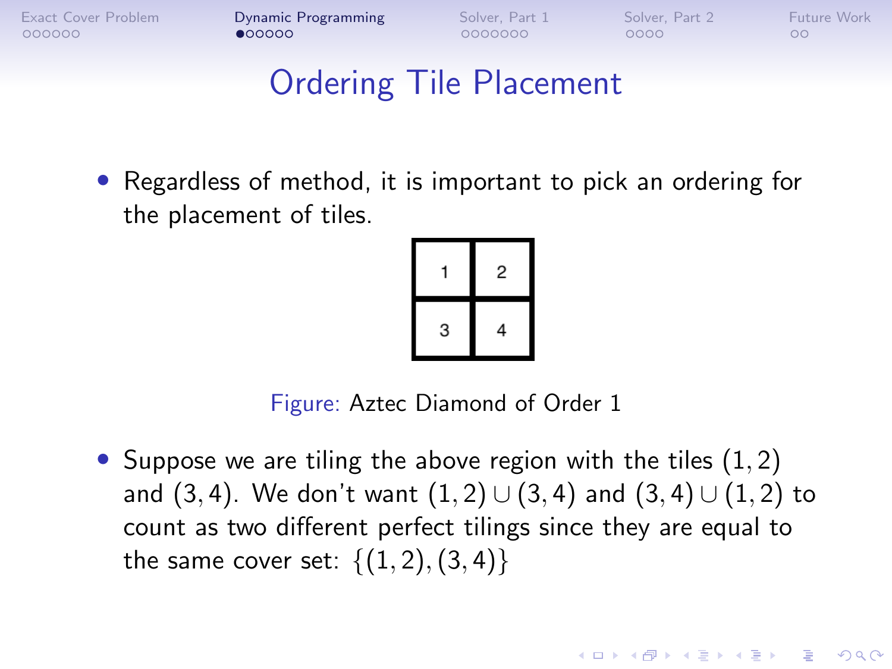# Ordering Tile Placement

- Regardless of method, it is important to pick an ordering for the placement of tiles.

| 1 | 2 |
|---|---|
| 3 | 4 |

Figure: Aztec Diamond of Order 1

- Suppose we are tiling the above region with the tiles $(1, 2)$ and $(3, 4)$. We don't want $(1, 2) \cup (3, 4)$ and $(3, 4) \cup (1, 2)$ to count as two different perfect tilings since they are equal to the same cover set: $\{(1, 2), (3, 4)\}$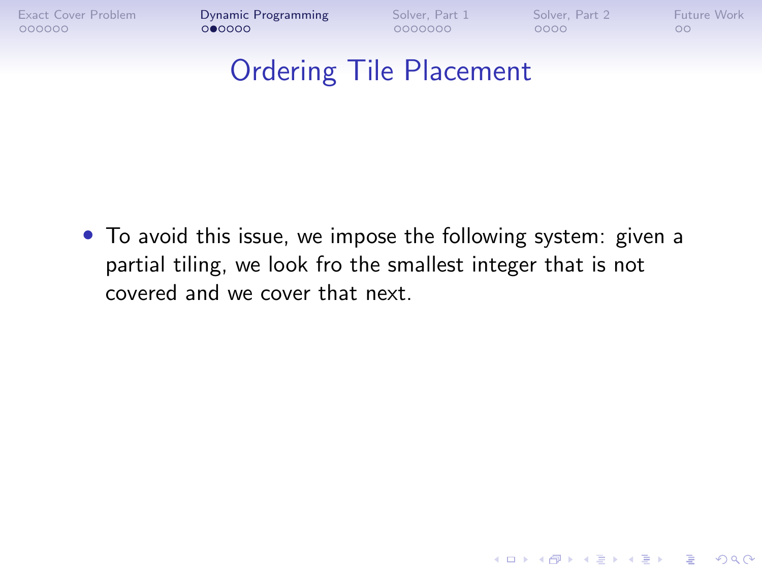# Ordering Tile Placement

- To avoid this issue, we impose the following system: given a partial tiling, we look fro the smallest integer that is not covered and we cover that next.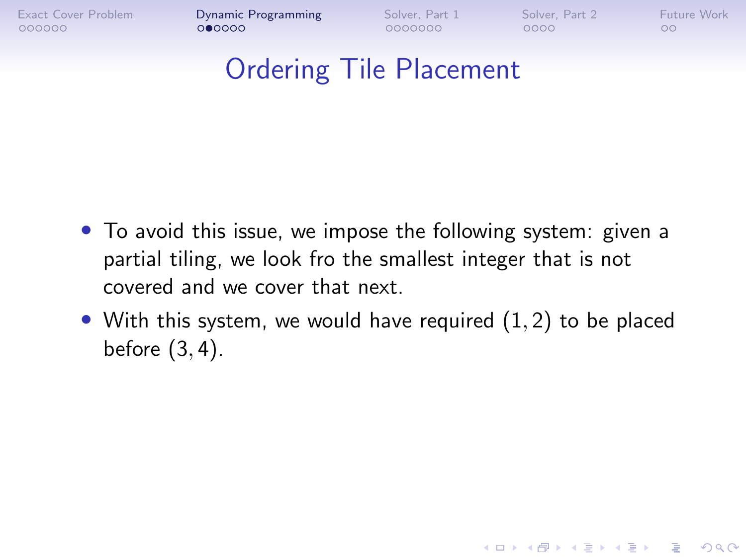# Ordering Tile Placement

- To avoid this issue, we impose the following system: given a partial tiling, we look fro the smallest integer that is not covered and we cover that next.
- With this system, we would have required $(1, 2)$ to be placed before $(3, 4)$.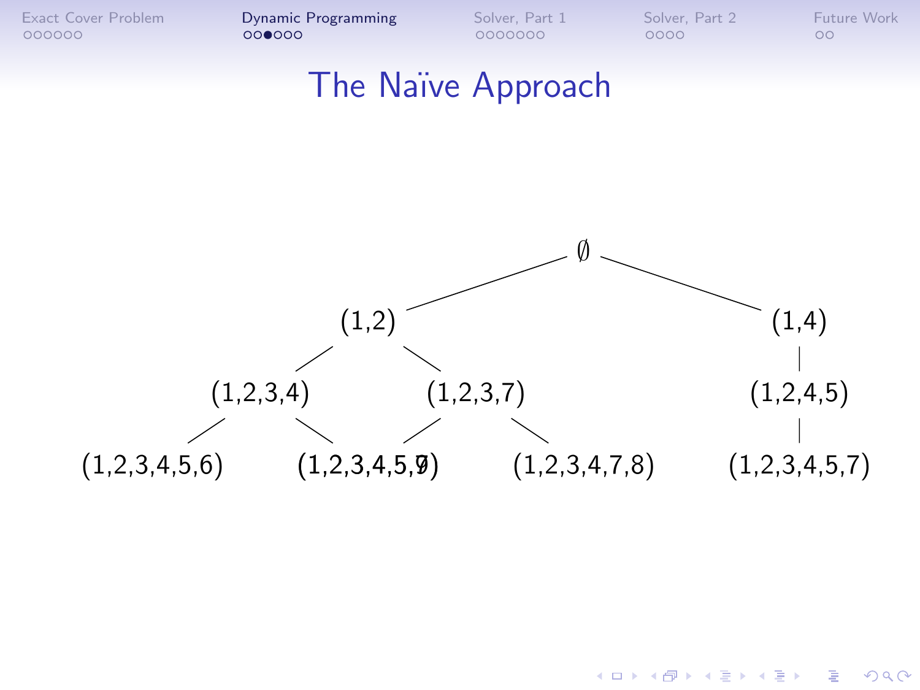# The Naïve Approach

∅

(1,2) (1,4)

(1,2,3,4) (1,2,3,7) (1,2,4,5)

(1,2,3,4,5,6) (1,2,3,4,5,7) (1,2,3,4,5,9) (1,2,3,4,7,8) (1,2,3,4,5,7)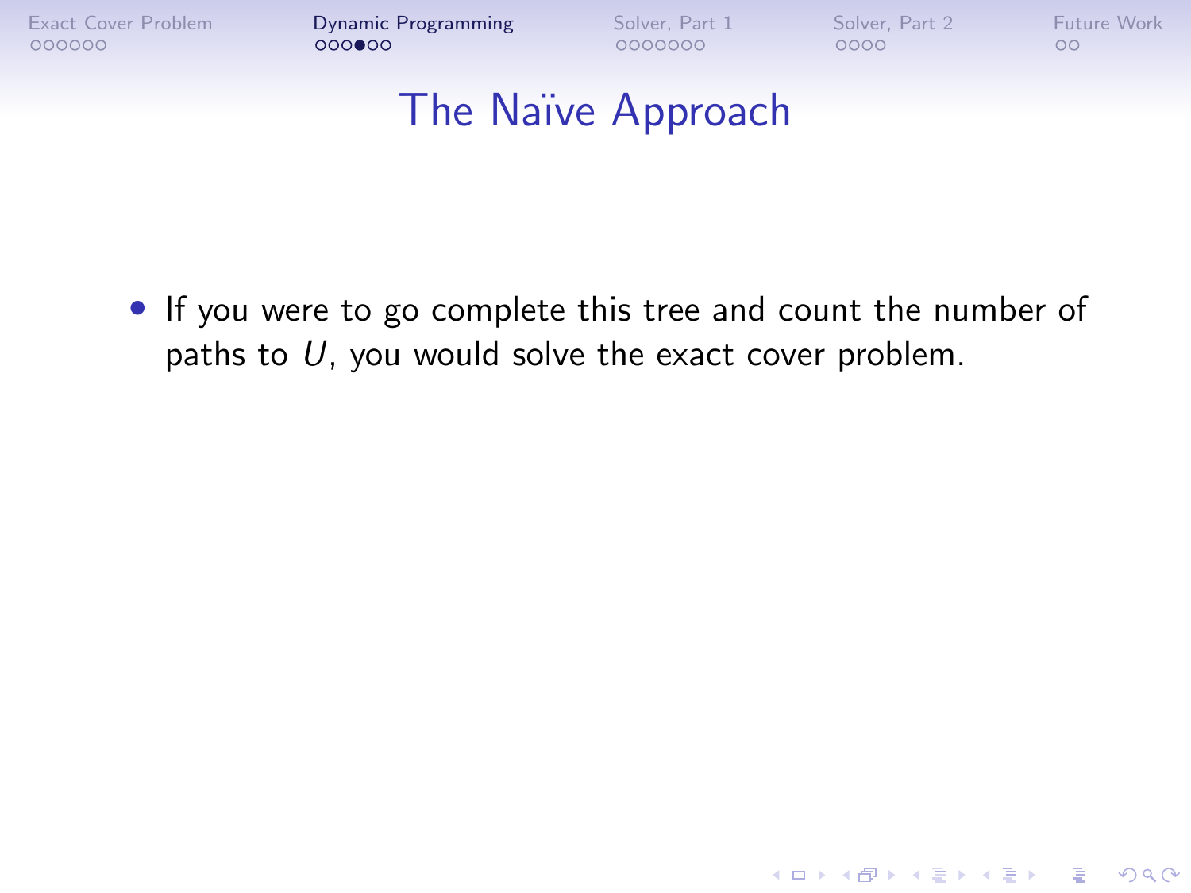# The Naïve Approach

- If you were to go complete this tree and count the number of paths to $U$, you would solve the exact cover problem.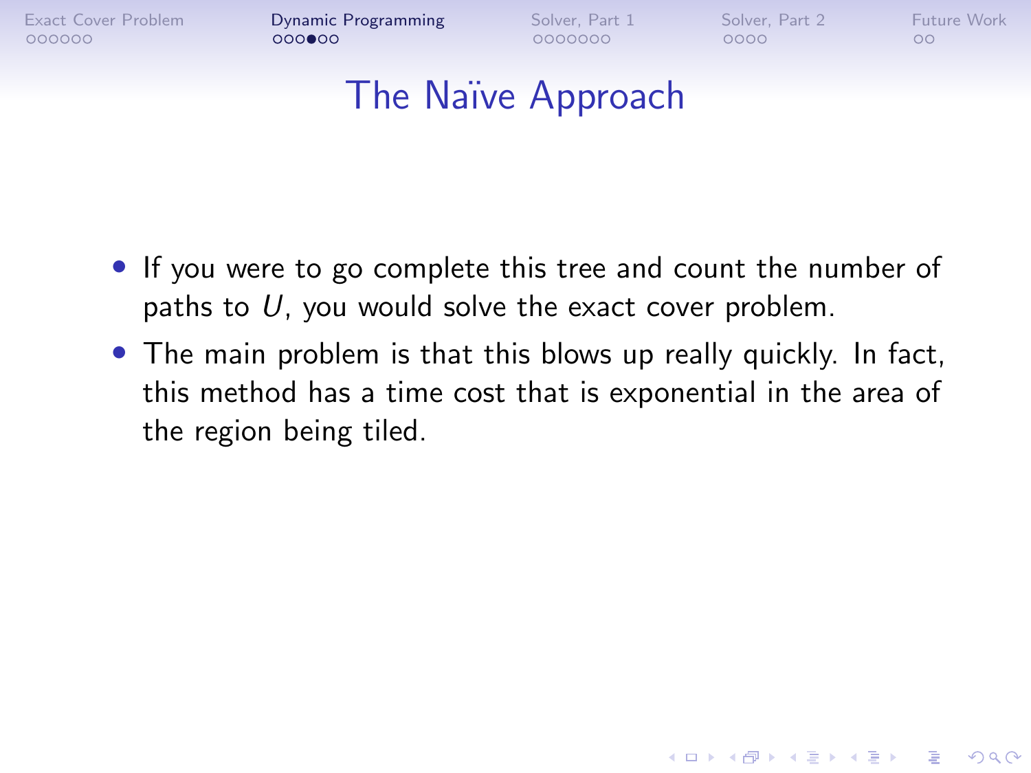# The Naïve Approach

- If you were to go complete this tree and count the number of paths to $U$, you would solve the exact cover problem.
- The main problem is that this blows up really quickly. In fact, this method has a time cost that is exponential in the area of the region being tiled.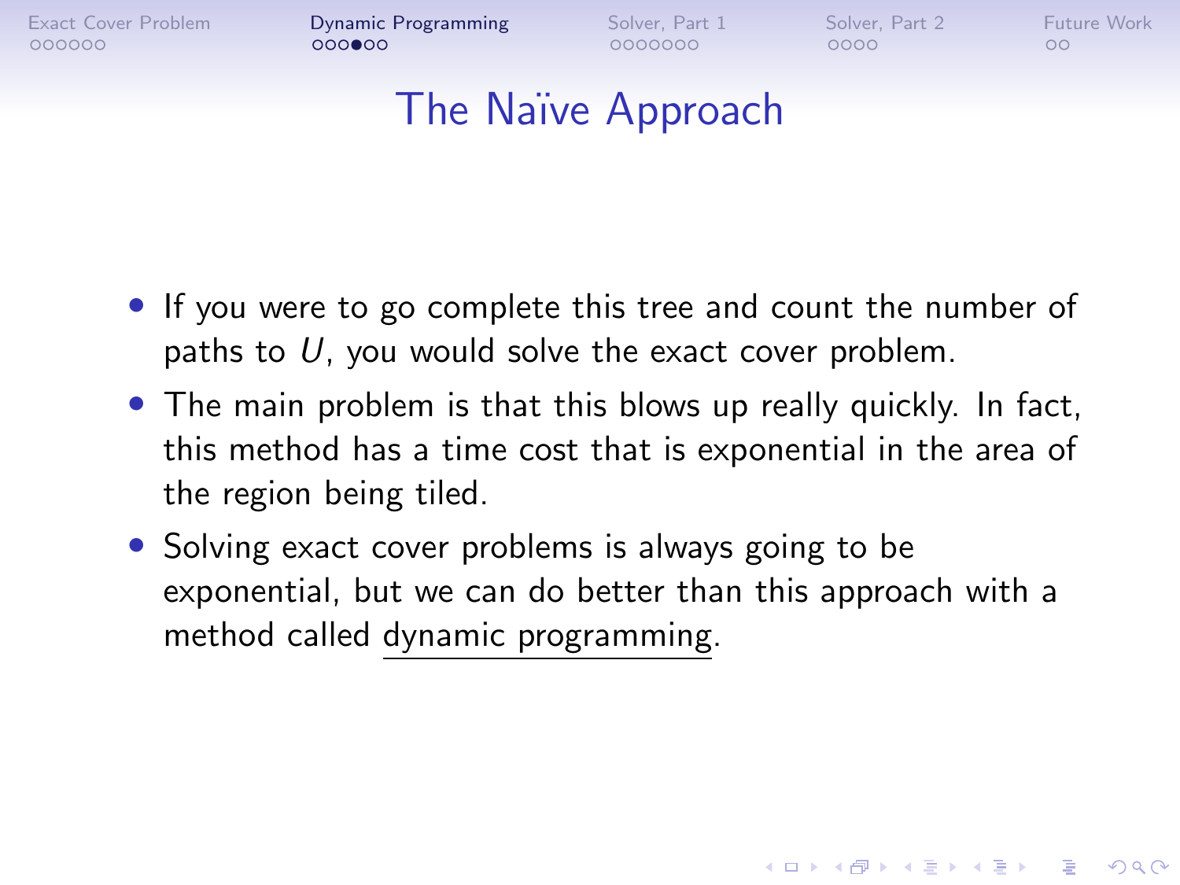# The Naïve Approach

- If you were to go complete this tree and count the number of paths to $U$, you would solve the exact cover problem.
- The main problem is that this blows up really quickly. In fact, this method has a time cost that is exponential in the area of the region being tiled.
- Solving exact cover problems is always going to be exponential, but we can do better than this approach with a method called dynamic programming.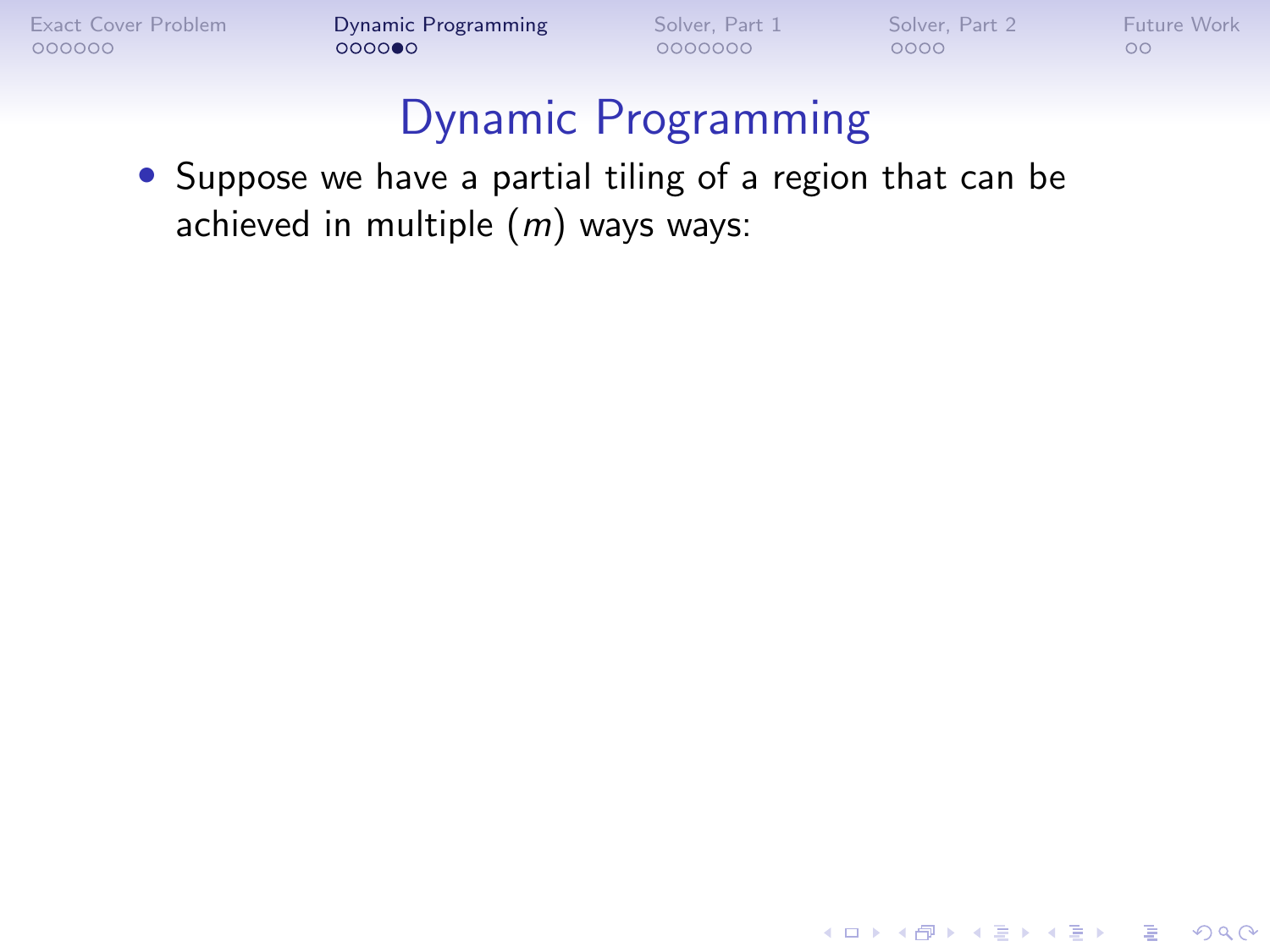# Dynamic Programming

- Suppose we have a partial tiling of a region that can be achieved in multiple ($m$) ways ways: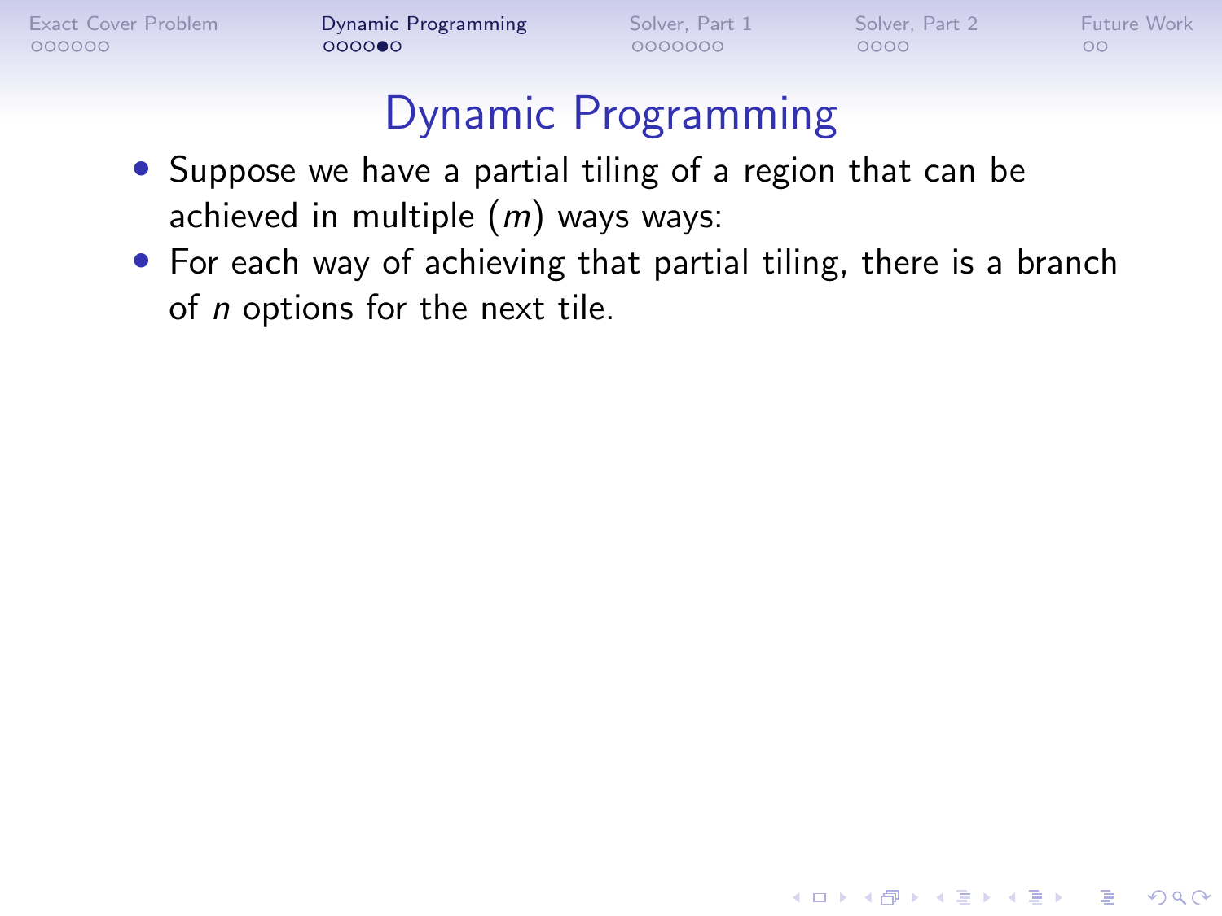# Dynamic Programming

- Suppose we have a partial tiling of a region that can be achieved in multiple ($m$) ways ways:
- For each way of achieving that partial tiling, there is a branch of $n$ options for the next tile.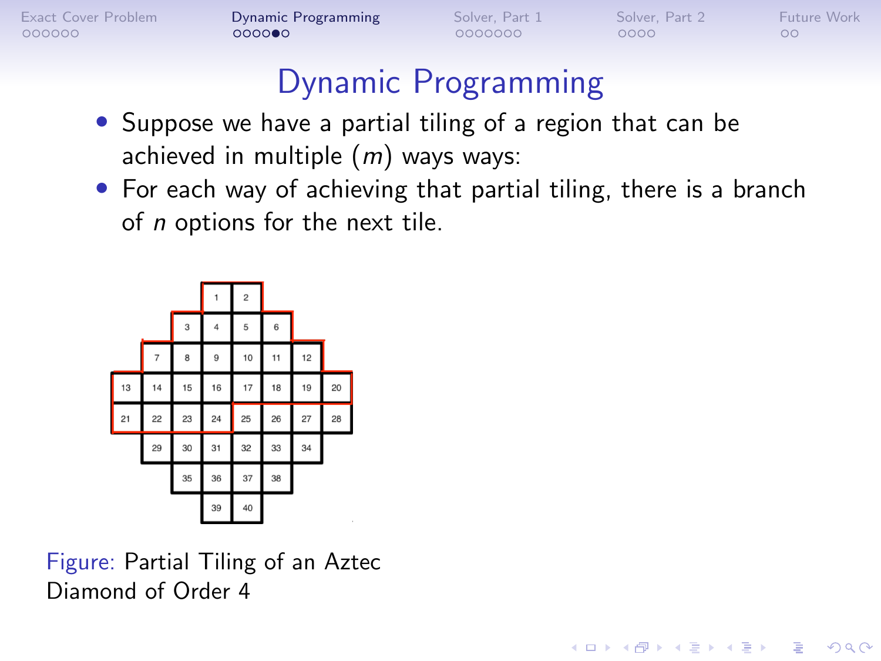# Dynamic Programming

- Suppose we have a partial tiling of a region that can be achieved in multiple ($m$) ways ways:
- For each way of achieving that partial tiling, there is a branch of $n$ options for the next tile.

Figure: Partial Tiling of an Aztec Diamond of Order 4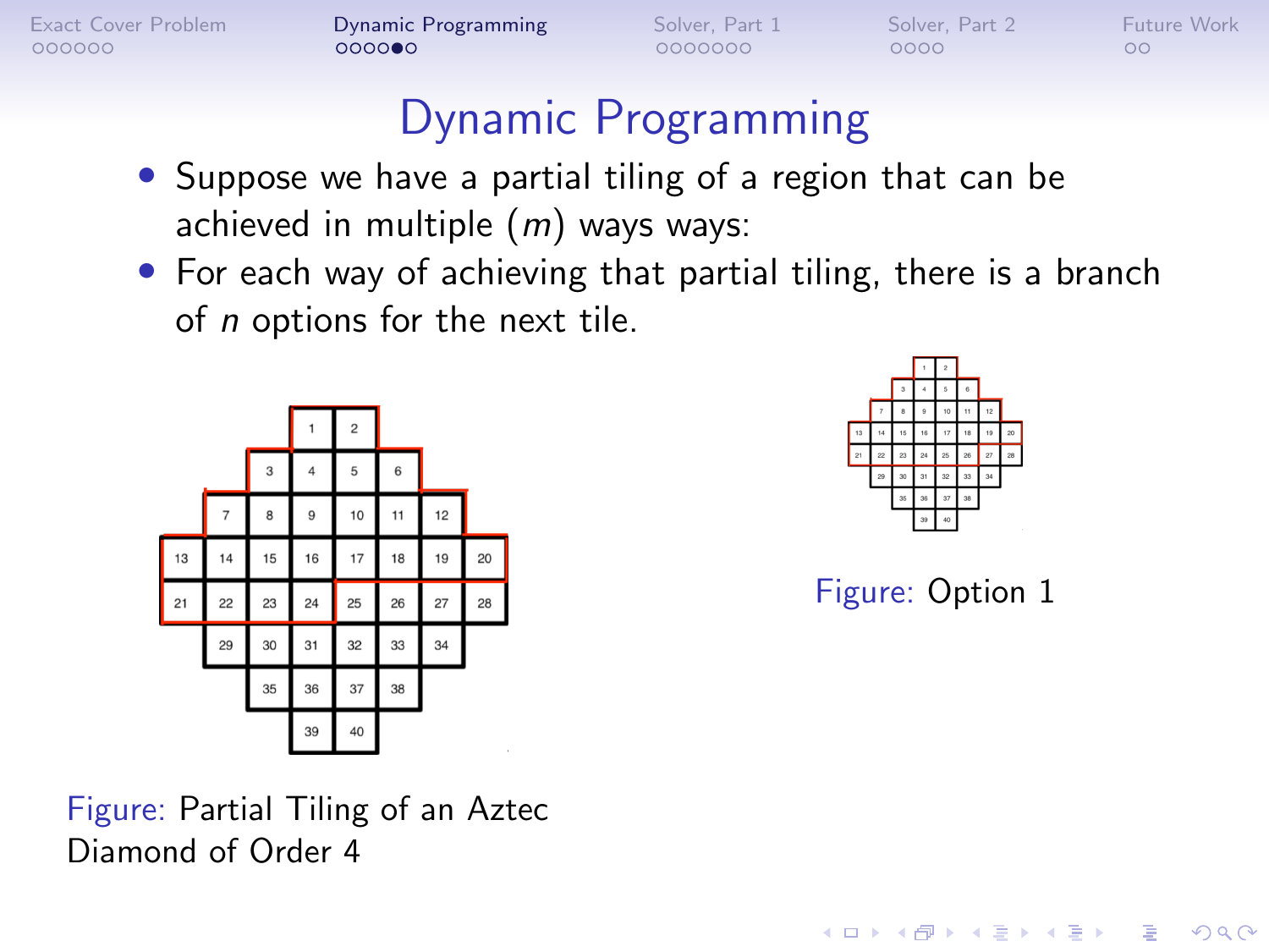# Dynamic Programming

- Suppose we have a partial tiling of a region that can be achieved in multiple ($m$) ways ways:
- For each way of achieving that partial tiling, there is a branch of $n$ options for the next tile.

Figure: Partial Tiling of an Aztec Diamond of Order 4

Figure: Option 1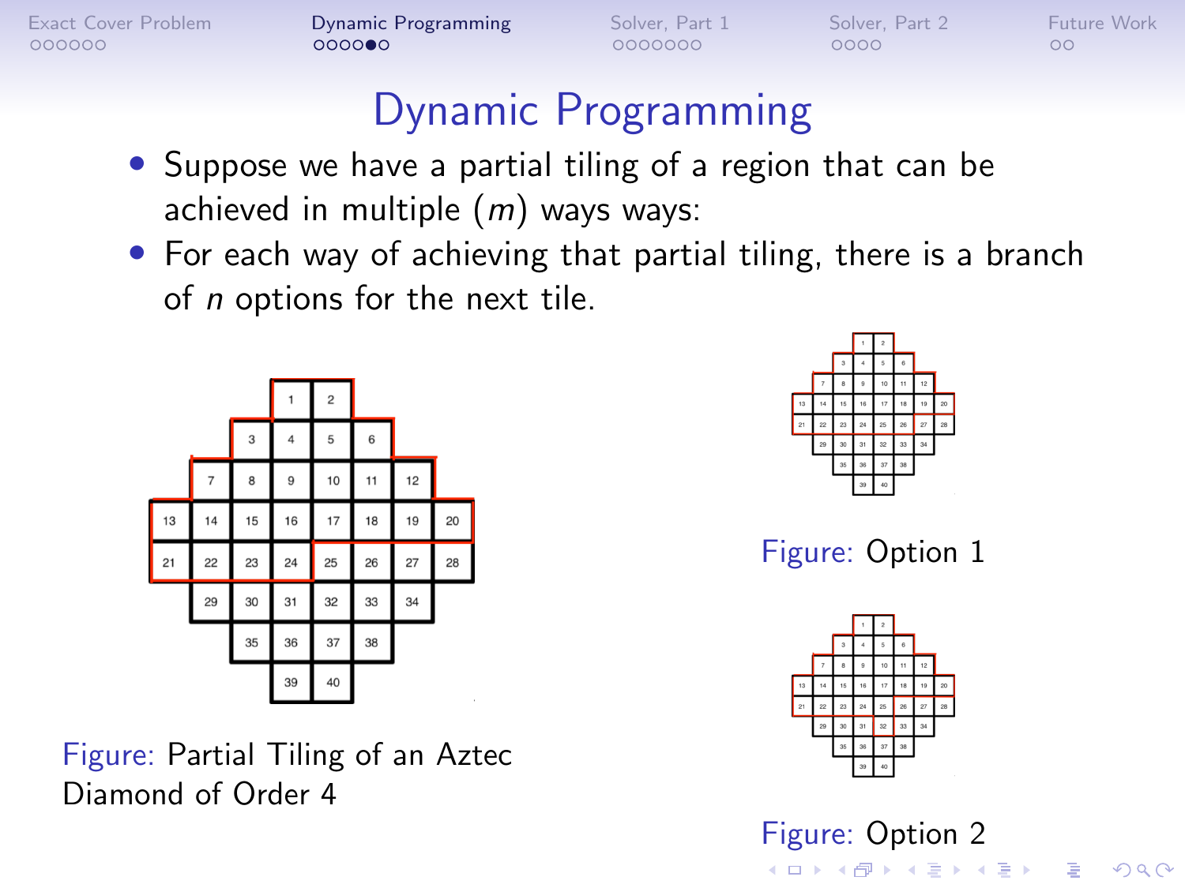# Dynamic Programming

- Suppose we have a partial tiling of a region that can be achieved in multiple ($m$) ways ways:
- For each way of achieving that partial tiling, there is a branch of $n$ options for the next tile.

Figure: Partial Tiling of an Aztec Diamond of Order 4

Figure: Option 1

Figure: Option 2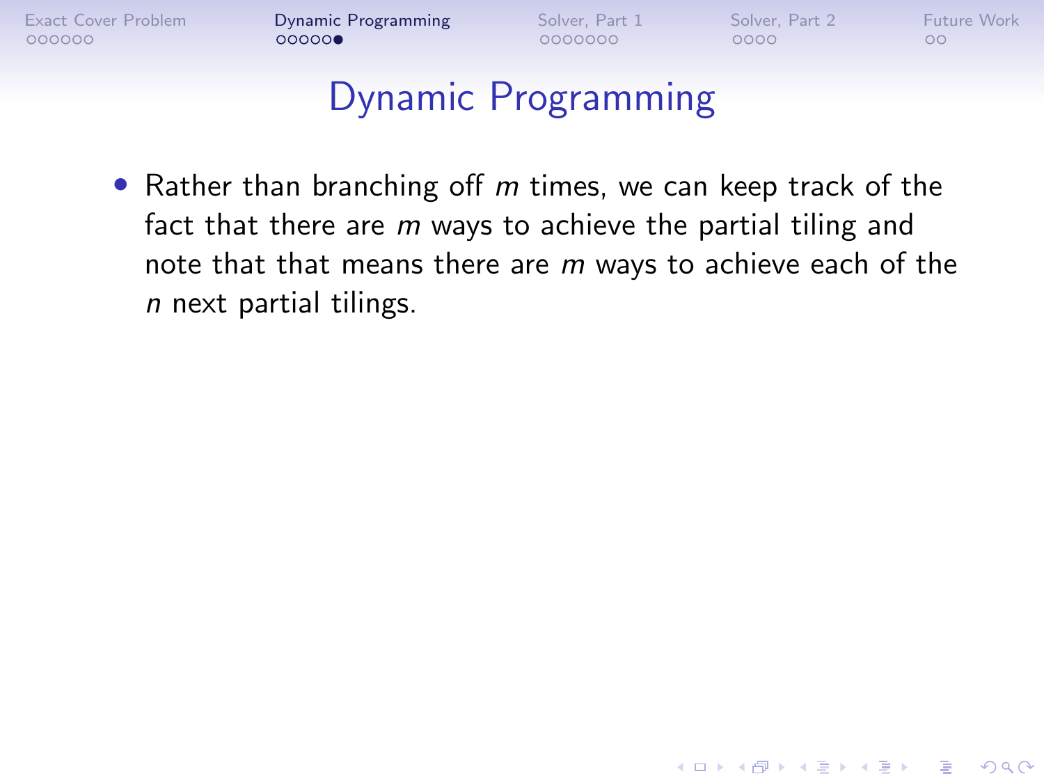# Dynamic Programming

- Rather than branching off $m$ times, we can keep track of the fact that there are $m$ ways to achieve the partial tiling and note that that means there are $m$ ways to achieve each of the $n$ next partial tilings.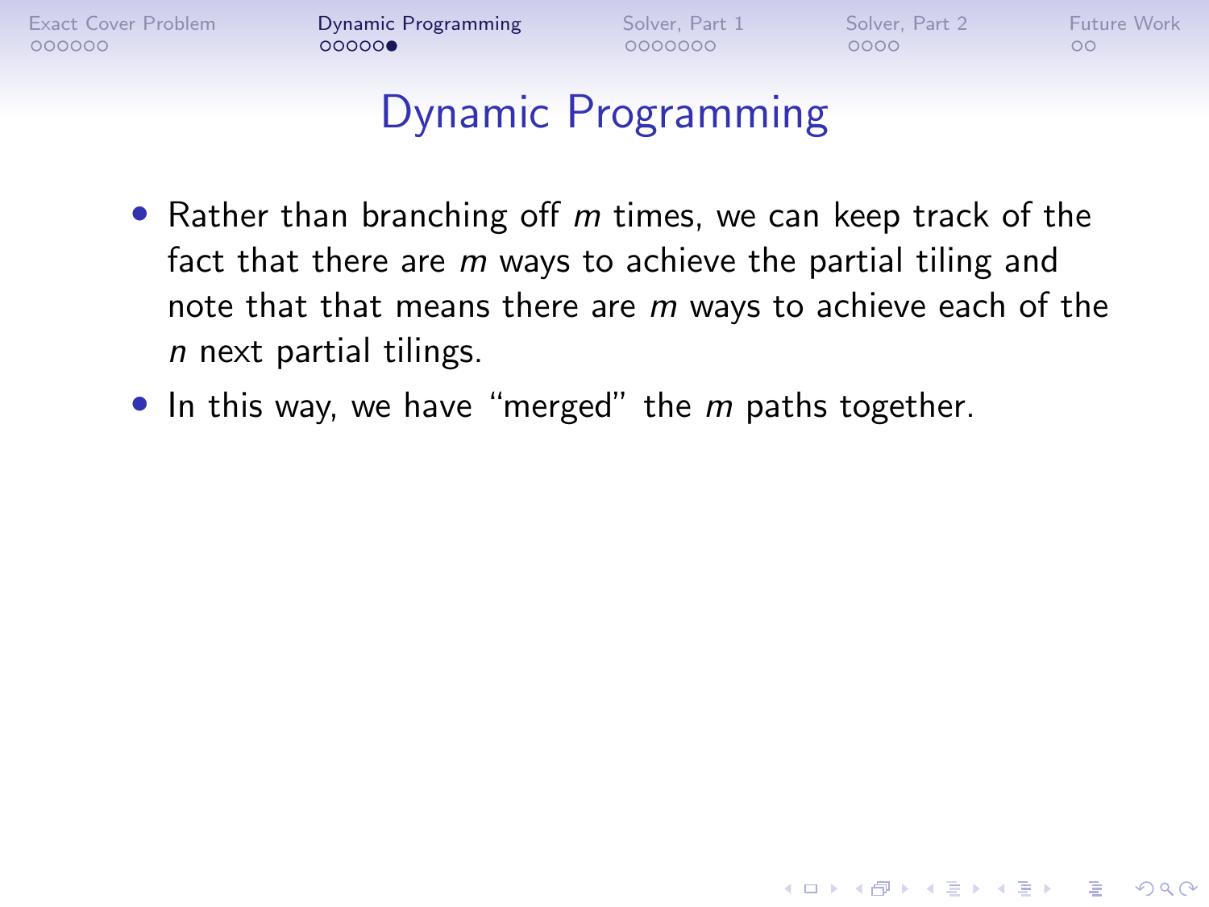# Dynamic Programming

- Rather than branching off $m$ times, we can keep track of the fact that there are $m$ ways to achieve the partial tiling and note that that means there are $m$ ways to achieve each of the $n$ next partial tilings.
- In this way, we have "merged" the $m$ paths together.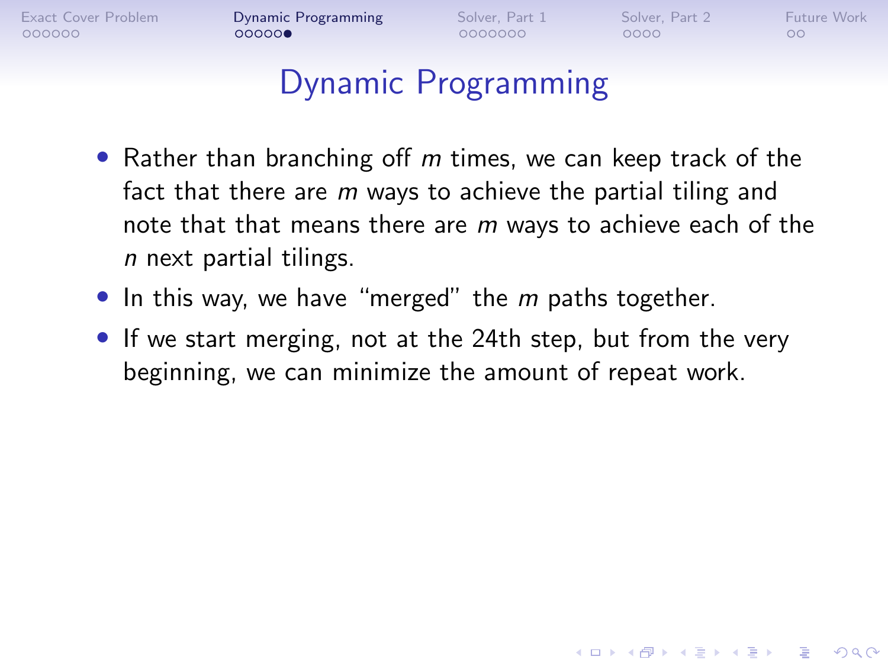# Dynamic Programming

- Rather than branching off $m$ times, we can keep track of the fact that there are $m$ ways to achieve the partial tiling and note that that means there are $m$ ways to achieve each of the $n$ next partial tilings.
- In this way, we have "merged" the $m$ paths together.
- If we start merging, not at the 24th step, but from the very beginning, we can minimize the amount of repeat work.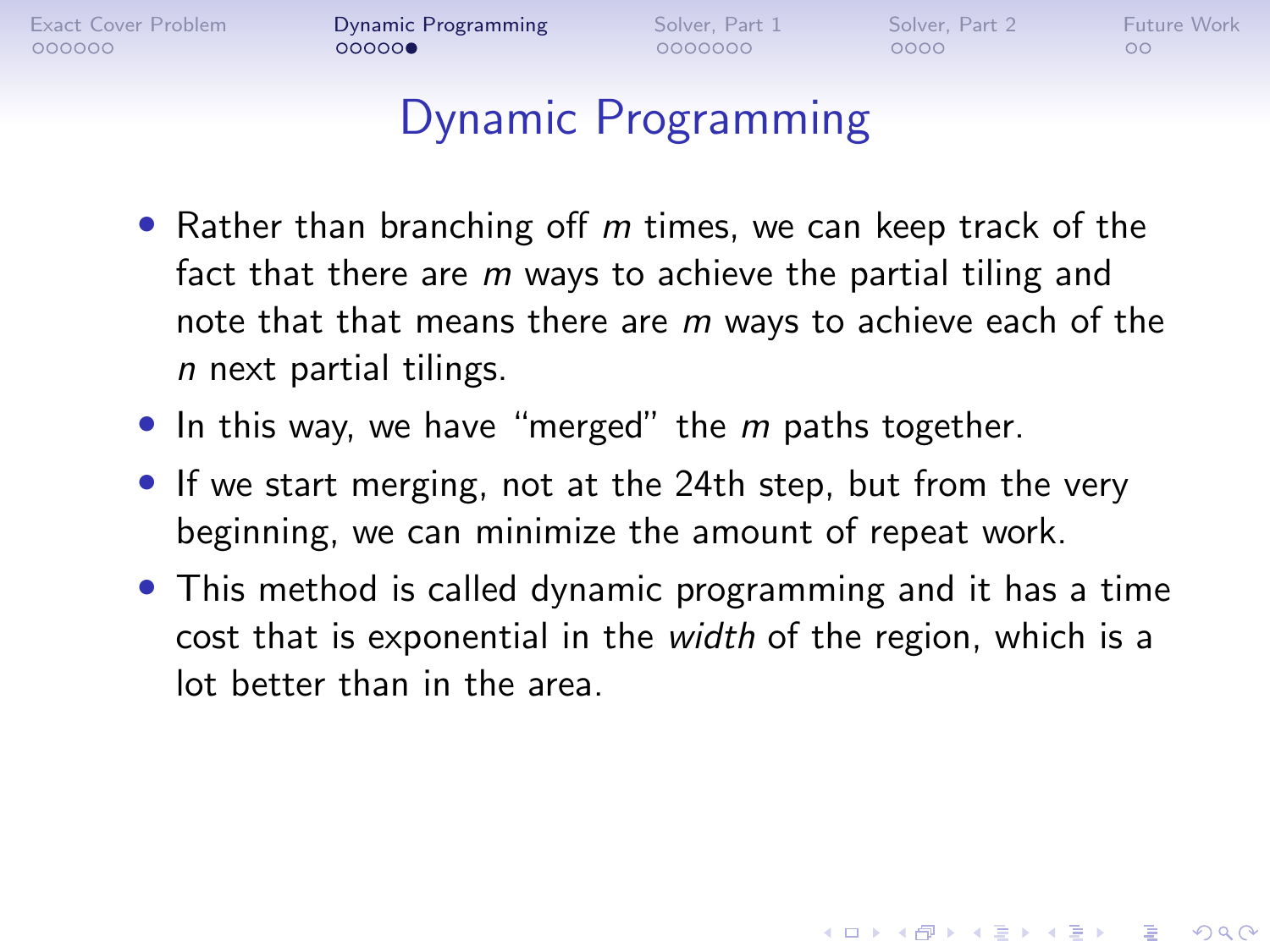# Dynamic Programming

- Rather than branching off $m$ times, we can keep track of the fact that there are $m$ ways to achieve the partial tiling and note that that means there are $m$ ways to achieve each of the $n$ next partial tilings.
- In this way, we have "merged" the $m$ paths together.
- If we start merging, not at the 24th step, but from the very beginning, we can minimize the amount of repeat work.
- This method is called dynamic programming and it has a time cost that is exponential in the *width* of the region, which is a lot better than in the area.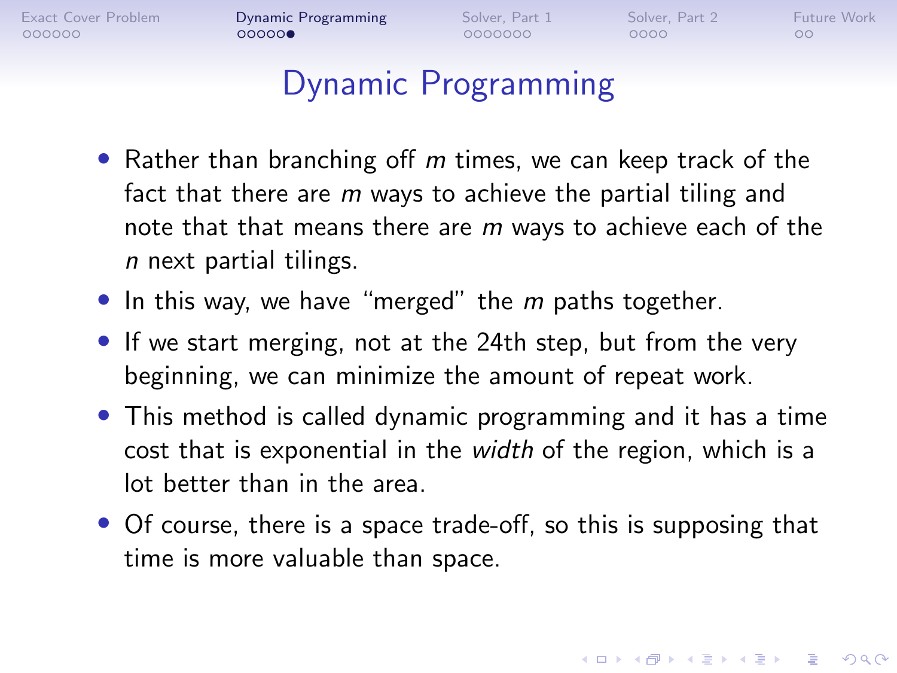# Dynamic Programming

- Rather than branching off $m$ times, we can keep track of the fact that there are $m$ ways to achieve the partial tiling and note that that means there are $m$ ways to achieve each of the $n$ next partial tilings.
- In this way, we have "merged" the $m$ paths together.
- If we start merging, not at the 24th step, but from the very beginning, we can minimize the amount of repeat work.
- This method is called dynamic programming and it has a time cost that is exponential in the *width* of the region, which is a lot better than in the area.
- Of course, there is a space trade-off, so this is supposing that time is more valuable than space.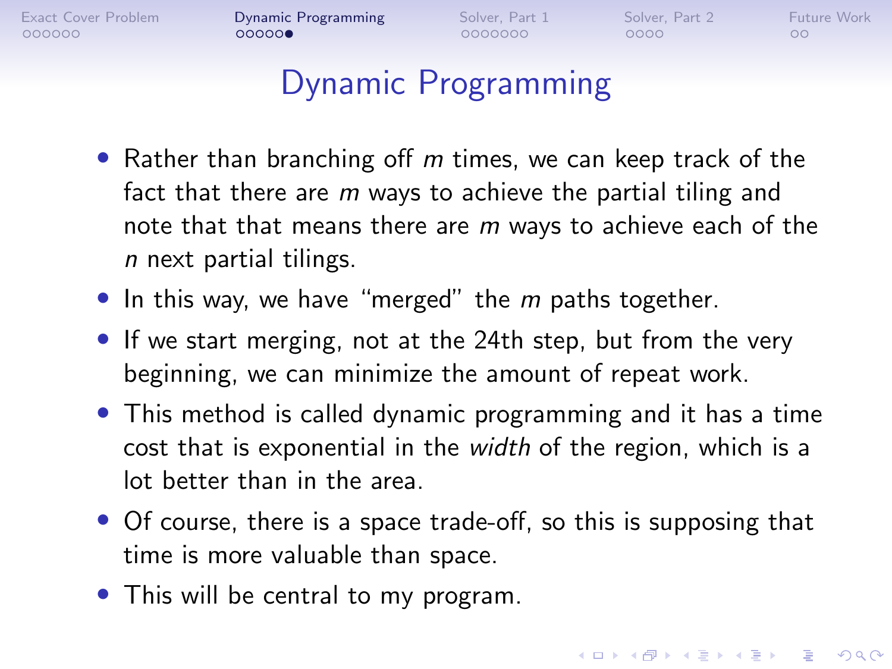# Dynamic Programming

- Rather than branching off $m$ times, we can keep track of the fact that there are $m$ ways to achieve the partial tiling and note that that means there are $m$ ways to achieve each of the $n$ next partial tilings.
- In this way, we have "merged" the $m$ paths together.
- If we start merging, not at the 24th step, but from the very beginning, we can minimize the amount of repeat work.
- This method is called dynamic programming and it has a time cost that is exponential in the *width* of the region, which is a lot better than in the area.
- Of course, there is a space trade-off, so this is supposing that time is more valuable than space.
- This will be central to my program.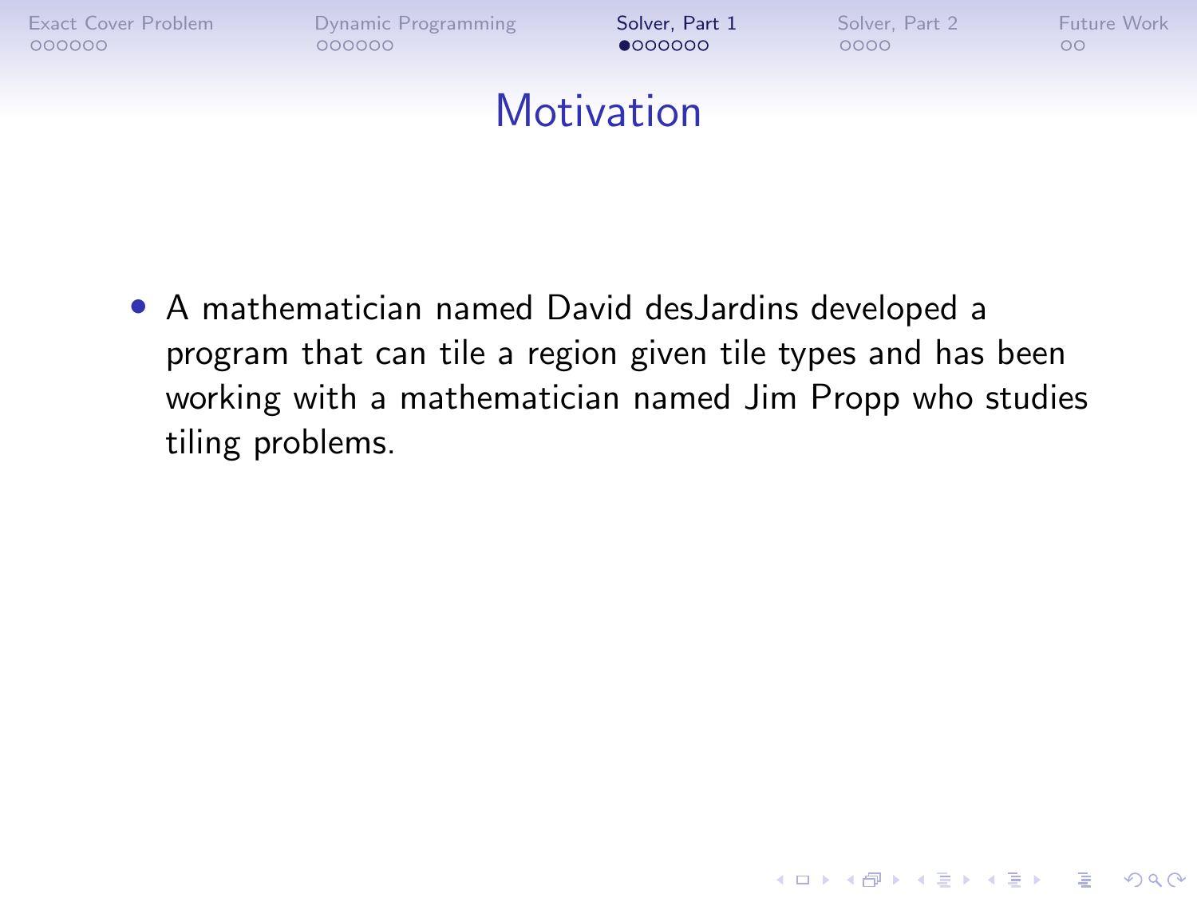# Motivation

- A mathematician named David desJardins developed a program that can tile a region given tile types and has been working with a mathematician named Jim Propp who studies tiling problems.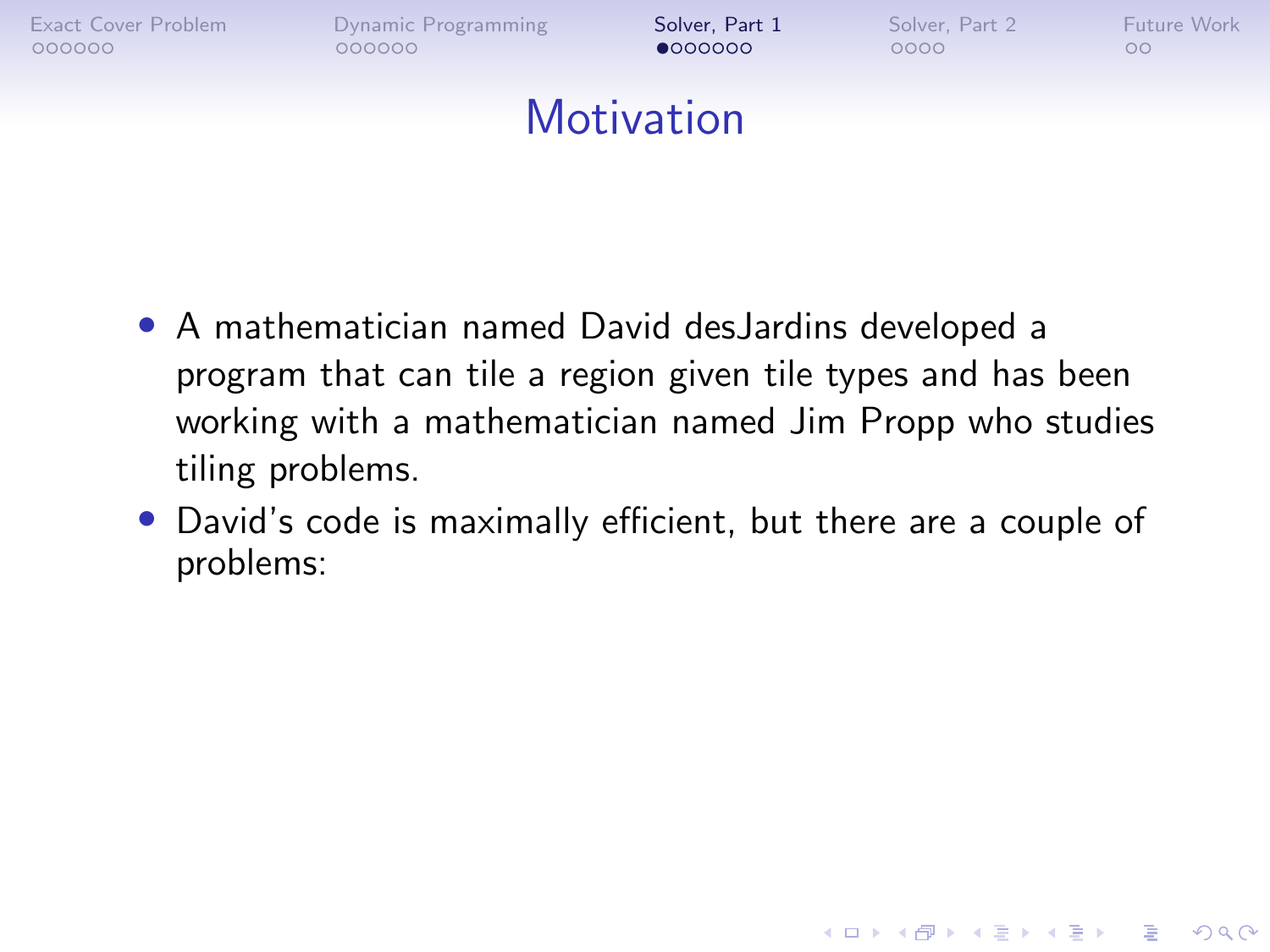# Motivation

- A mathematician named David desJardins developed a program that can tile a region given tile types and has been working with a mathematician named Jim Propp who studies tiling problems.
- David's code is maximally efficient, but there are a couple of problems: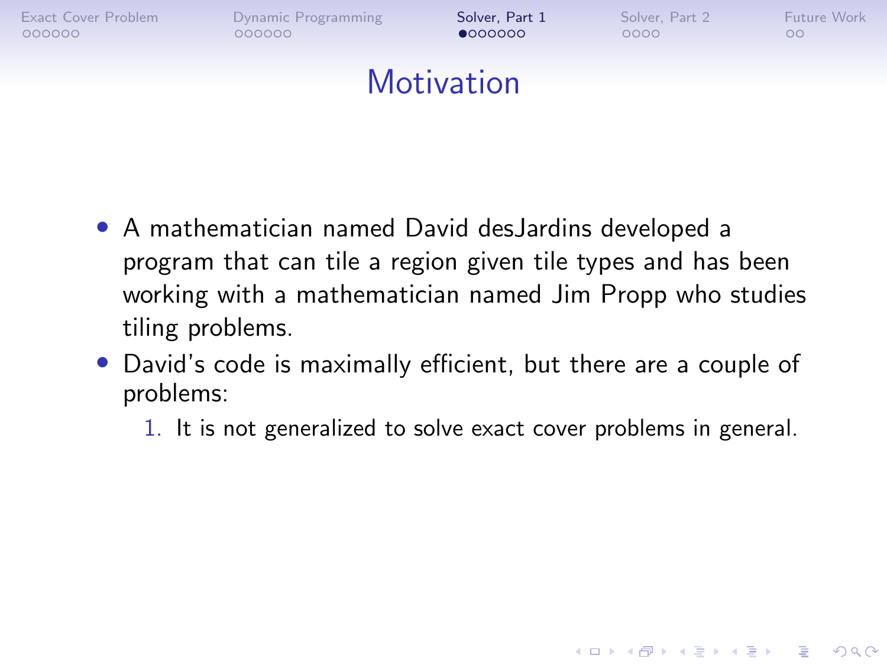# Motivation

- A mathematician named David desJardins developed a program that can tile a region given tile types and has been working with a mathematician named Jim Propp who studies tiling problems.
- David's code is maximally efficient, but there are a couple of problems:
  1. It is not generalized to solve exact cover problems in general.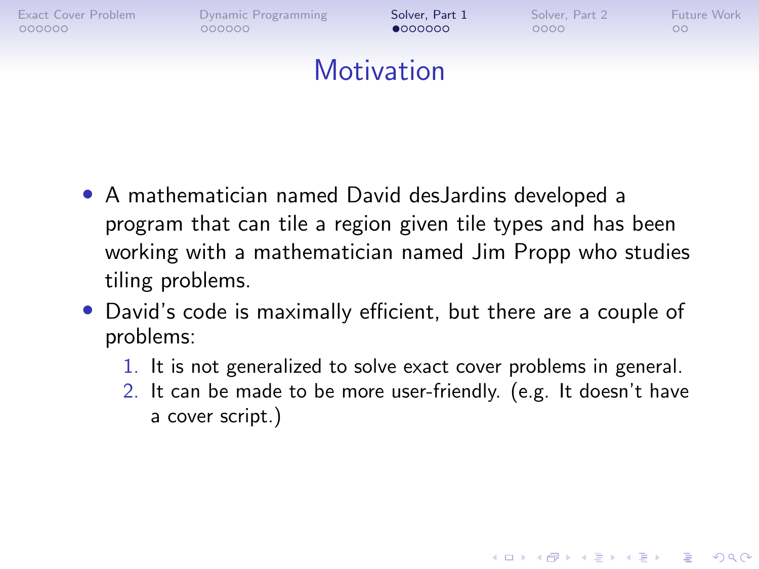# Motivation

- A mathematician named David desJardins developed a program that can tile a region given tile types and has been working with a mathematician named Jim Propp who studies tiling problems.
- David's code is maximally efficient, but there are a couple of problems:
  1. It is not generalized to solve exact cover problems in general.
  2. It can be made to be more user-friendly. (e.g. It doesn't have a cover script.)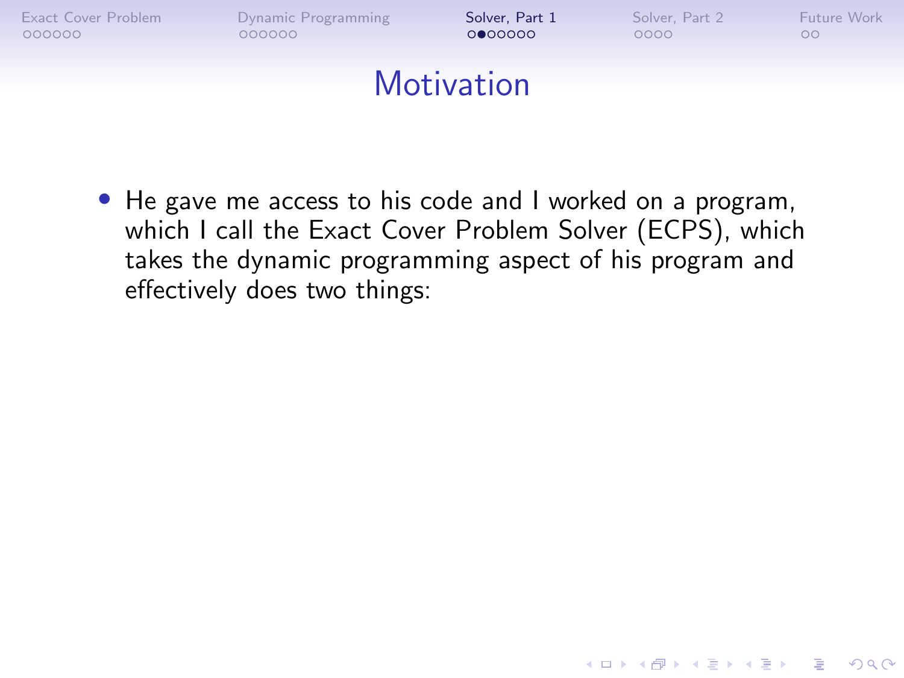# Motivation

- He gave me access to his code and I worked on a program, which I call the Exact Cover Problem Solver (ECPS), which takes the dynamic programming aspect of his program and effectively does two things: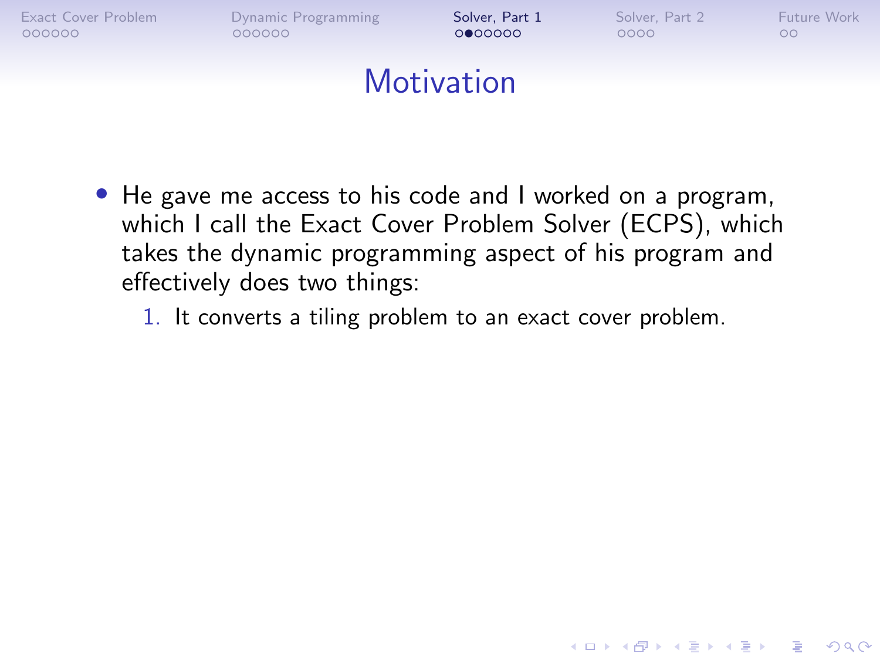# Motivation

- He gave me access to his code and I worked on a program, which I call the Exact Cover Problem Solver (ECPS), which takes the dynamic programming aspect of his program and effectively does two things:
    1. It converts a tiling problem to an exact cover problem.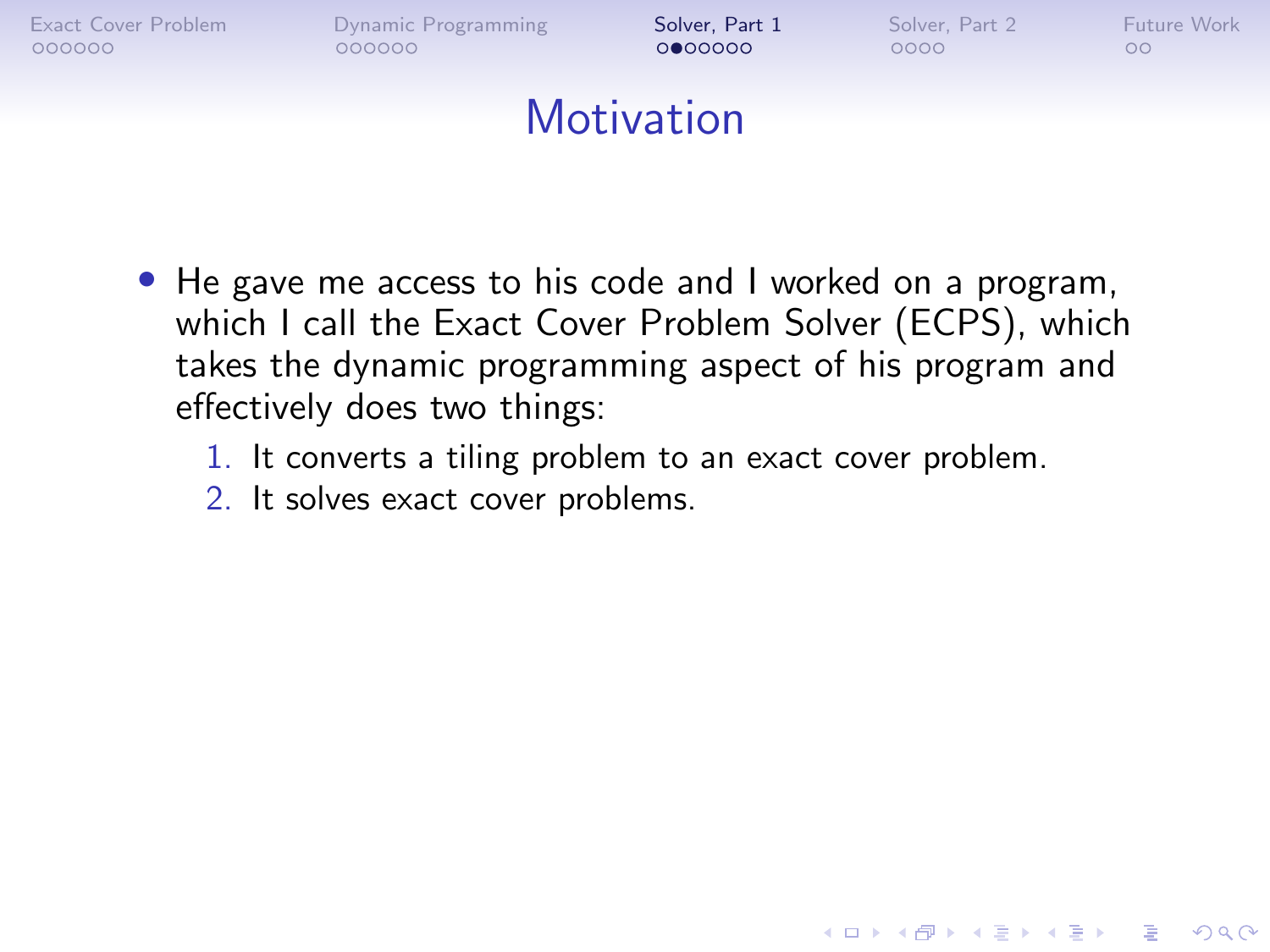# Motivation

- He gave me access to his code and I worked on a program, which I call the Exact Cover Problem Solver (ECPS), which takes the dynamic programming aspect of his program and effectively does two things:
    1. It converts a tiling problem to an exact cover problem.
    2. It solves exact cover problems.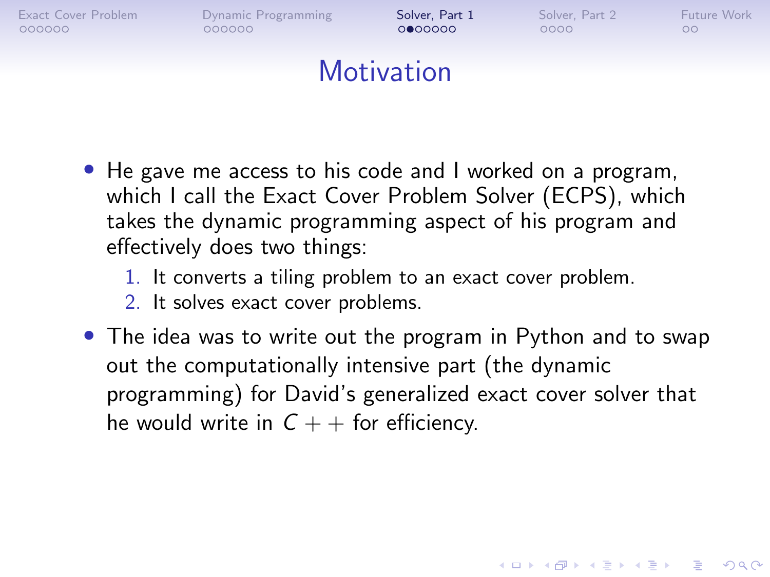# Motivation

- He gave me access to his code and I worked on a program, which I call the Exact Cover Problem Solver (ECPS), which takes the dynamic programming aspect of his program and effectively does two things:
  1. It converts a tiling problem to an exact cover problem.
  2. It solves exact cover problems.
- The idea was to write out the program in Python and to swap out the computationally intensive part (the dynamic programming) for David's generalized exact cover solver that he would write in $C++$ for efficiency.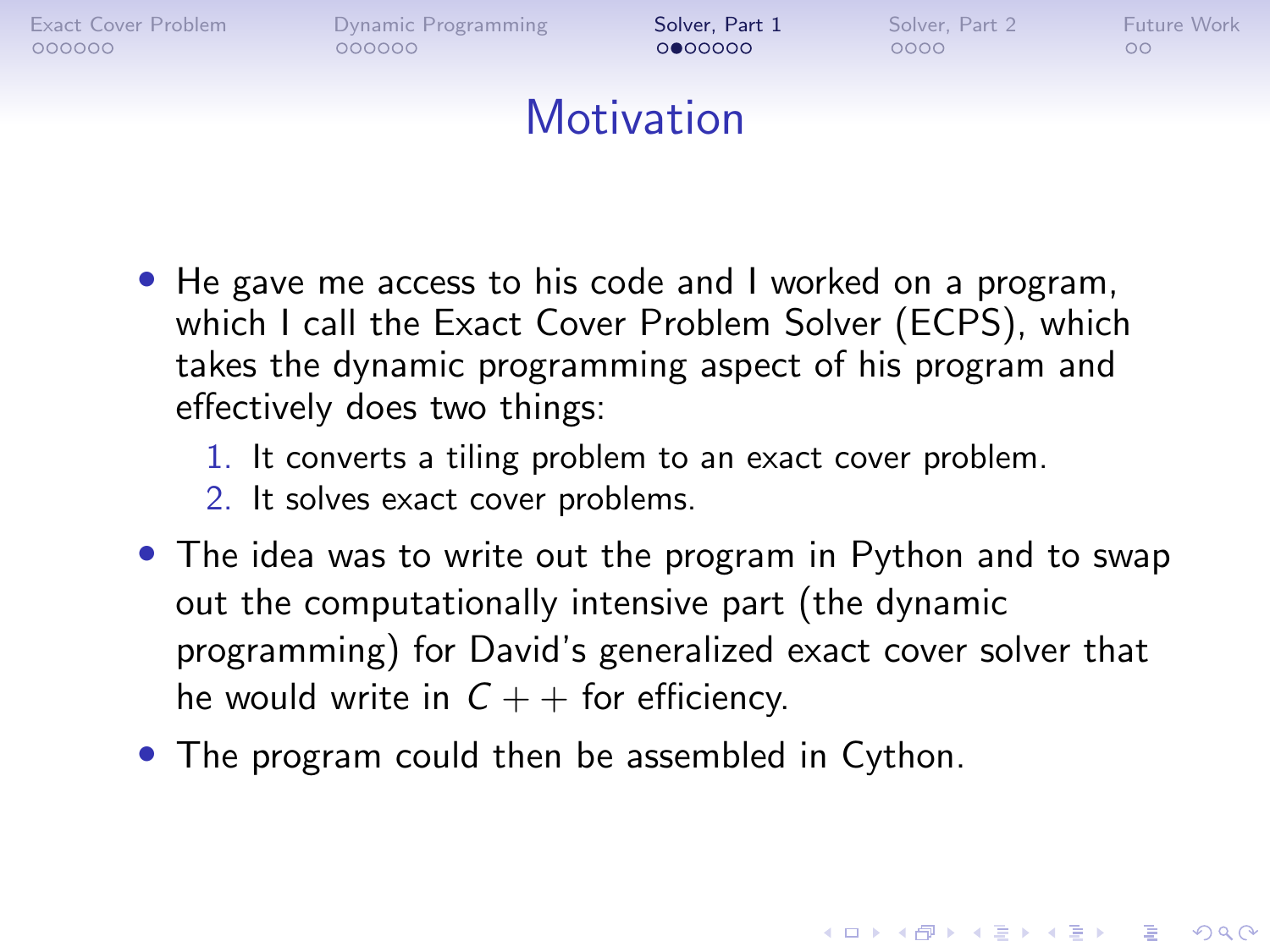# Motivation

- He gave me access to his code and I worked on a program, which I call the Exact Cover Problem Solver (ECPS), which takes the dynamic programming aspect of his program and effectively does two things:
  1. It converts a tiling problem to an exact cover problem.
  2. It solves exact cover problems.
- The idea was to write out the program in Python and to swap out the computationally intensive part (the dynamic programming) for David's generalized exact cover solver that he would write in $C++$ for efficiency.
- The program could then be assembled in Cython.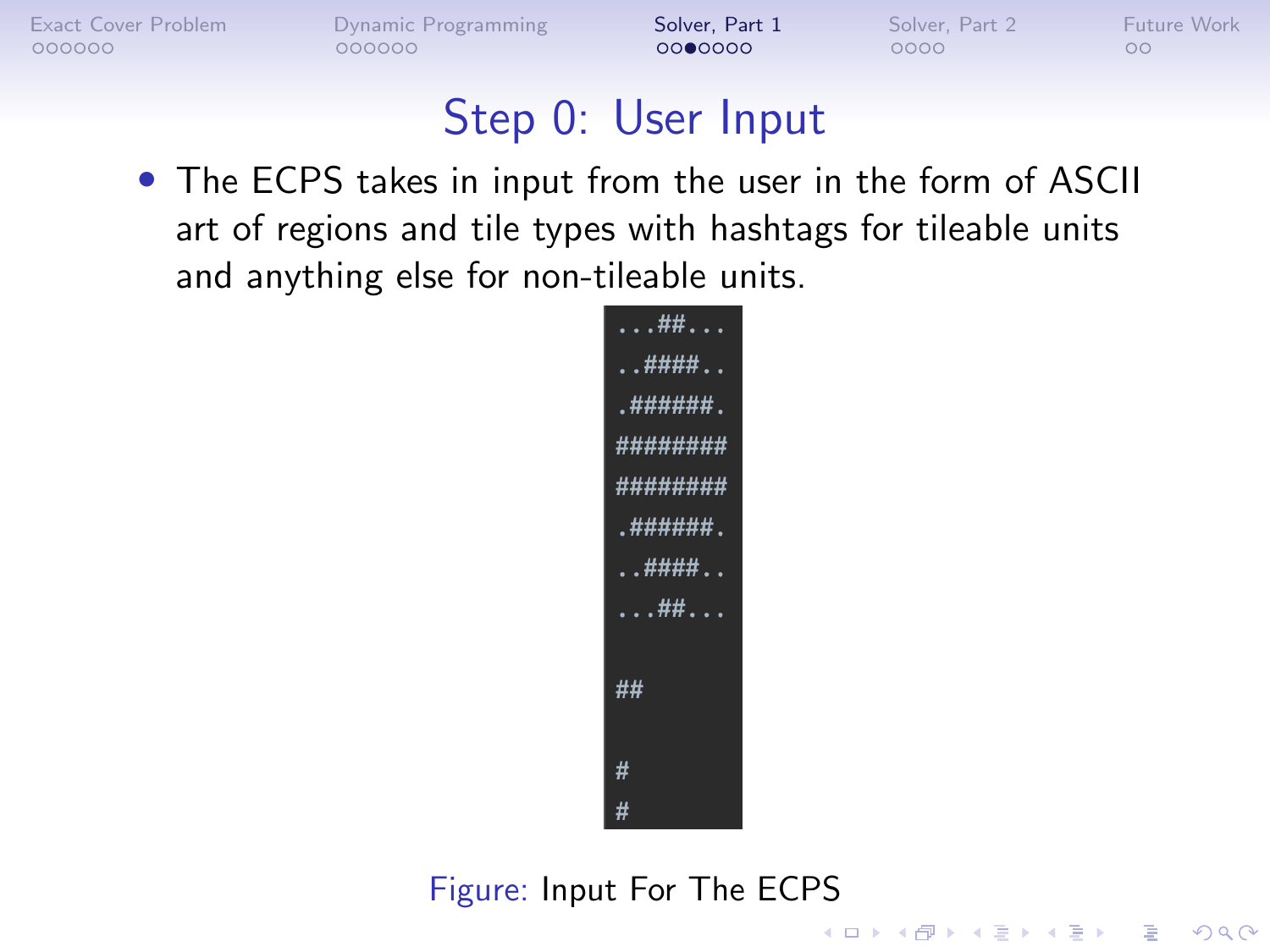# Step 0: User Input

- The ECPS takes in input from the user in the form of ASCII art of regions and tile types with hashtags for tileable units and anything else for non-tileable units.

```
...##...
..####..
.######.
########
########
.######.
..####..
...##...

##


#
#
```

Figure: Input For The ECPS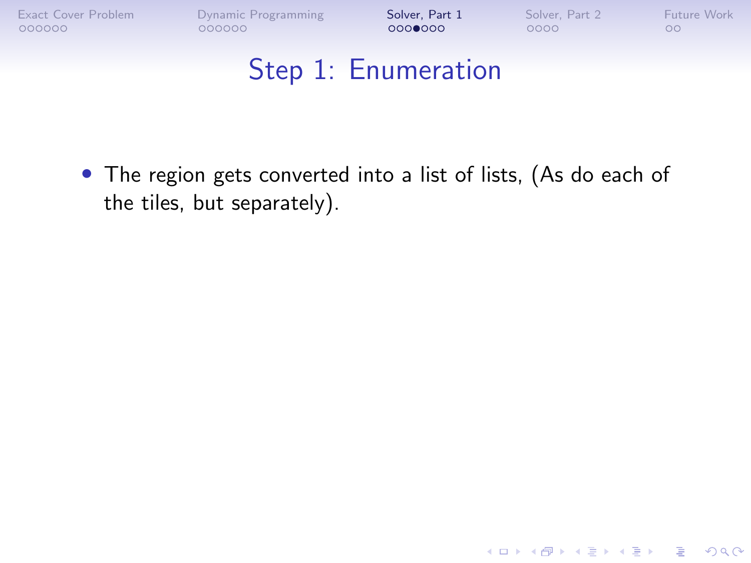# Step 1: Enumeration

- The region gets converted into a list of lists, (As do each of the tiles, but separately).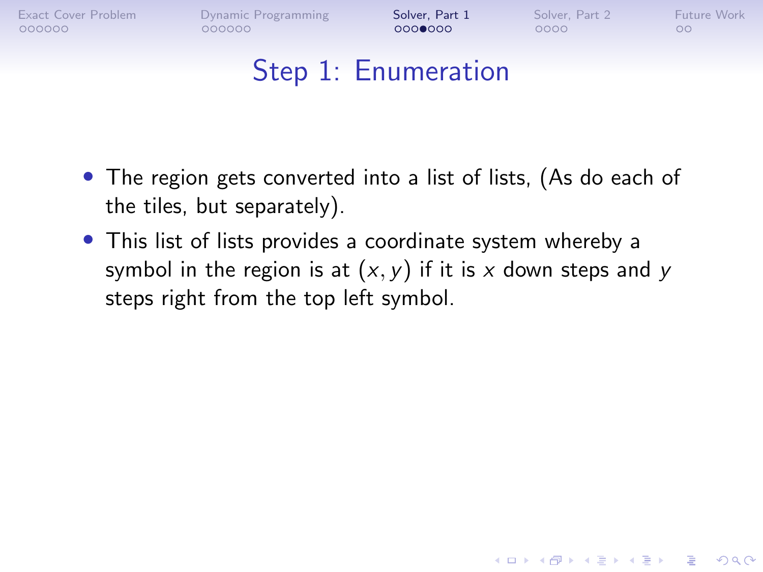# Step 1: Enumeration

- The region gets converted into a list of lists, (As do each of the tiles, but separately).
- This list of lists provides a coordinate system whereby a symbol in the region is at $(x, y)$ if it is $x$ down steps and $y$ steps right from the top left symbol.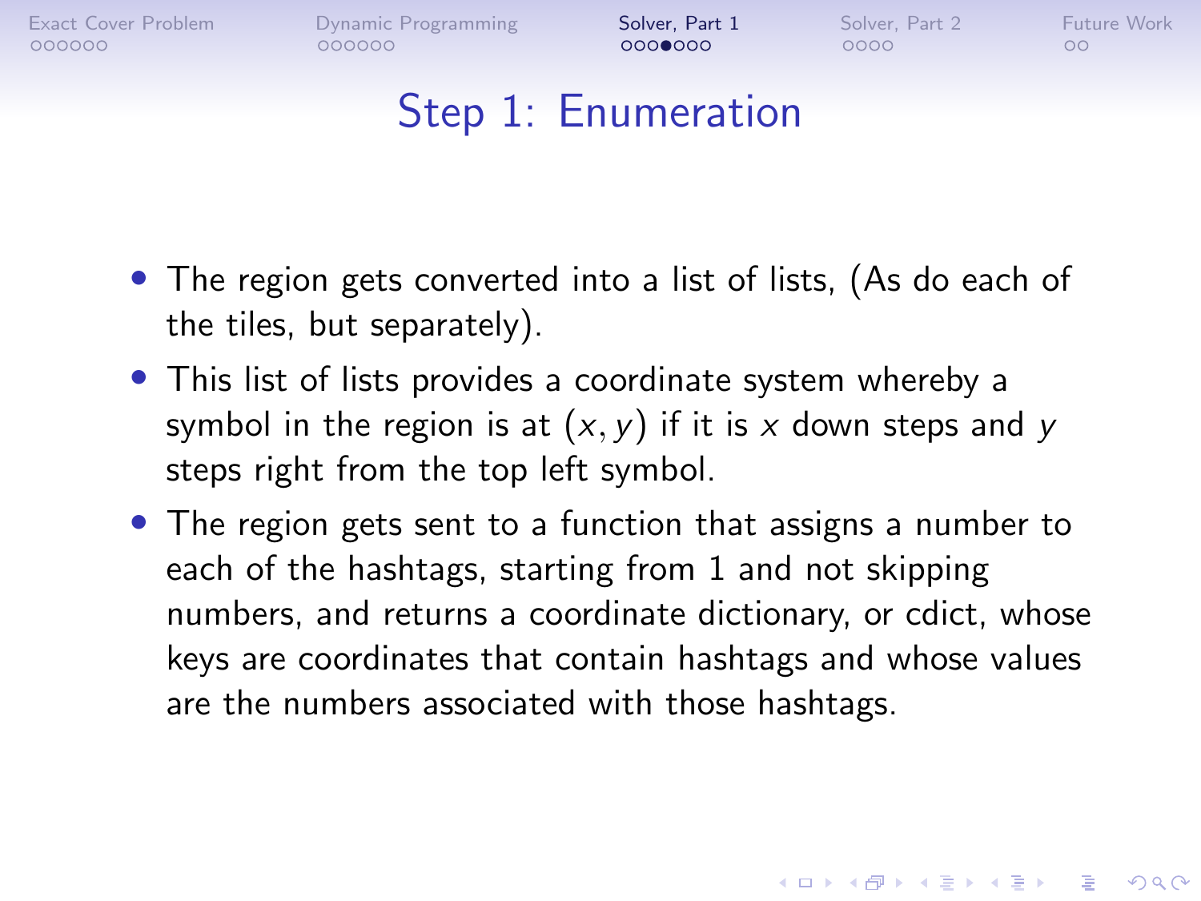# Step 1: Enumeration

- The region gets converted into a list of lists, (As do each of the tiles, but separately).
- This list of lists provides a coordinate system whereby a symbol in the region is at $(x, y)$ if it is $x$ down steps and $y$ steps right from the top left symbol.
- The region gets sent to a function that assigns a number to each of the hashtags, starting from 1 and not skipping numbers, and returns a coordinate dictionary, or cdict, whose keys are coordinates that contain hashtags and whose values are the numbers associated with those hashtags.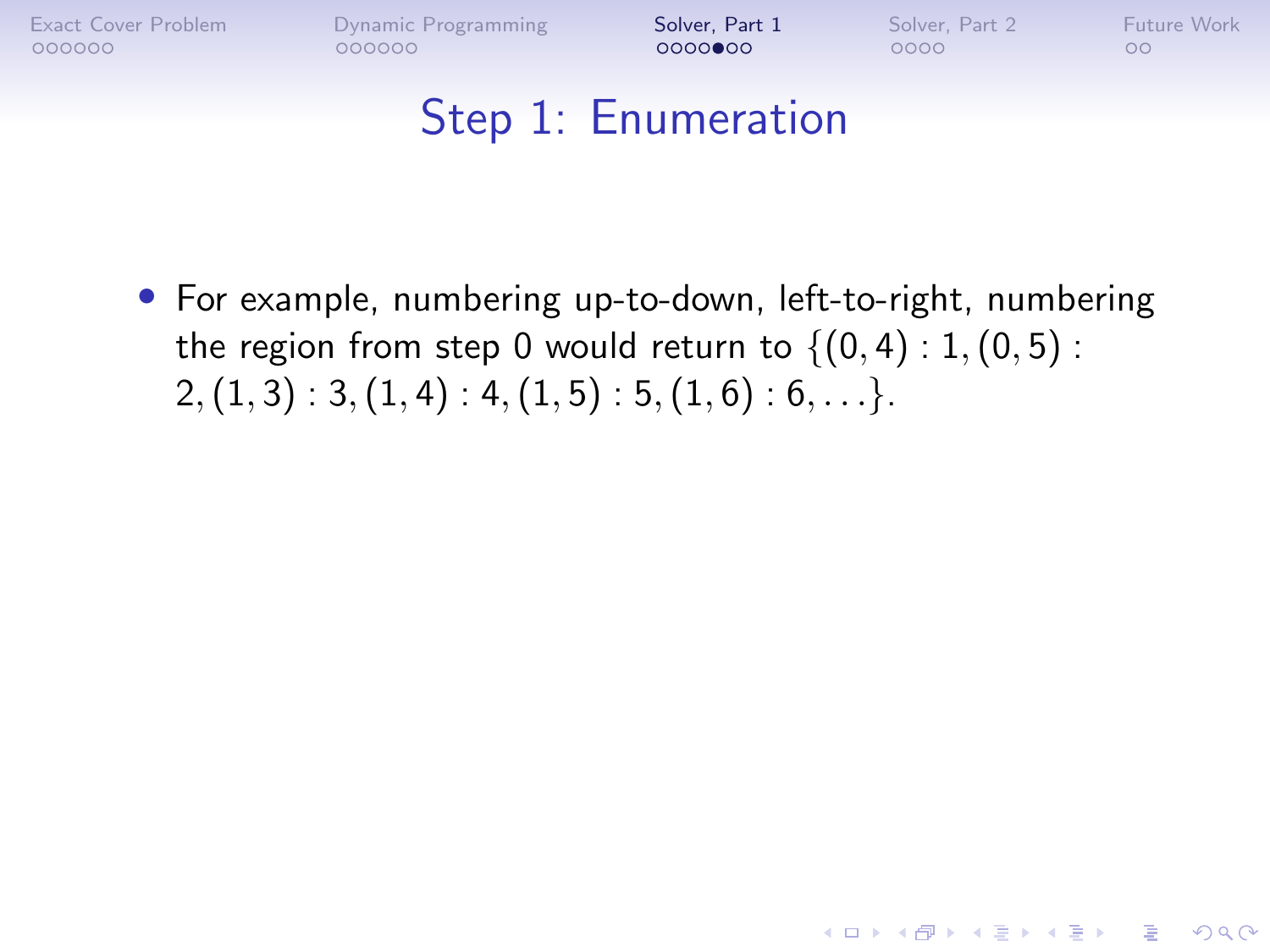# Step 1: Enumeration

- For example, numbering up-to-down, left-to-right, numbering the region from step 0 would return to $\{(0,4):1,(0,5):2,(1,3):3,(1,4):4,(1,5):5,(1,6):6,\ldots\}$.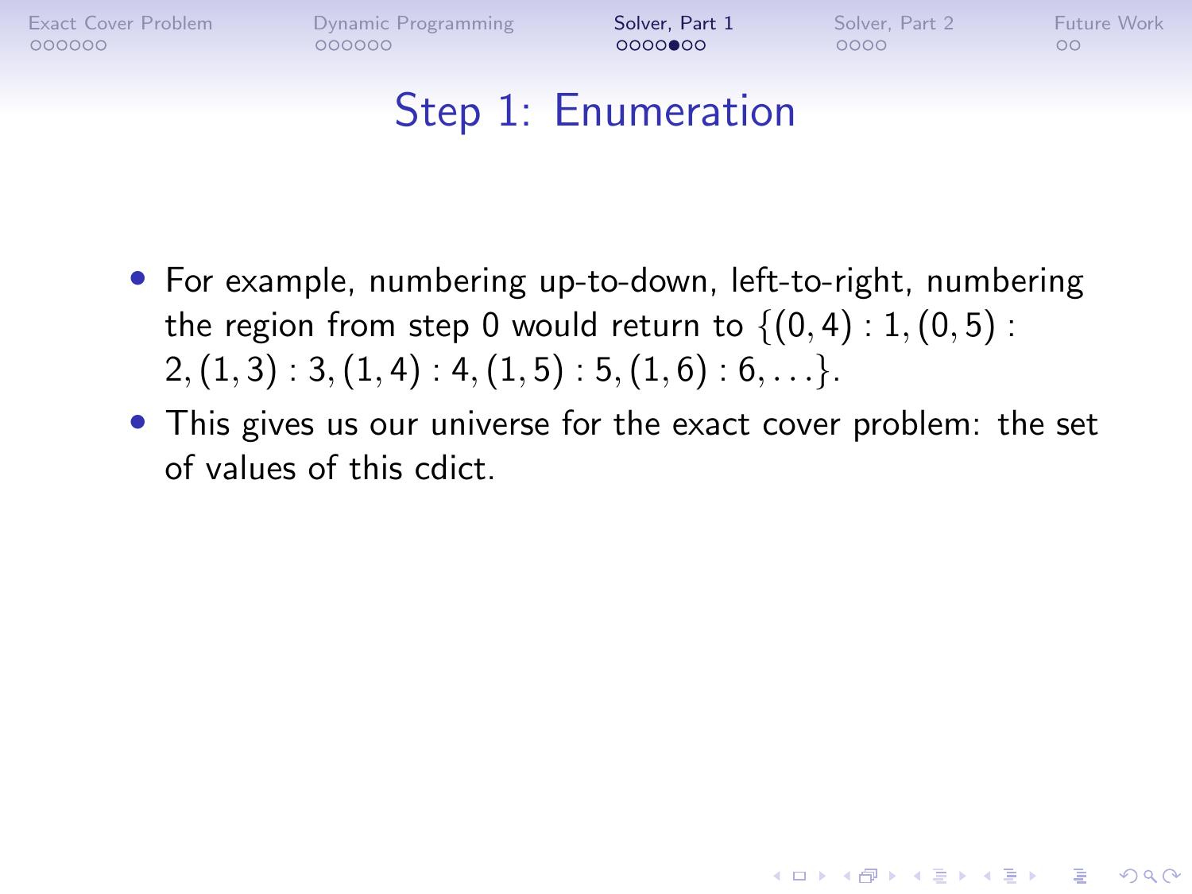# Step 1: Enumeration

- For example, numbering up-to-down, left-to-right, numbering the region from step 0 would return to $\{(0,4):1,(0,5):2,(1,3):3,(1,4):4,(1,5):5,(1,6):6,\ldots\}$.
- This gives us our universe for the exact cover problem: the set of values of this cdict.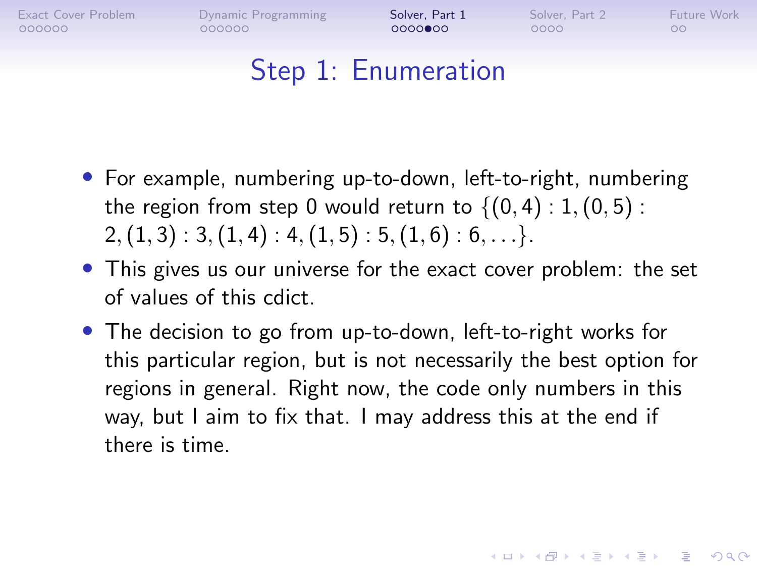# Step 1: Enumeration

- For example, numbering up-to-down, left-to-right, numbering the region from step 0 would return to $\{(0,4):1,(0,5):2,(1,3):3,(1,4):4,(1,5):5,(1,6):6,\ldots\}$.
- This gives us our universe for the exact cover problem: the set of values of this cdict.
- The decision to go from up-to-down, left-to-right works for this particular region, but is not necessarily the best option for regions in general. Right now, the code only numbers in this way, but I aim to fix that. I may address this at the end if there is time.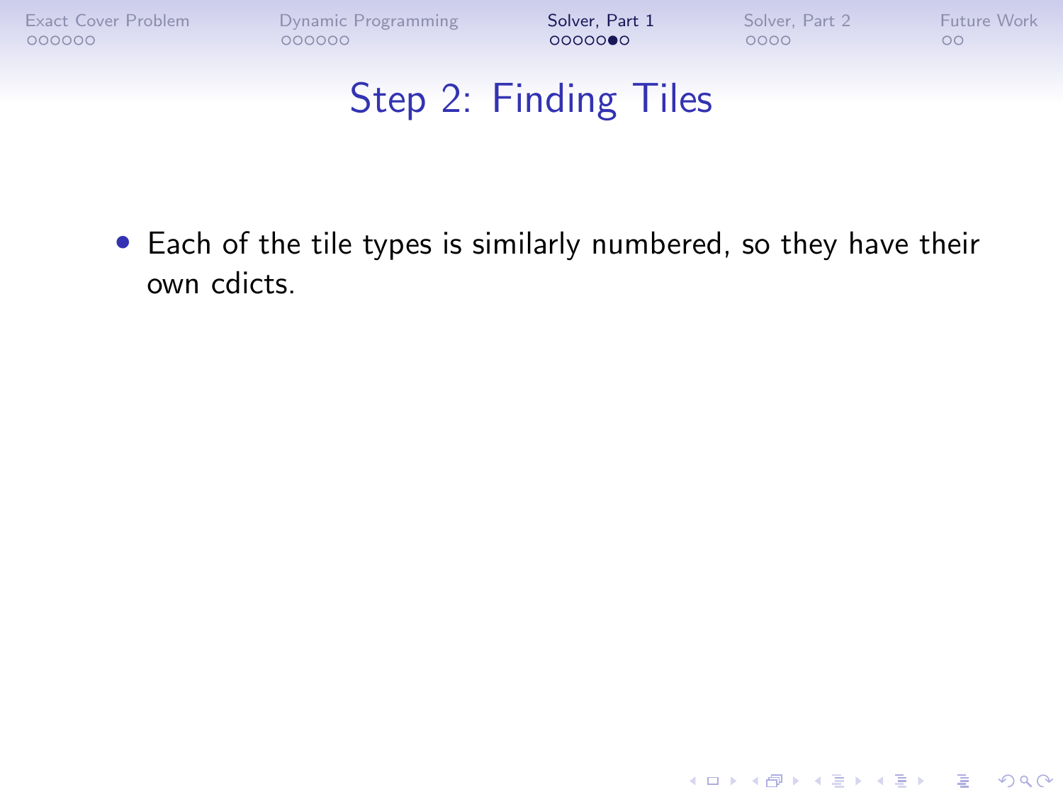# Step 2: Finding Tiles

- Each of the tile types is similarly numbered, so they have their own cdicts.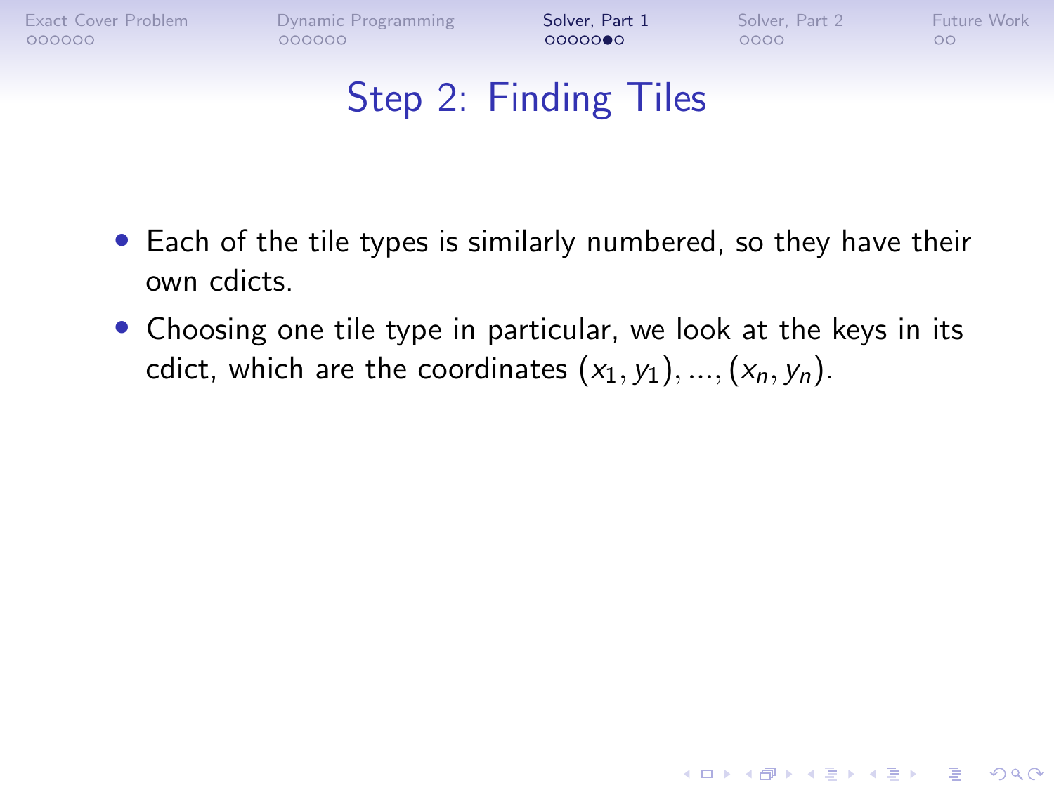# Step 2: Finding Tiles

- Each of the tile types is similarly numbered, so they have their own cdicts.
- Choosing one tile type in particular, we look at the keys in its cdict, which are the coordinates $(x_1, y_1), ..., (x_n, y_n)$.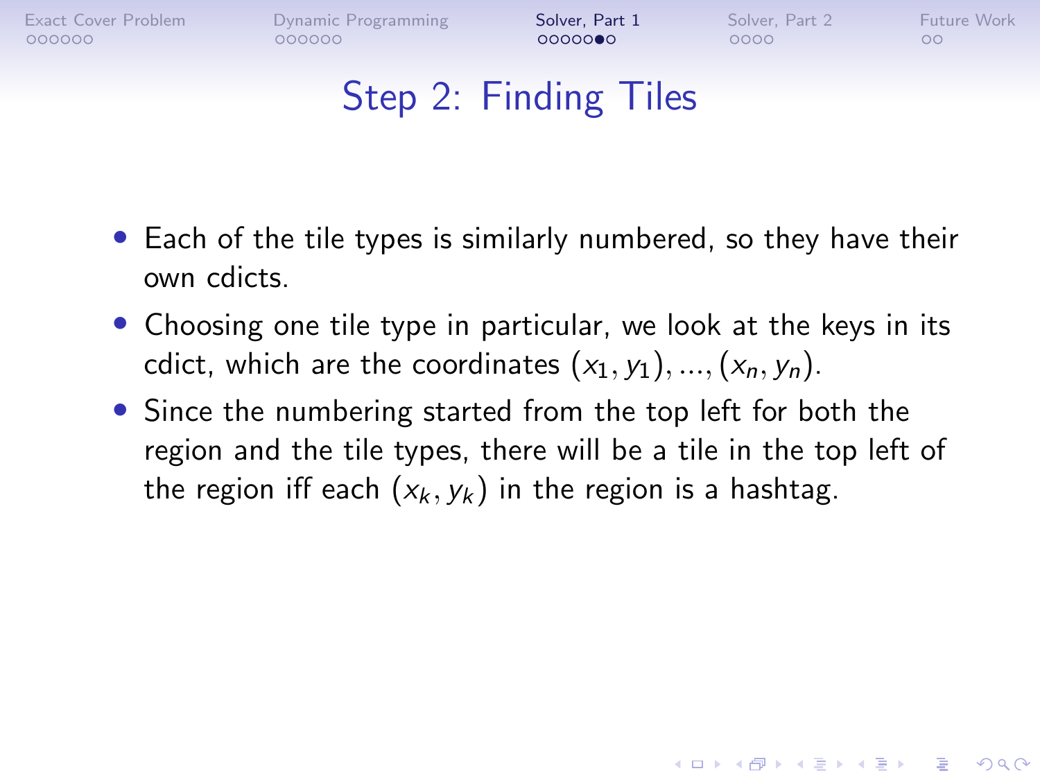# Step 2: Finding Tiles

- Each of the tile types is similarly numbered, so they have their own cdicts.
- Choosing one tile type in particular, we look at the keys in its cdict, which are the coordinates $(x_1, y_1), ..., (x_n, y_n)$.
- Since the numbering started from the top left for both the region and the tile types, there will be a tile in the top left of the region iff each $(x_k, y_k)$ in the region is a hashtag.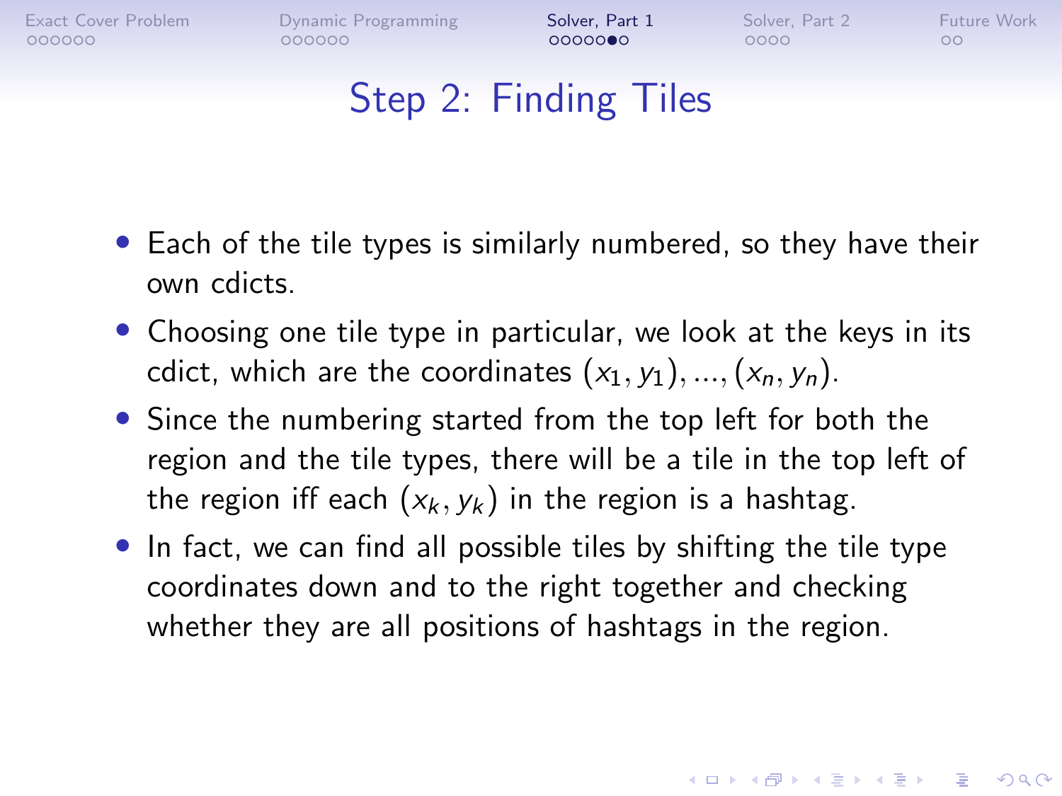# Step 2: Finding Tiles

- Each of the tile types is similarly numbered, so they have their own cdicts.
- Choosing one tile type in particular, we look at the keys in its cdict, which are the coordinates $(x_1, y_1), ..., (x_n, y_n)$.
- Since the numbering started from the top left for both the region and the tile types, there will be a tile in the top left of the region iff each $(x_k, y_k)$ in the region is a hashtag.
- In fact, we can find all possible tiles by shifting the tile type coordinates down and to the right together and checking whether they are all positions of hashtags in the region.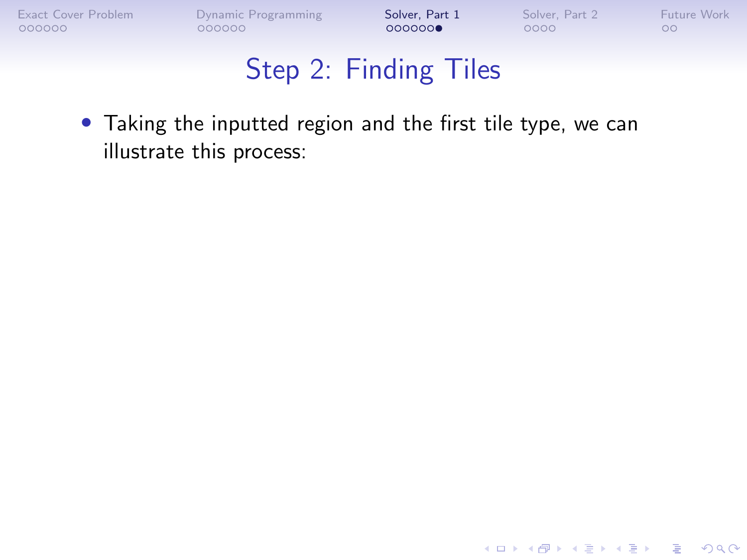# Step 2: Finding Tiles

- Taking the inputted region and the first tile type, we can illustrate this process: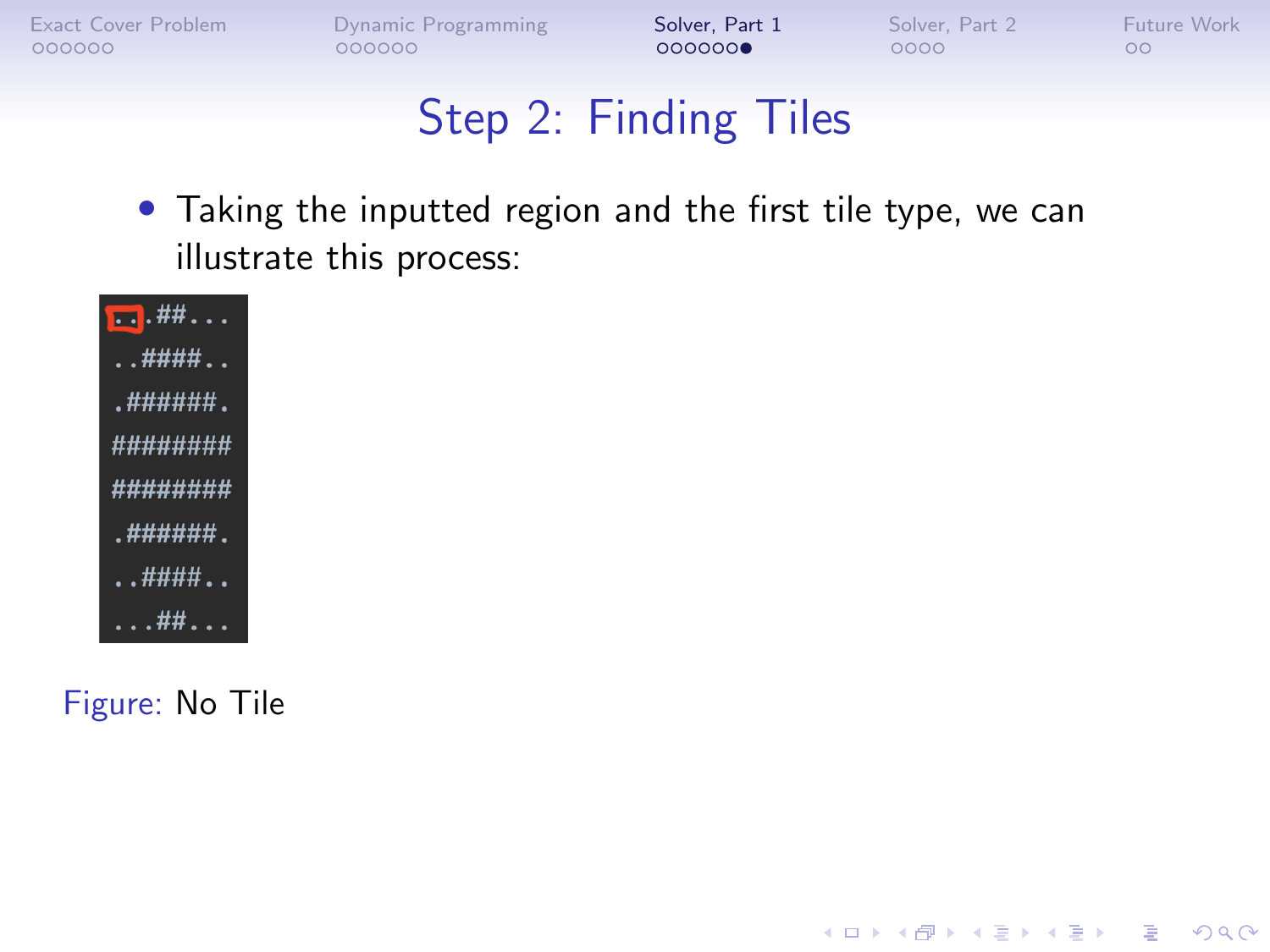# Step 2: Finding Tiles

- Taking the inputted region and the first tile type, we can illustrate this process:

```
...##...
..####..
.######.
########
########
.######.
..####..
...##...
```

Figure: No Tile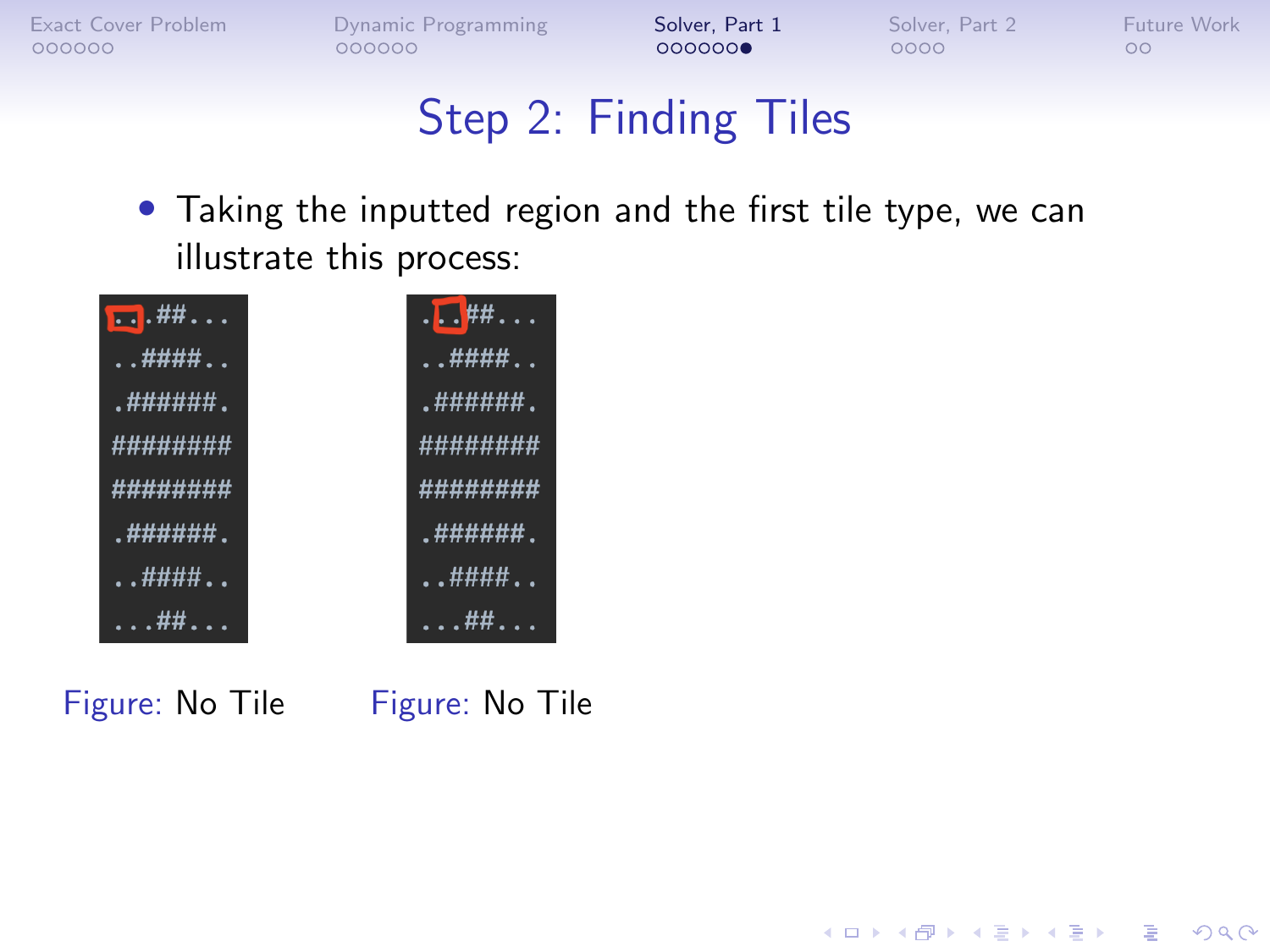# Step 2: Finding Tiles

- Taking the inputted region and the first tile type, we can illustrate this process:

```
...##...
..####..
.######.
########
########
.######.
..####..
...##...
```

Figure: No Tile

```
...##...
..####..
.######.
########
########
.######.
..####..
...##...
```

Figure: No Tile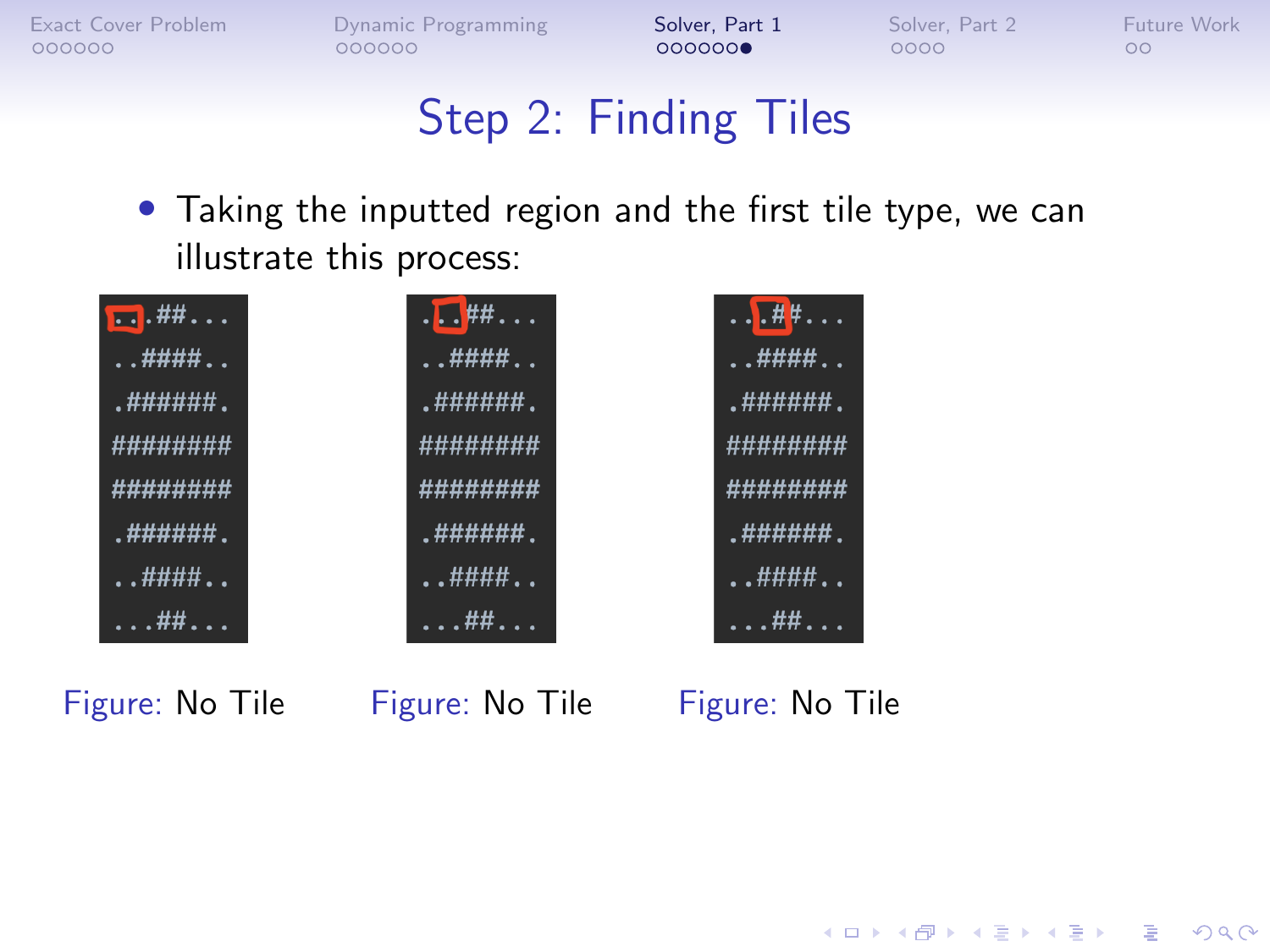## Step 2: Finding Tiles

- Taking the inputted region and the first tile type, we can illustrate this process:

```
...##...
..####..
.######.
########
########
.######.
..####..
...##...
```

Figure: No Tile

```
...##...
..####..
.######.
########
########
.######.
..####..
...##...
```

Figure: No Tile

```
...##...
..####..
.######.
########
########
.######.
..####..
...##...
```

Figure: No Tile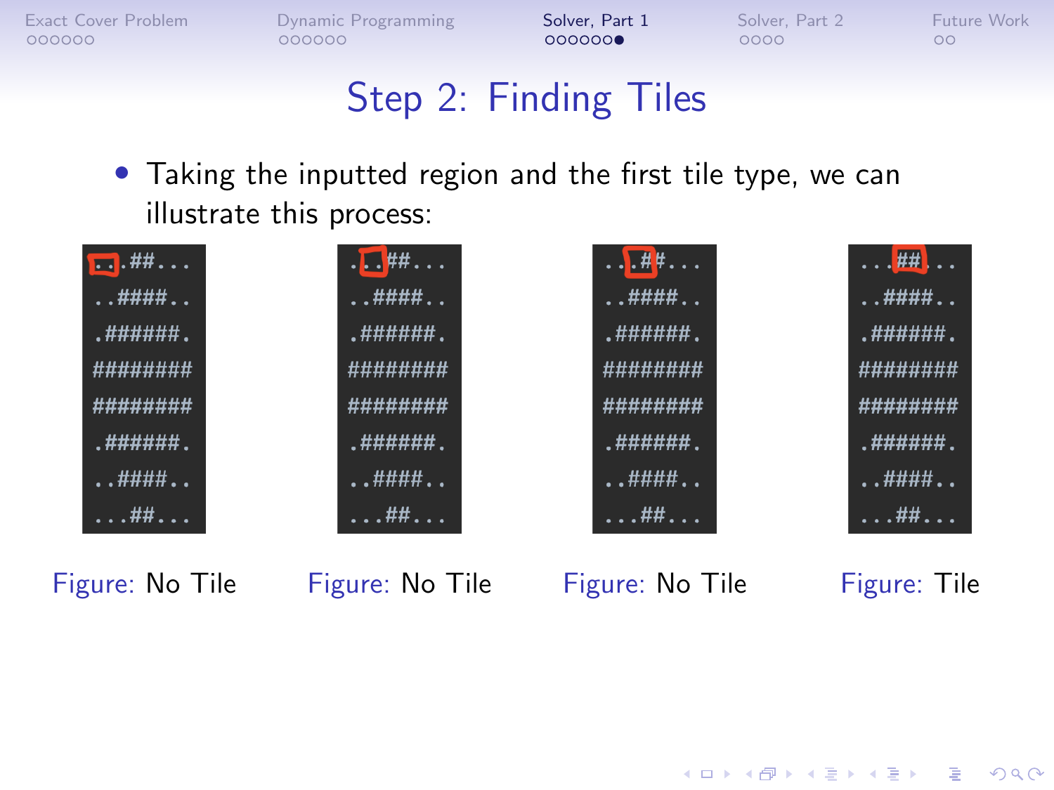# Step 2: Finding Tiles

- Taking the inputted region and the first tile type, we can illustrate this process:

```
..##...
..####..
.######.
########
########
.######.
..####..
...##...
```

Figure: No Tile

```
..##...
..####..
.######.
########
########
.######.
..####..
...##...
```

Figure: No Tile

```
..##...
..####..
.######.
########
########
.######.
..####..
...##...
```

Figure: No Tile

```
..##...
..####..
.######.
########
########
.######.
..####..
...##...
```

Figure: Tile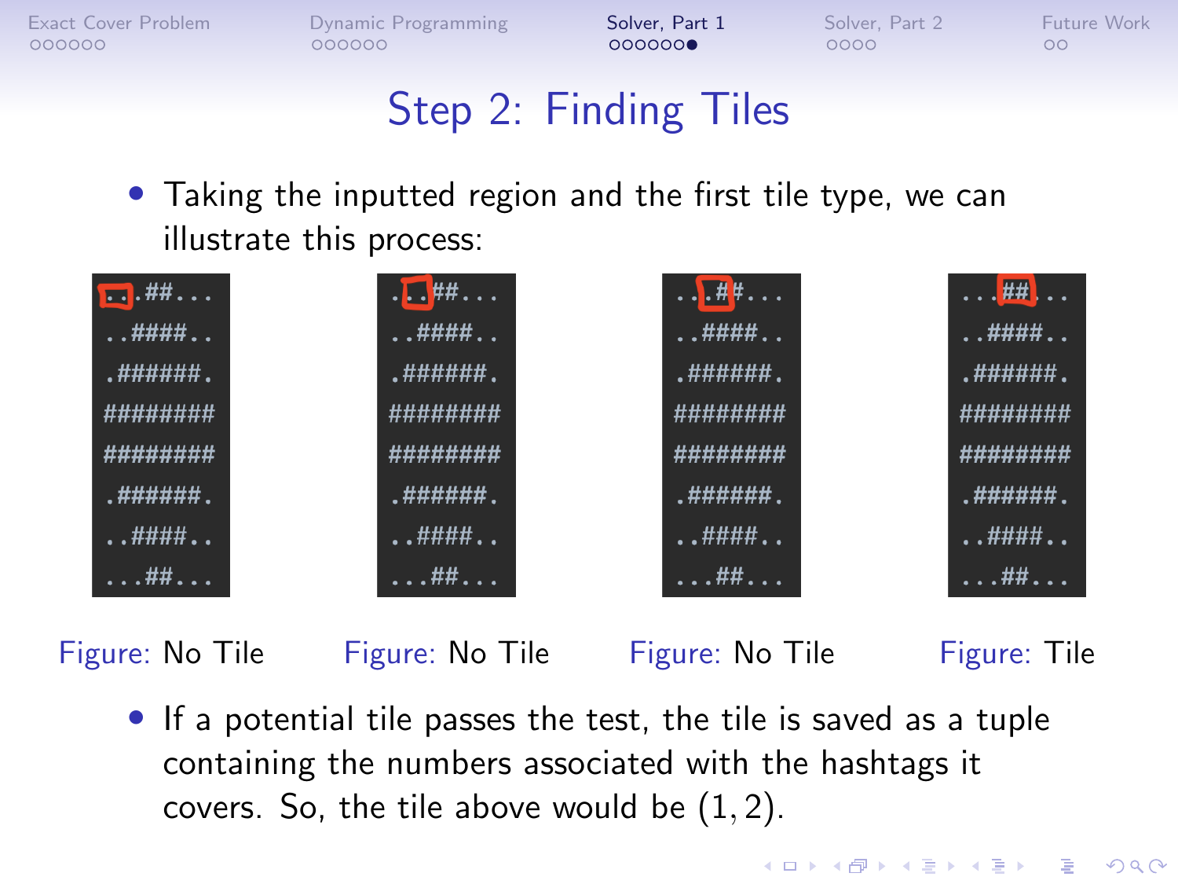# Step 2: Finding Tiles

- Taking the inputted region and the first tile type, we can illustrate this process:

```
...##...
..####..
.######.
########
########
.######.
..####..
...##...
```

Figure: No Tile

```
...##...
..####..
.######.
########
########
.######.
..####..
...##...
```

Figure: No Tile

```
...##...
..####..
.######.
########
########
.######.
..####..
...##...
```

Figure: No Tile

```
...##...
..####..
.######.
########
########
.######.
..####..
...##...
```

Figure: Tile

- If a potential tile passes the test, the tile is saved as a tuple containing the numbers associated with the hashtags it covers. So, the tile above would be $(1, 2)$.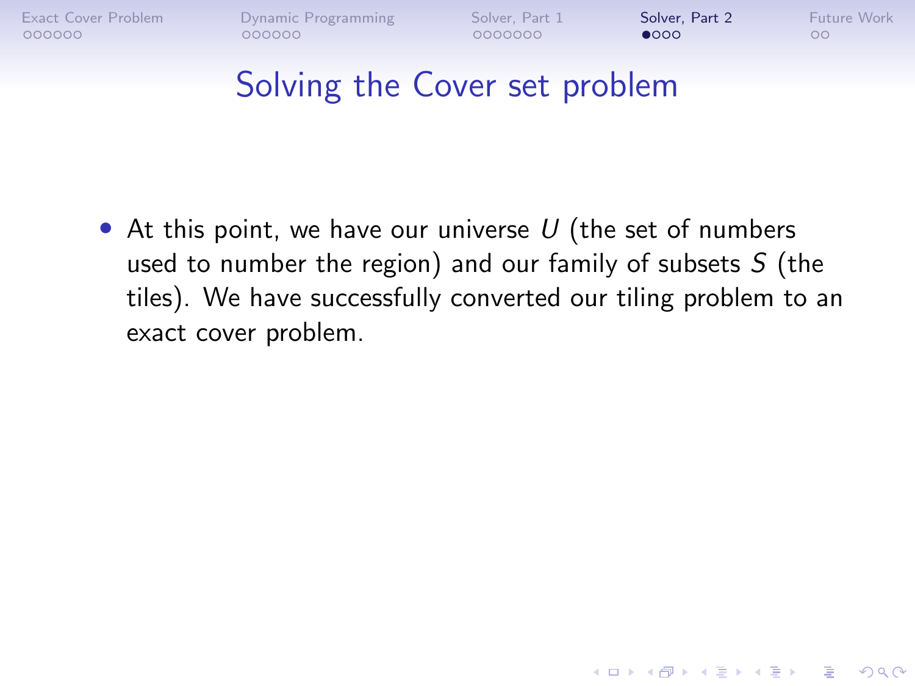# Solving the Cover set problem

- At this point, we have our universe $U$ (the set of numbers used to number the region) and our family of subsets $S$ (the tiles). We have successfully converted our tiling problem to an exact cover problem.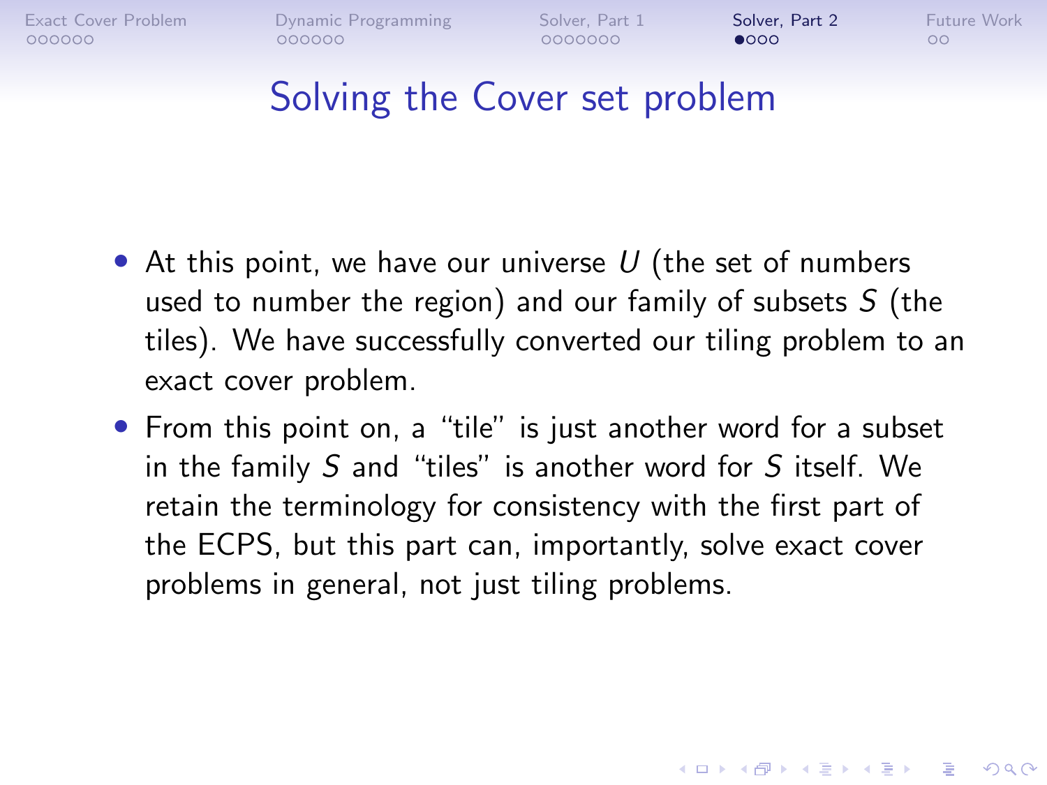# Solving the Cover set problem

- At this point, we have our universe $U$ (the set of numbers used to number the region) and our family of subsets $S$ (the tiles). We have successfully converted our tiling problem to an exact cover problem.
- From this point on, a "tile" is just another word for a subset in the family $S$ and "tiles" is another word for $S$ itself. We retain the terminology for consistency with the first part of the ECPS, but this part can, importantly, solve exact cover problems in general, not just tiling problems.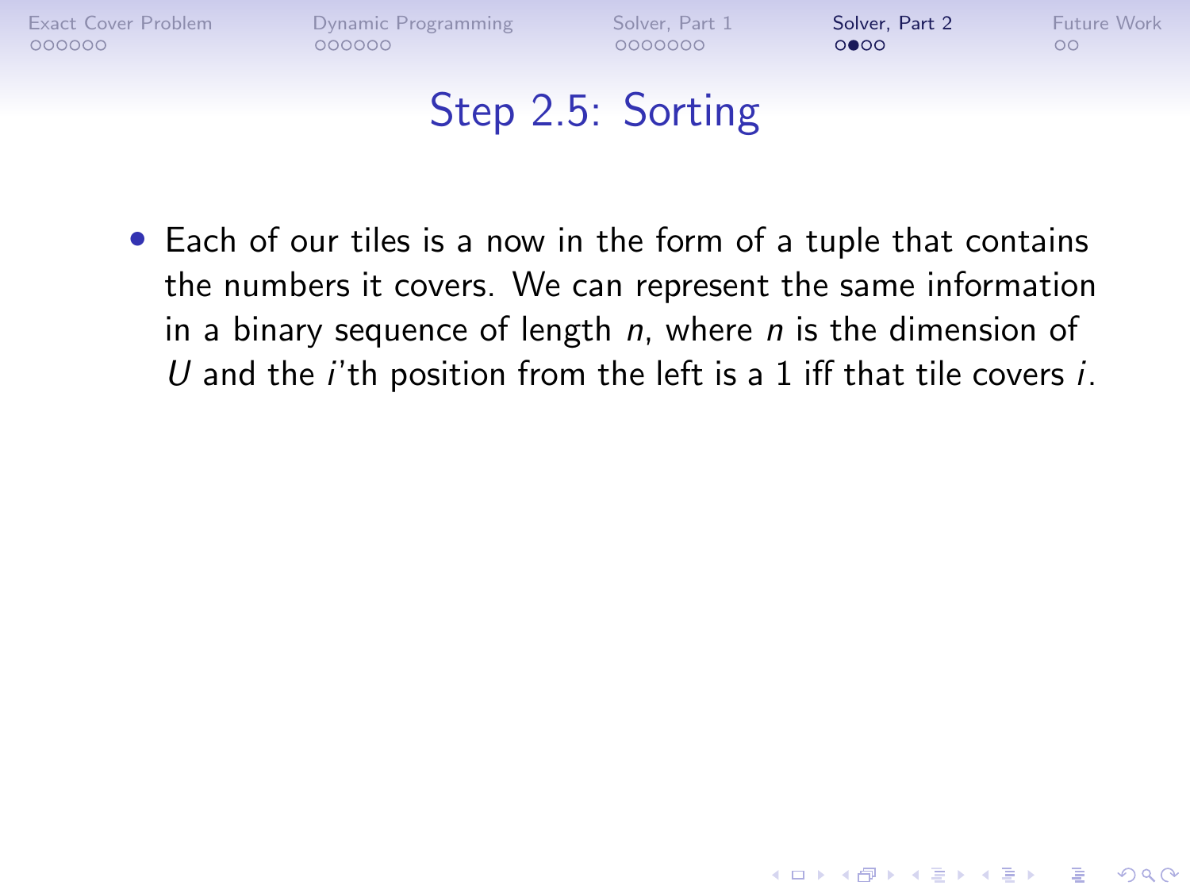# Step 2.5: Sorting

- Each of our tiles is a now in the form of a tuple that contains the numbers it covers. We can represent the same information in a binary sequence of length $n$, where $n$ is the dimension of $U$ and the $i$'th position from the left is a 1 iff that tile covers $i$.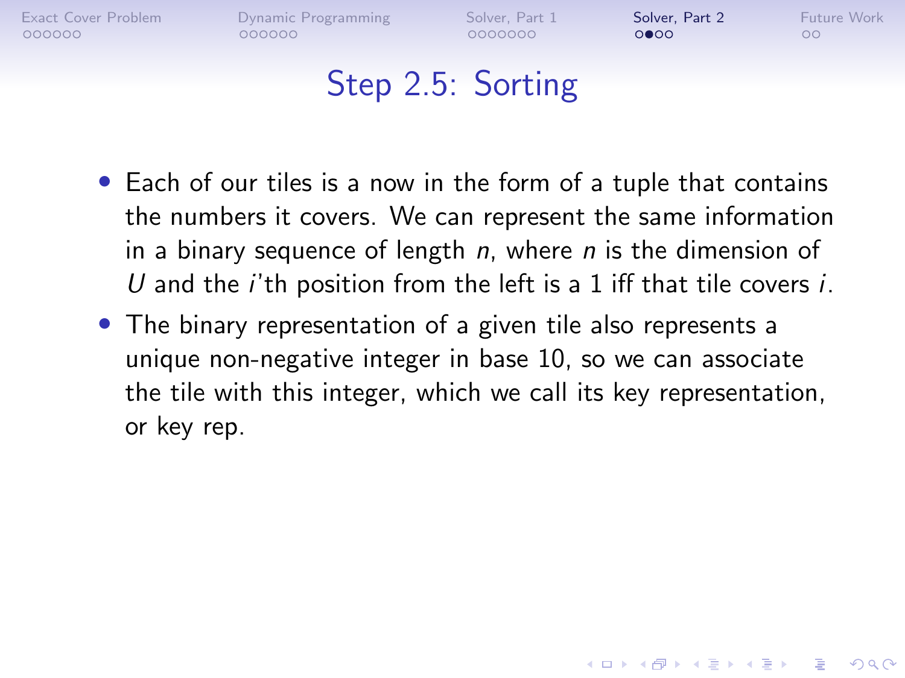# Step 2.5: Sorting

- Each of our tiles is a now in the form of a tuple that contains the numbers it covers. We can represent the same information in a binary sequence of length $n$, where $n$ is the dimension of $U$ and the $i$'th position from the left is a 1 iff that tile covers $i$.
- The binary representation of a given tile also represents a unique non-negative integer in base 10, so we can associate the tile with this integer, which we call its key representation, or key rep.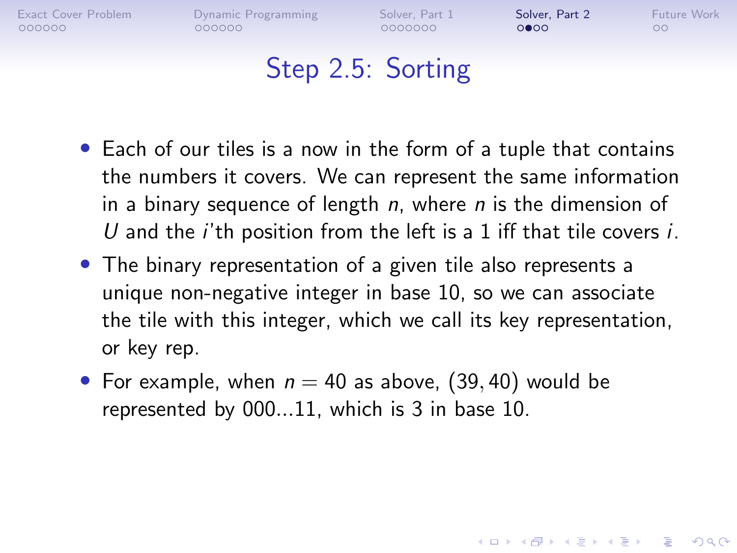# Step 2.5: Sorting

- Each of our tiles is a now in the form of a tuple that contains the numbers it covers. We can represent the same information in a binary sequence of length $n$, where $n$ is the dimension of $U$ and the $i$'th position from the left is a 1 iff that tile covers $i$.
- The binary representation of a given tile also represents a unique non-negative integer in base 10, so we can associate the tile with this integer, which we call its key representation, or key rep.
- For example, when $n = 40$ as above, $(39, 40)$ would be represented by 000...11, which is 3 in base 10.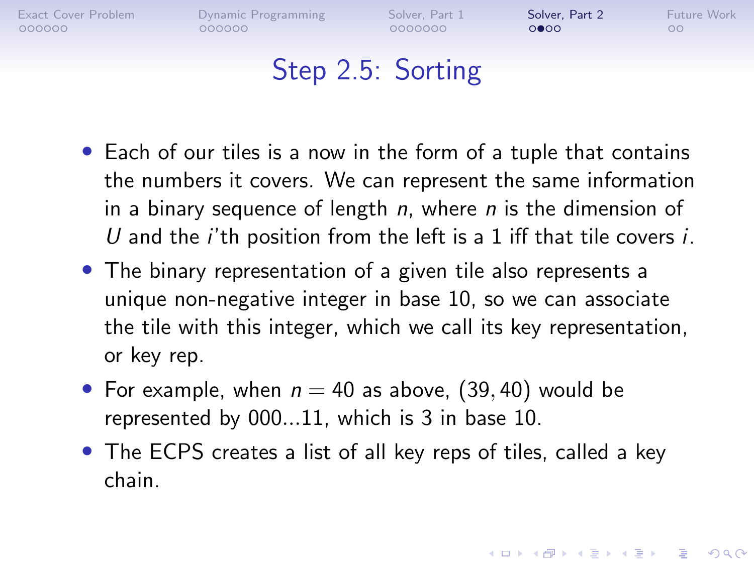# Step 2.5: Sorting

- Each of our tiles is a now in the form of a tuple that contains the numbers it covers. We can represent the same information in a binary sequence of length $n$, where $n$ is the dimension of $U$ and the $i$'th position from the left is a 1 iff that tile covers $i$.
- The binary representation of a given tile also represents a unique non-negative integer in base 10, so we can associate the tile with this integer, which we call its key representation, or key rep.
- For example, when $n = 40$ as above, $(39, 40)$ would be represented by 000...11, which is 3 in base 10.
- The ECPS creates a list of all key reps of tiles, called a key chain.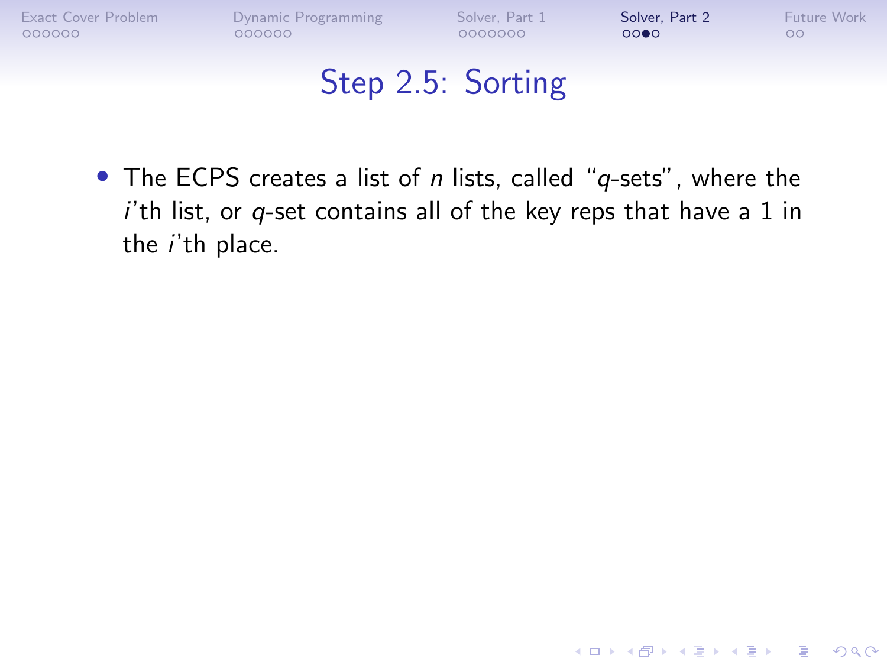# Step 2.5: Sorting

- The ECPS creates a list of $n$ lists, called "$q$-sets", where the $i$'th list, or $q$-set contains all of the key reps that have a 1 in the $i$'th place.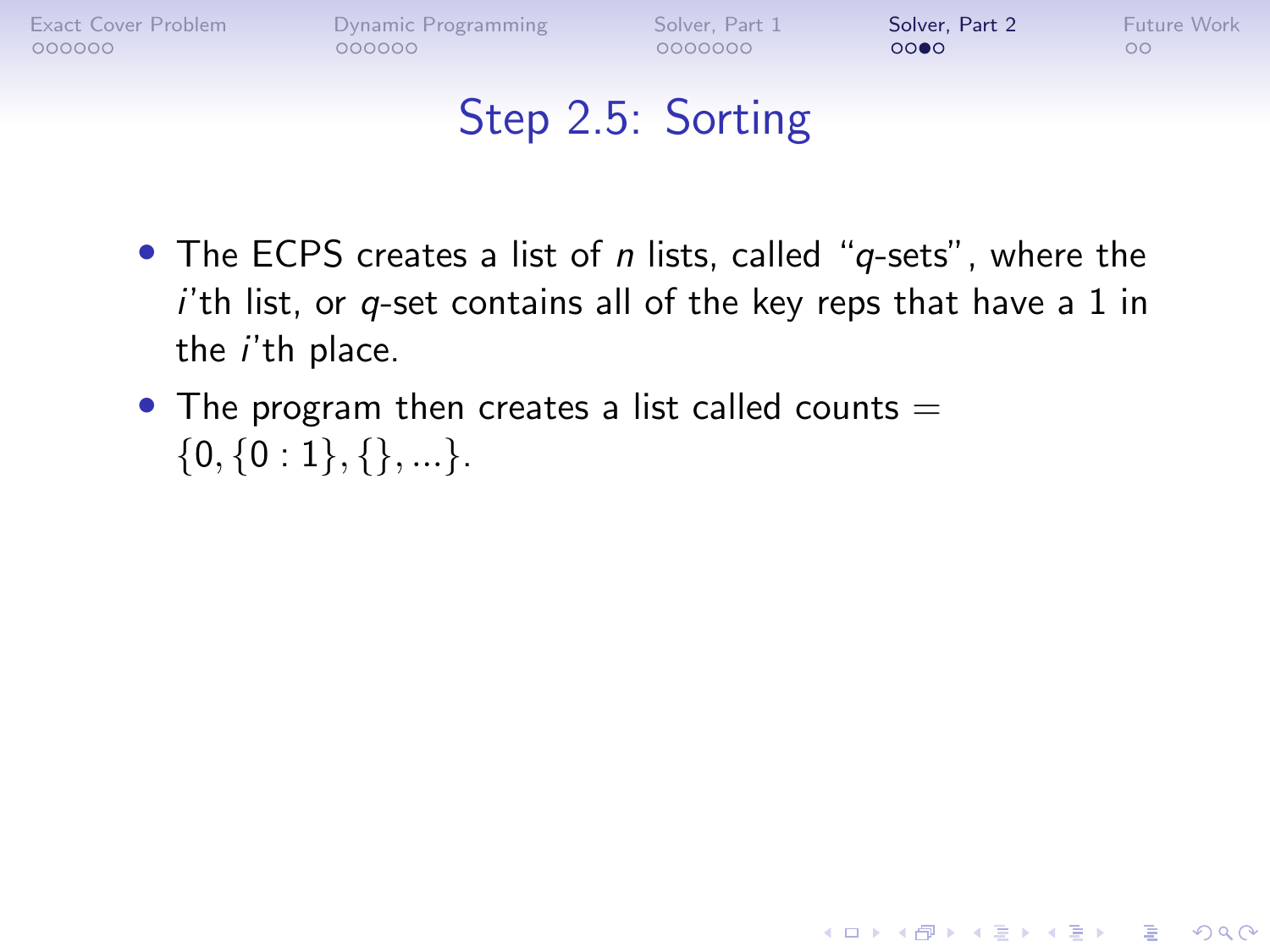# Step 2.5: Sorting

- The ECPS creates a list of $n$ lists, called "$q$-sets", where the $i$'th list, or $q$-set contains all of the key reps that have a 1 in the $i$'th place.
- The program then creates a list called counts $= \{0, \{0:1\}, \{\}, ...\}$.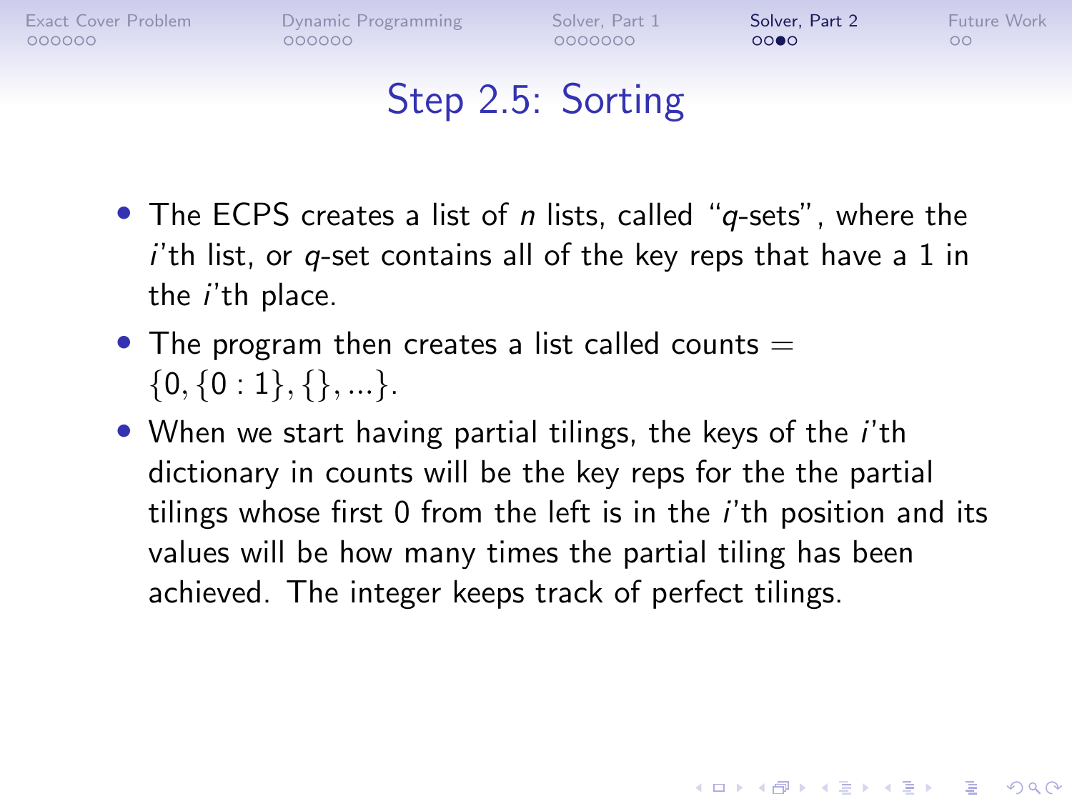# Step 2.5: Sorting

- The ECPS creates a list of $n$ lists, called "$q$-sets", where the $i$'th list, or $q$-set contains all of the key reps that have a 1 in the $i$'th place.
- The program then creates a list called counts = $\{0, \{0 : 1\}, \{\}, ...\}$.
- When we start having partial tilings, the keys of the $i$'th dictionary in counts will be the key reps for the the partial tilings whose first 0 from the left is in the $i$'th position and its values will be how many times the partial tiling has been achieved. The integer keeps track of perfect tilings.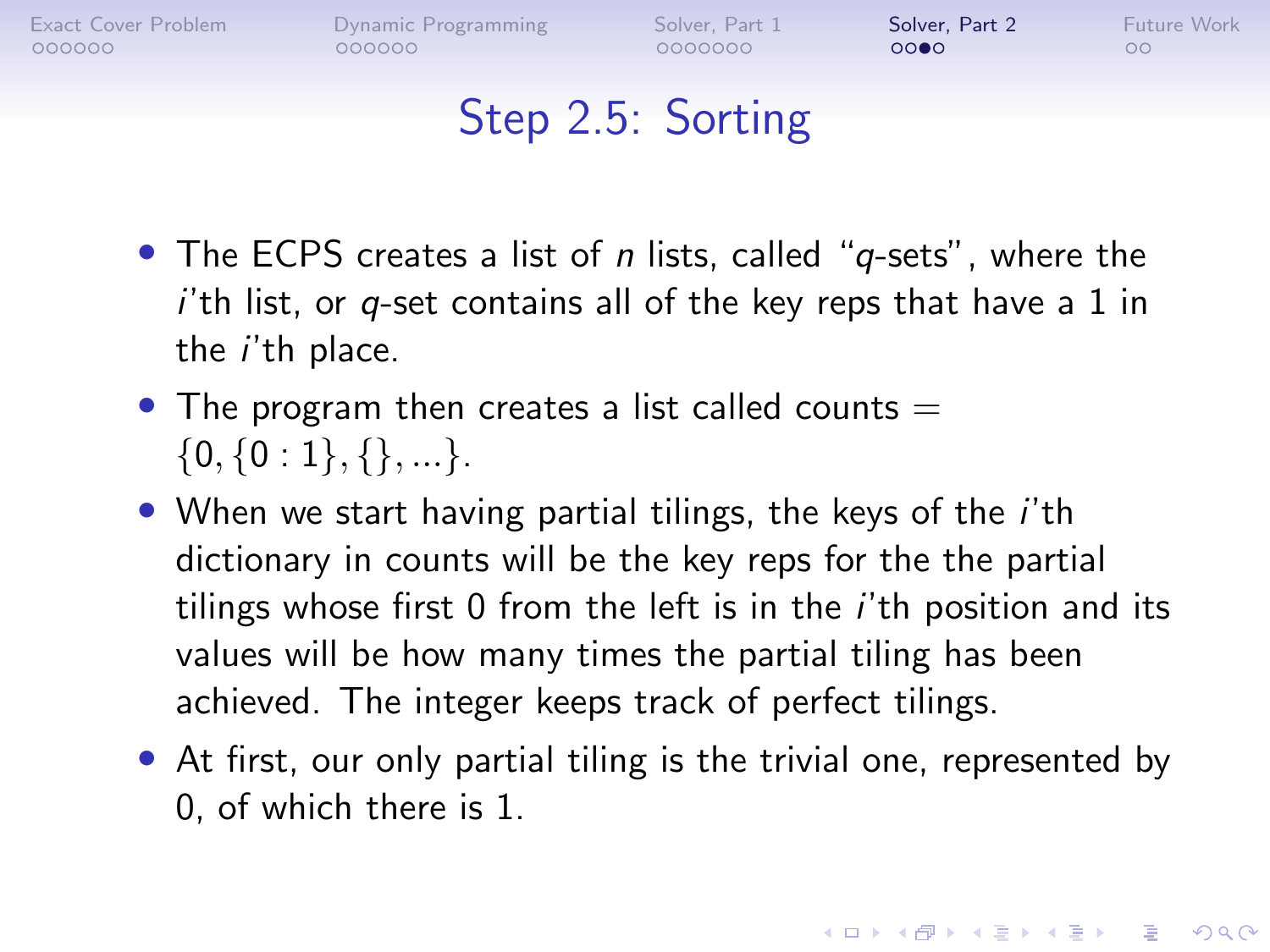# Step 2.5: Sorting

- The ECPS creates a list of $n$ lists, called "$q$-sets", where the $i$'th list, or $q$-set contains all of the key reps that have a 1 in the $i$'th place.
- The program then creates a list called counts $= \{0, \{0:1\}, \{\}, ...\}$.
- When we start having partial tilings, the keys of the $i$'th dictionary in counts will be the key reps for the the partial tilings whose first 0 from the left is in the $i$'th position and its values will be how many times the partial tiling has been achieved. The integer keeps track of perfect tilings.
- At first, our only partial tiling is the trivial one, represented by 0, of which there is 1.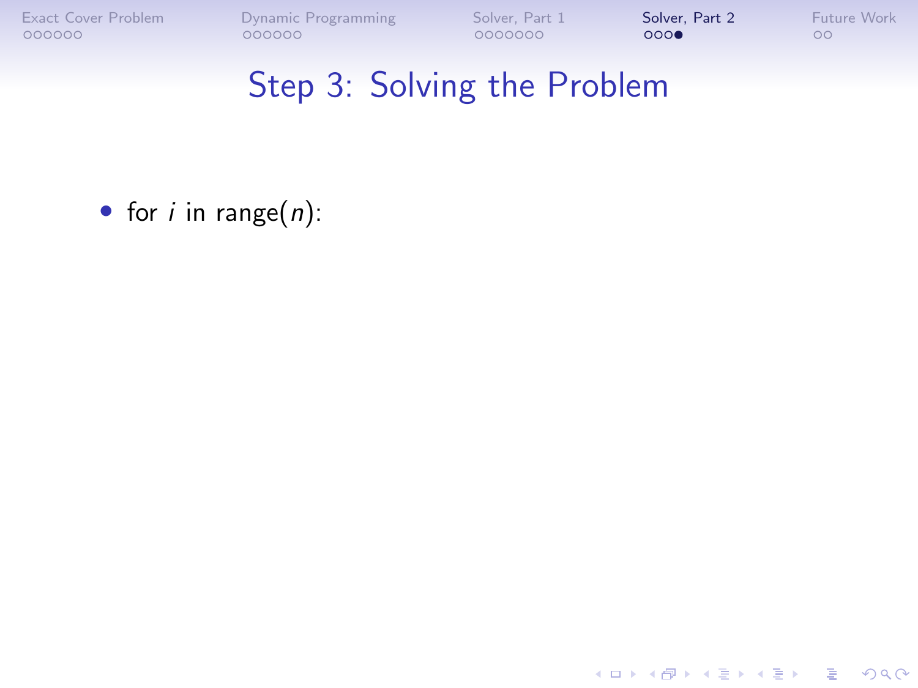# Step 3: Solving the Problem

- for $i$ in range($n$):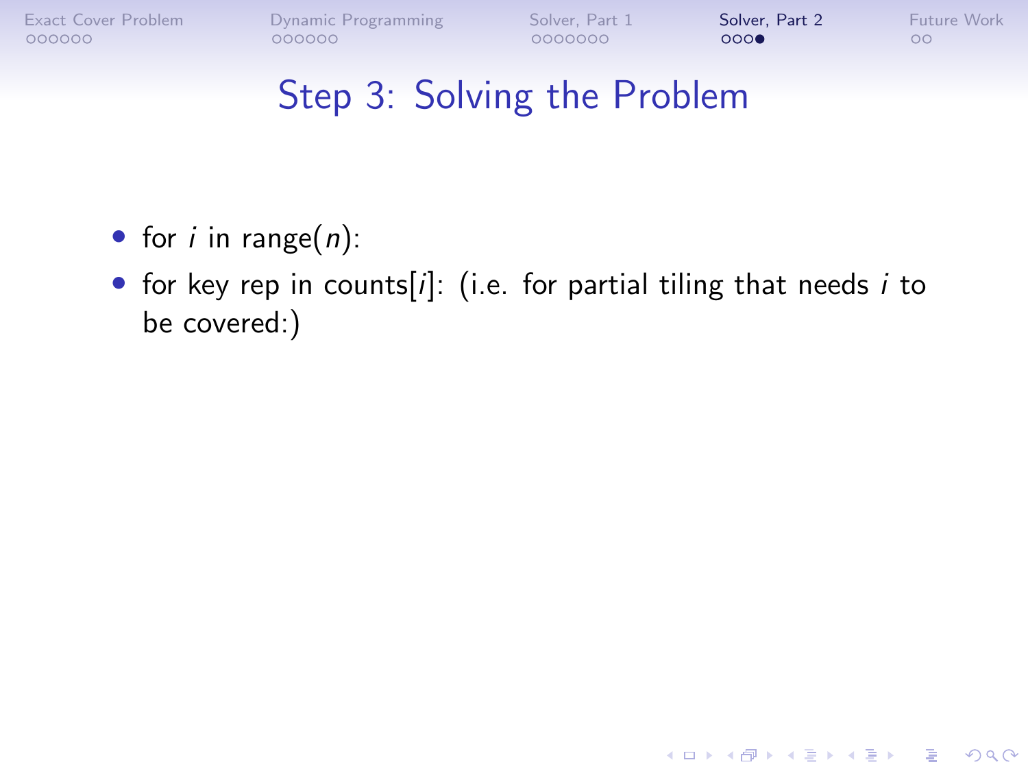# Step 3: Solving the Problem

- for $i$ in range($n$):
- for key rep in counts[$i$]: (i.e. for partial tiling that needs $i$ to be covered:)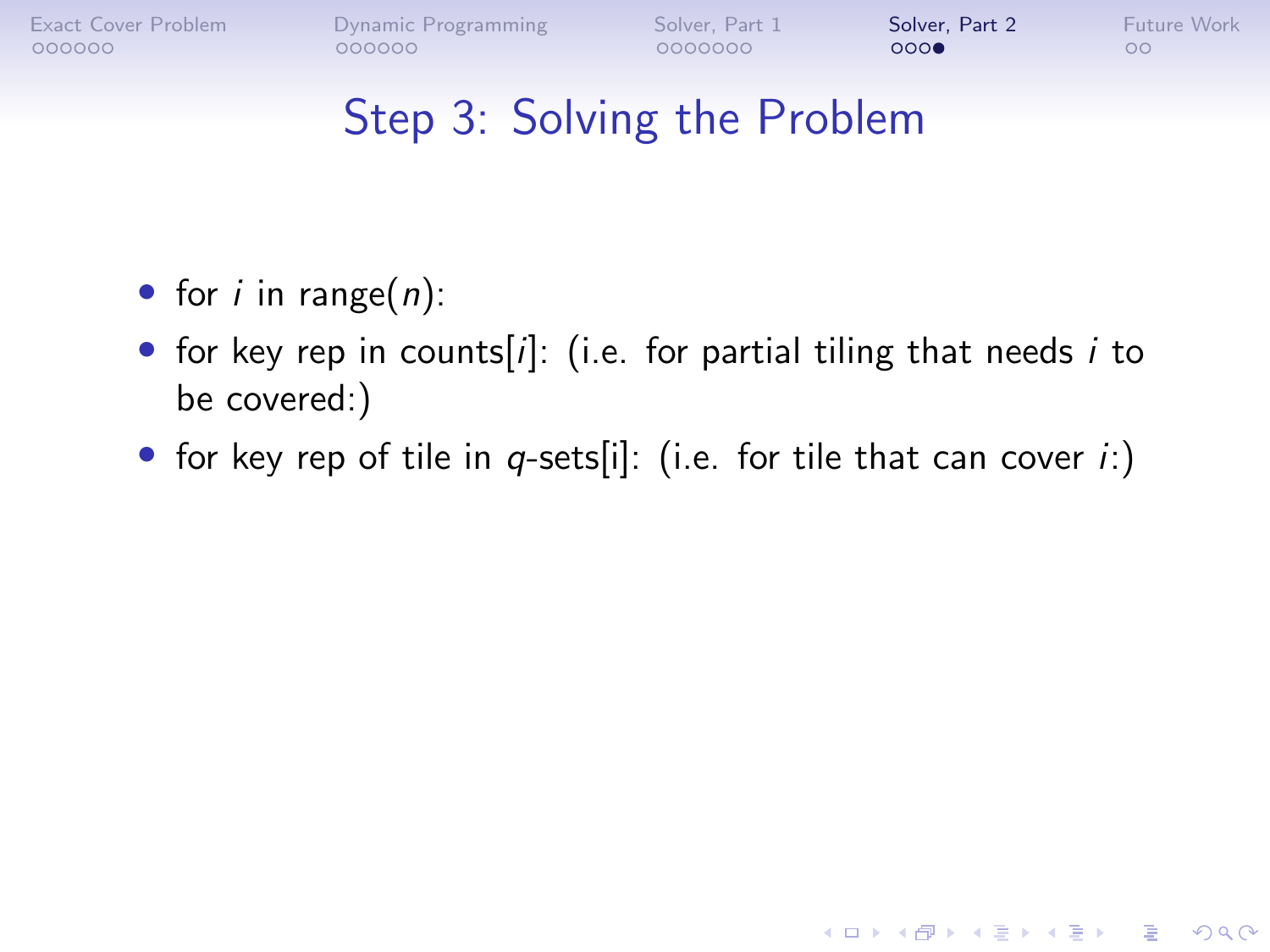# Step 3: Solving the Problem

- for $i$ in range($n$):
- for key rep in counts[$i$]: (i.e. for partial tiling that needs $i$ to be covered:)
- for key rep of tile in $q$-sets[i]: (i.e. for tile that can cover $i$:)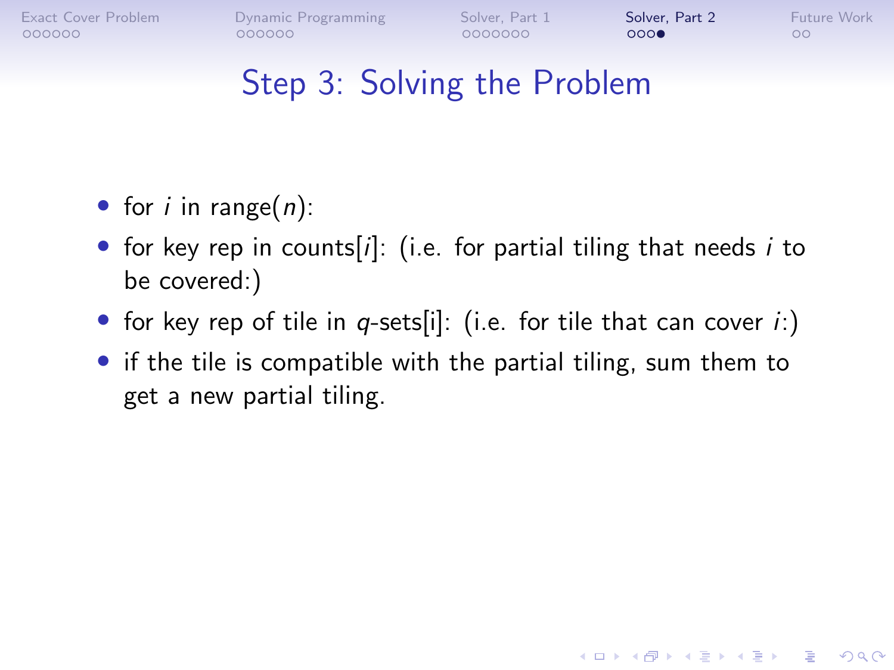# Step 3: Solving the Problem

- for $i$ in range($n$):
- for key rep in counts[$i$]: (i.e. for partial tiling that needs $i$ to be covered:)
- for key rep of tile in $q$-sets[i]: (i.e. for tile that can cover $i$:)
- if the tile is compatible with the partial tiling, sum them to get a new partial tiling.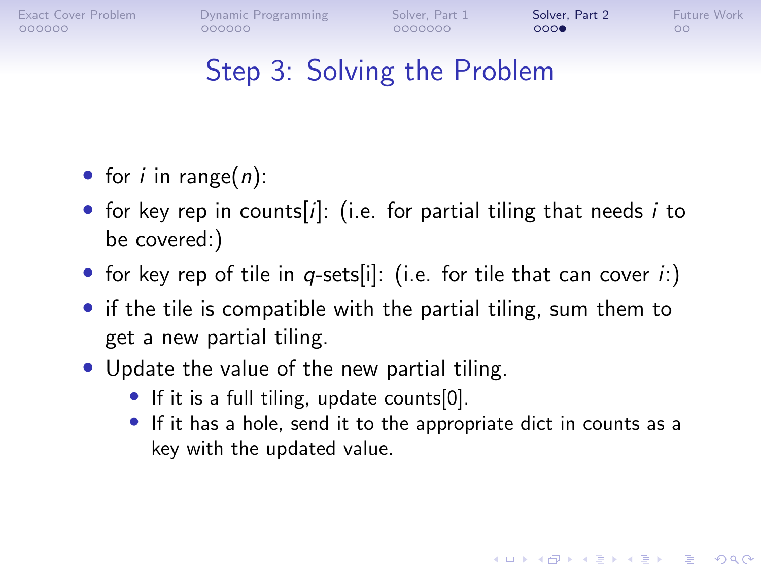# Step 3: Solving the Problem

- for $i$ in range($n$):
- for key rep in counts[$i$]: (i.e. for partial tiling that needs $i$ to be covered:)
- for key rep of tile in $q$-sets[i]: (i.e. for tile that can cover $i$:)
- if the tile is compatible with the partial tiling, sum them to get a new partial tiling.
- Update the value of the new partial tiling.
  - If it is a full tiling, update counts[0].
  - If it has a hole, send it to the appropriate dict in counts as a key with the updated value.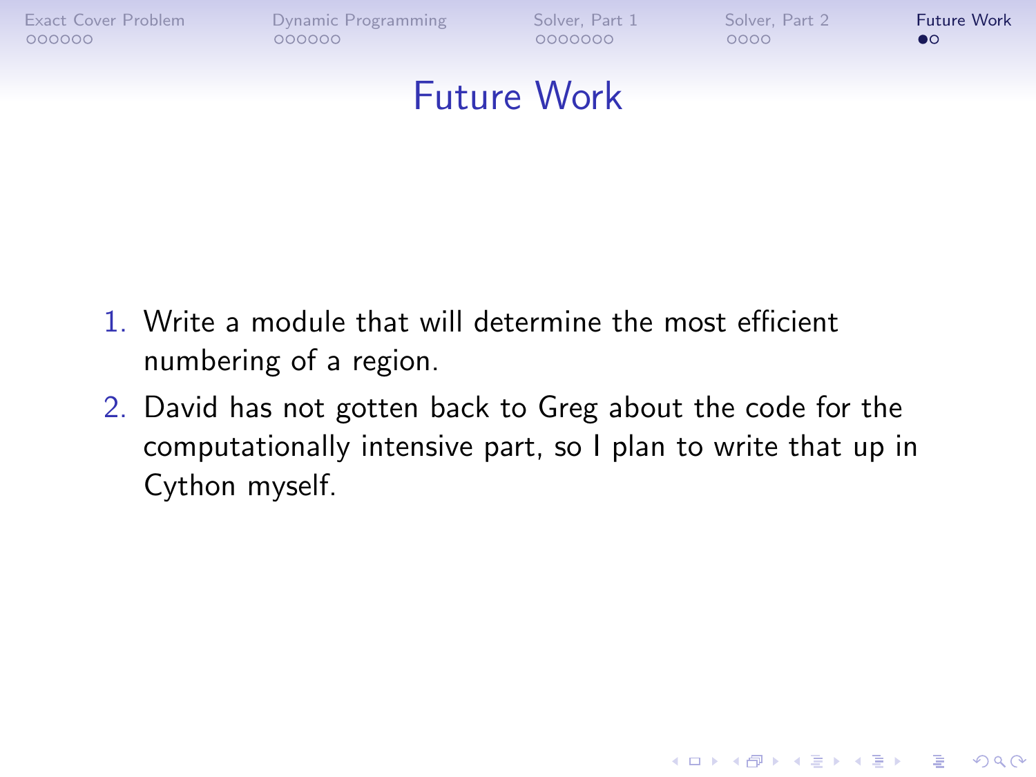# Future Work

1. Write a module that will determine the most efficient numbering of a region.
2. David has not gotten back to Greg about the code for the computationally intensive part, so I plan to write that up in Cython myself.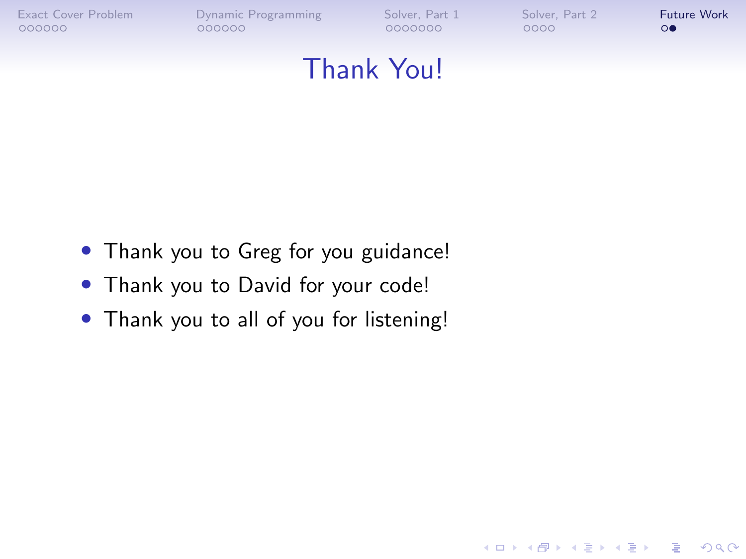# Thank You!

- Thank you to Greg for you guidance!
- Thank you to David for your code!
- Thank you to all of you for listening!